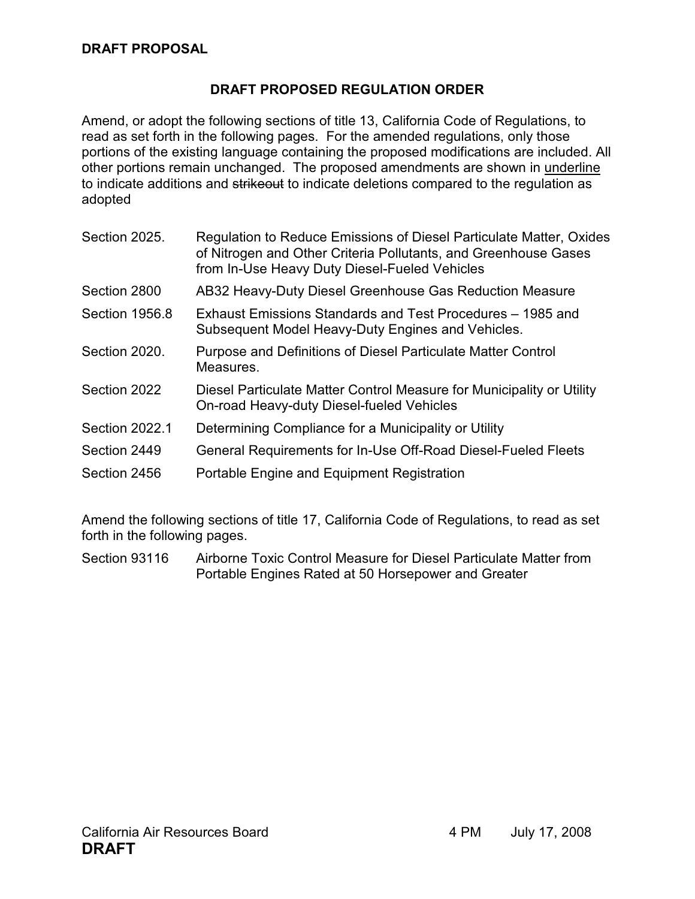**DRAFT PROPOSAL**

## DRAFT PROPOSED REGULATION ORDER

Amend, or adopt the following sections of title 13, California Code of Regulations, to read as set forth in the following pages. For the amended regulations, only those portions of the existing language containing the proposed modifications are included. All other portions remain unchanged. The proposed amendments are shown in <u>underline</u> to indicate additions and ~~strikeout~~ to indicate deletions compared to the regulation as adopted

| | |
|---|---|
| Section 2025. | Regulation to Reduce Emissions of Diesel Particulate Matter, Oxides of Nitrogen and Other Criteria Pollutants, and Greenhouse Gases from In-Use Heavy Duty Diesel-Fueled Vehicles |
| Section 2800 | AB32 Heavy-Duty Diesel Greenhouse Gas Reduction Measure |
| Section 1956.8 | Exhaust Emissions Standards and Test Procedures – 1985 and Subsequent Model Heavy-Duty Engines and Vehicles. |
| Section 2020. | Purpose and Definitions of Diesel Particulate Matter Control Measures. |
| Section 2022 | Diesel Particulate Matter Control Measure for Municipality or Utility On-road Heavy-duty Diesel-fueled Vehicles |
| Section 2022.1 | Determining Compliance for a Municipality or Utility |
| Section 2449 | General Requirements for In-Use Off-Road Diesel-Fueled Fleets |
| Section 2456 | Portable Engine and Equipment Registration |

Amend the following sections of title 17, California Code of Regulations, to read as set forth in the following pages.

| | |
|---|---|
| Section 93116 | Airborne Toxic Control Measure for Diesel Particulate Matter from Portable Engines Rated at 50 Horsepower and Greater |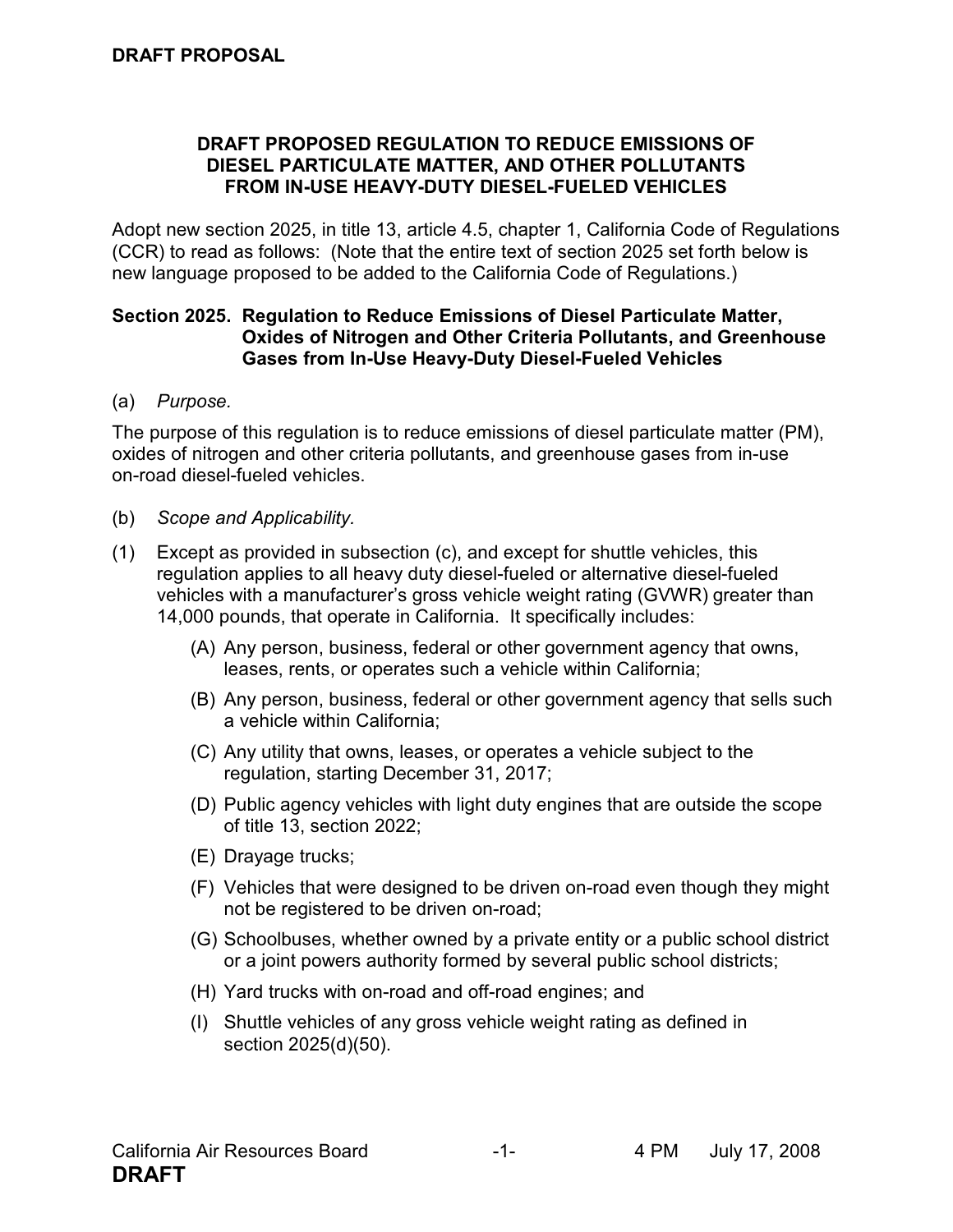**DRAFT PROPOSAL**

## DRAFT PROPOSED REGULATION TO REDUCE EMISSIONS OF DIESEL PARTICULATE MATTER, AND OTHER POLLUTANTS FROM IN-USE HEAVY-DUTY DIESEL-FUELED VEHICLES

Adopt new section 2025, in title 13, article 4.5, chapter 1, California Code of Regulations (CCR) to read as follows: (Note that the entire text of section 2025 set forth below is new language proposed to be added to the California Code of Regulations.)

### Section 2025. Regulation to Reduce Emissions of Diesel Particulate Matter, Oxides of Nitrogen and Other Criteria Pollutants, and Greenhouse Gases from In-Use Heavy-Duty Diesel-Fueled Vehicles

(a) *Purpose.*

The purpose of this regulation is to reduce emissions of diesel particulate matter (PM), oxides of nitrogen and other criteria pollutants, and greenhouse gases from in-use on-road diesel-fueled vehicles.

(b) *Scope and Applicability.*

(1) Except as provided in subsection (c), and except for shuttle vehicles, this regulation applies to all heavy duty diesel-fueled or alternative diesel-fueled vehicles with a manufacturer's gross vehicle weight rating (GVWR) greater than 14,000 pounds, that operate in California. It specifically includes:

   (A) Any person, business, federal or other government agency that owns, leases, rents, or operates such a vehicle within California;

   (B) Any person, business, federal or other government agency that sells such a vehicle within California;

   (C) Any utility that owns, leases, or operates a vehicle subject to the regulation, starting December 31, 2017;

   (D) Public agency vehicles with light duty engines that are outside the scope of title 13, section 2022;

   (E) Drayage trucks;

   (F) Vehicles that were designed to be driven on-road even though they might not be registered to be driven on-road;

   (G) Schoolbuses, whether owned by a private entity or a public school district or a joint powers authority formed by several public school districts;

   (H) Yard trucks with on-road and off-road engines; and

   (I) Shuttle vehicles of any gross vehicle weight rating as defined in section 2025(d)(50).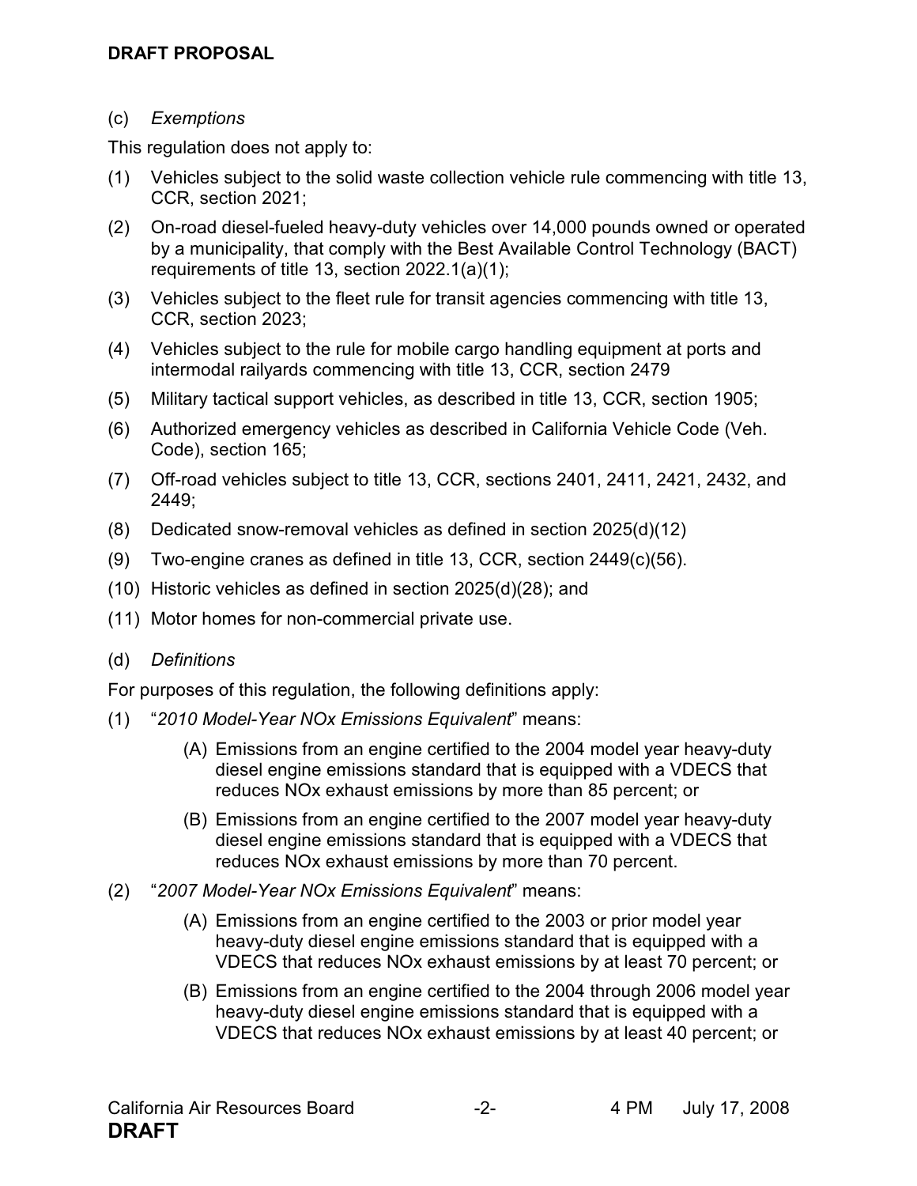(c) *Exemptions*

This regulation does not apply to:

(1) Vehicles subject to the solid waste collection vehicle rule commencing with title 13, CCR, section 2021;

(2) On-road diesel-fueled heavy-duty vehicles over 14,000 pounds owned or operated by a municipality, that comply with the Best Available Control Technology (BACT) requirements of title 13, section 2022.1(a)(1);

(3) Vehicles subject to the fleet rule for transit agencies commencing with title 13, CCR, section 2023;

(4) Vehicles subject to the rule for mobile cargo handling equipment at ports and intermodal railyards commencing with title 13, CCR, section 2479

(5) Military tactical support vehicles, as described in title 13, CCR, section 1905;

(6) Authorized emergency vehicles as described in California Vehicle Code (Veh. Code), section 165;

(7) Off-road vehicles subject to title 13, CCR, sections 2401, 2411, 2421, 2432, and 2449;

(8) Dedicated snow-removal vehicles as defined in section 2025(d)(12)

(9) Two-engine cranes as defined in title 13, CCR, section 2449(c)(56).

(10) Historic vehicles as defined in section 2025(d)(28); and

(11) Motor homes for non-commercial private use.

(d) *Definitions*

For purposes of this regulation, the following definitions apply:

(1) "*2010 Model-Year NOx Emissions Equivalent*" means:

  (A) Emissions from an engine certified to the 2004 model year heavy-duty diesel engine emissions standard that is equipped with a VDECS that reduces NOx exhaust emissions by more than 85 percent; or

  (B) Emissions from an engine certified to the 2007 model year heavy-duty diesel engine emissions standard that is equipped with a VDECS that reduces NOx exhaust emissions by more than 70 percent.

(2) "*2007 Model-Year NOx Emissions Equivalent*" means:

  (A) Emissions from an engine certified to the 2003 or prior model year heavy-duty diesel engine emissions standard that is equipped with a VDECS that reduces NOx exhaust emissions by at least 70 percent; or

  (B) Emissions from an engine certified to the 2004 through 2006 model year heavy-duty diesel engine emissions standard that is equipped with a VDECS that reduces NOx exhaust emissions by at least 40 percent; or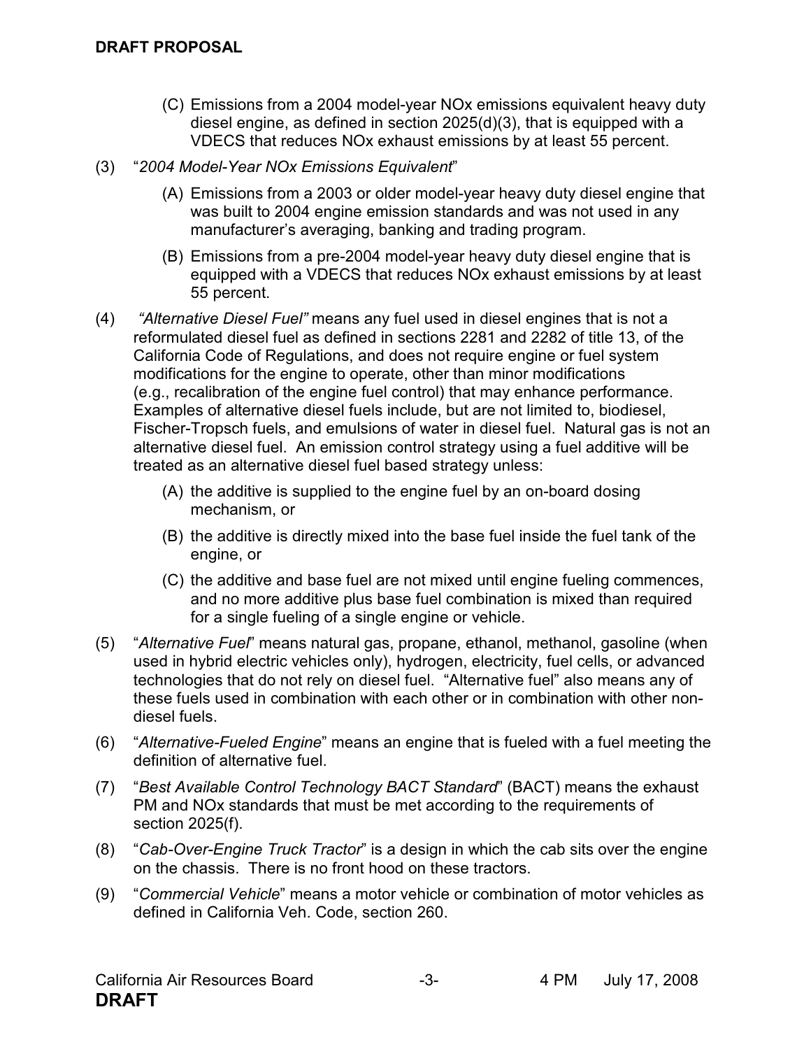(C) Emissions from a 2004 model-year NOx emissions equivalent heavy duty diesel engine, as defined in section 2025(d)(3), that is equipped with a VDECS that reduces NOx exhaust emissions by at least 55 percent.

(3) "*2004 Model-Year NOx Emissions Equivalent*"

(A) Emissions from a 2003 or older model-year heavy duty diesel engine that was built to 2004 engine emission standards and was not used in any manufacturer's averaging, banking and trading program.

(B) Emissions from a pre-2004 model-year heavy duty diesel engine that is equipped with a VDECS that reduces NOx exhaust emissions by at least 55 percent.

(4) *"Alternative Diesel Fuel"* means any fuel used in diesel engines that is not a reformulated diesel fuel as defined in sections 2281 and 2282 of title 13, of the California Code of Regulations, and does not require engine or fuel system modifications for the engine to operate, other than minor modifications (e.g., recalibration of the engine fuel control) that may enhance performance. Examples of alternative diesel fuels include, but are not limited to, biodiesel, Fischer-Tropsch fuels, and emulsions of water in diesel fuel. Natural gas is not an alternative diesel fuel. An emission control strategy using a fuel additive will be treated as an alternative diesel fuel based strategy unless:

(A) the additive is supplied to the engine fuel by an on-board dosing mechanism, or

(B) the additive is directly mixed into the base fuel inside the fuel tank of the engine, or

(C) the additive and base fuel are not mixed until engine fueling commences, and no more additive plus base fuel combination is mixed than required for a single fueling of a single engine or vehicle.

(5) "*Alternative Fuel*" means natural gas, propane, ethanol, methanol, gasoline (when used in hybrid electric vehicles only), hydrogen, electricity, fuel cells, or advanced technologies that do not rely on diesel fuel. "Alternative fuel" also means any of these fuels used in combination with each other or in combination with other non-diesel fuels.

(6) "*Alternative-Fueled Engine*" means an engine that is fueled with a fuel meeting the definition of alternative fuel.

(7) "*Best Available Control Technology BACT Standard*" (BACT) means the exhaust PM and NOx standards that must be met according to the requirements of section 2025(f).

(8) "*Cab-Over-Engine Truck Tractor*" is a design in which the cab sits over the engine on the chassis. There is no front hood on these tractors.

(9) "*Commercial Vehicle*" means a motor vehicle or combination of motor vehicles as defined in California Veh. Code, section 260.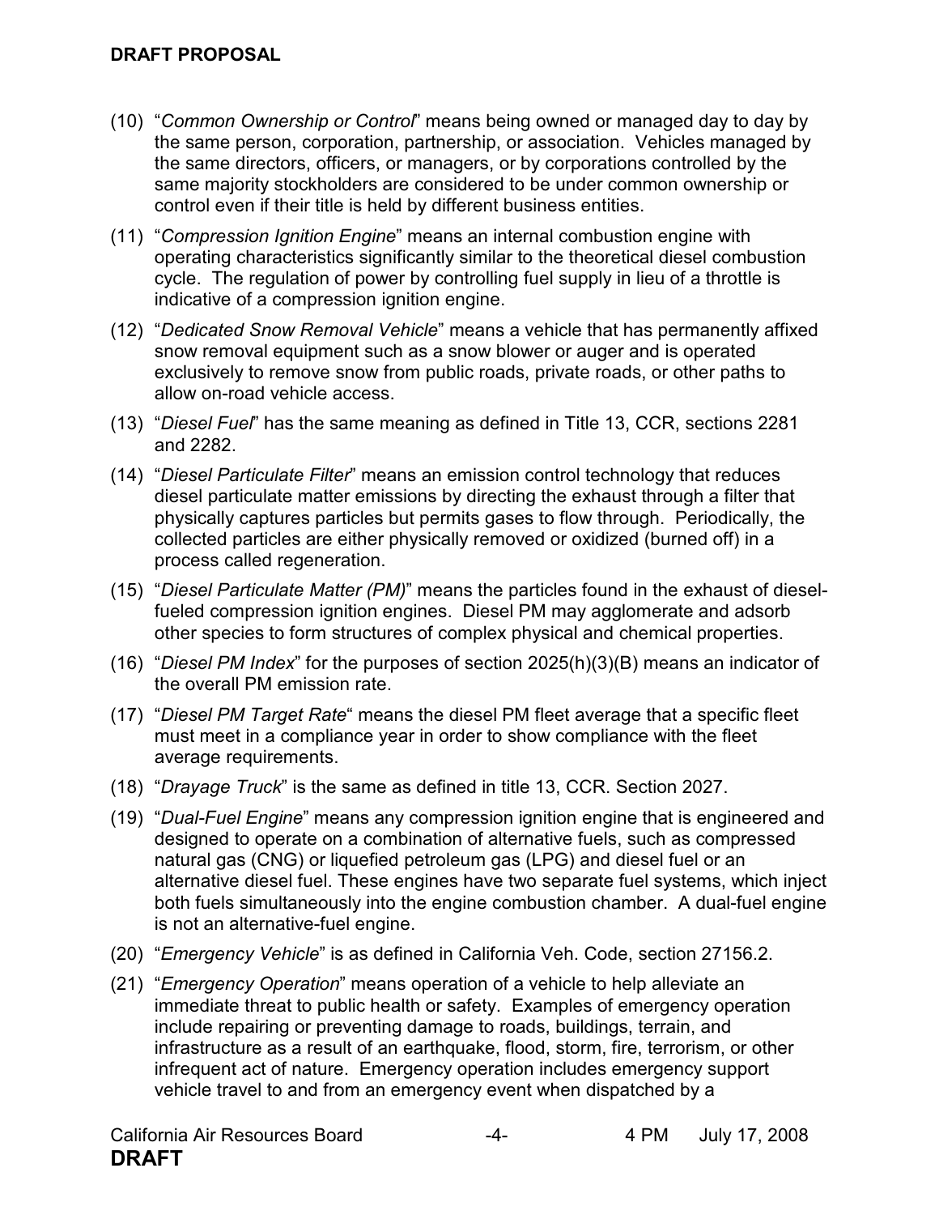(10) "*Common Ownership or Control*" means being owned or managed day to day by the same person, corporation, partnership, or association. Vehicles managed by the same directors, officers, or managers, or by corporations controlled by the same majority stockholders are considered to be under common ownership or control even if their title is held by different business entities.

(11) "*Compression Ignition Engine*" means an internal combustion engine with operating characteristics significantly similar to the theoretical diesel combustion cycle. The regulation of power by controlling fuel supply in lieu of a throttle is indicative of a compression ignition engine.

(12) "*Dedicated Snow Removal Vehicle*" means a vehicle that has permanently affixed snow removal equipment such as a snow blower or auger and is operated exclusively to remove snow from public roads, private roads, or other paths to allow on-road vehicle access.

(13) "*Diesel Fuel*" has the same meaning as defined in Title 13, CCR, sections 2281 and 2282.

(14) "*Diesel Particulate Filter*" means an emission control technology that reduces diesel particulate matter emissions by directing the exhaust through a filter that physically captures particles but permits gases to flow through. Periodically, the collected particles are either physically removed or oxidized (burned off) in a process called regeneration.

(15) "*Diesel Particulate Matter (PM)*" means the particles found in the exhaust of diesel-fueled compression ignition engines. Diesel PM may agglomerate and adsorb other species to form structures of complex physical and chemical properties.

(16) "*Diesel PM Index*" for the purposes of section 2025(h)(3)(B) means an indicator of the overall PM emission rate.

(17) "*Diesel PM Target Rate*" means the diesel PM fleet average that a specific fleet must meet in a compliance year in order to show compliance with the fleet average requirements.

(18) "*Drayage Truck*" is the same as defined in title 13, CCR. Section 2027.

(19) "*Dual-Fuel Engine*" means any compression ignition engine that is engineered and designed to operate on a combination of alternative fuels, such as compressed natural gas (CNG) or liquefied petroleum gas (LPG) and diesel fuel or an alternative diesel fuel. These engines have two separate fuel systems, which inject both fuels simultaneously into the engine combustion chamber. A dual-fuel engine is not an alternative-fuel engine.

(20) "*Emergency Vehicle*" is as defined in California Veh. Code, section 27156.2.

(21) "*Emergency Operation*" means operation of a vehicle to help alleviate an immediate threat to public health or safety. Examples of emergency operation include repairing or preventing damage to roads, buildings, terrain, and infrastructure as a result of an earthquake, flood, storm, fire, terrorism, or other infrequent act of nature. Emergency operation includes emergency support vehicle travel to and from an emergency event when dispatched by a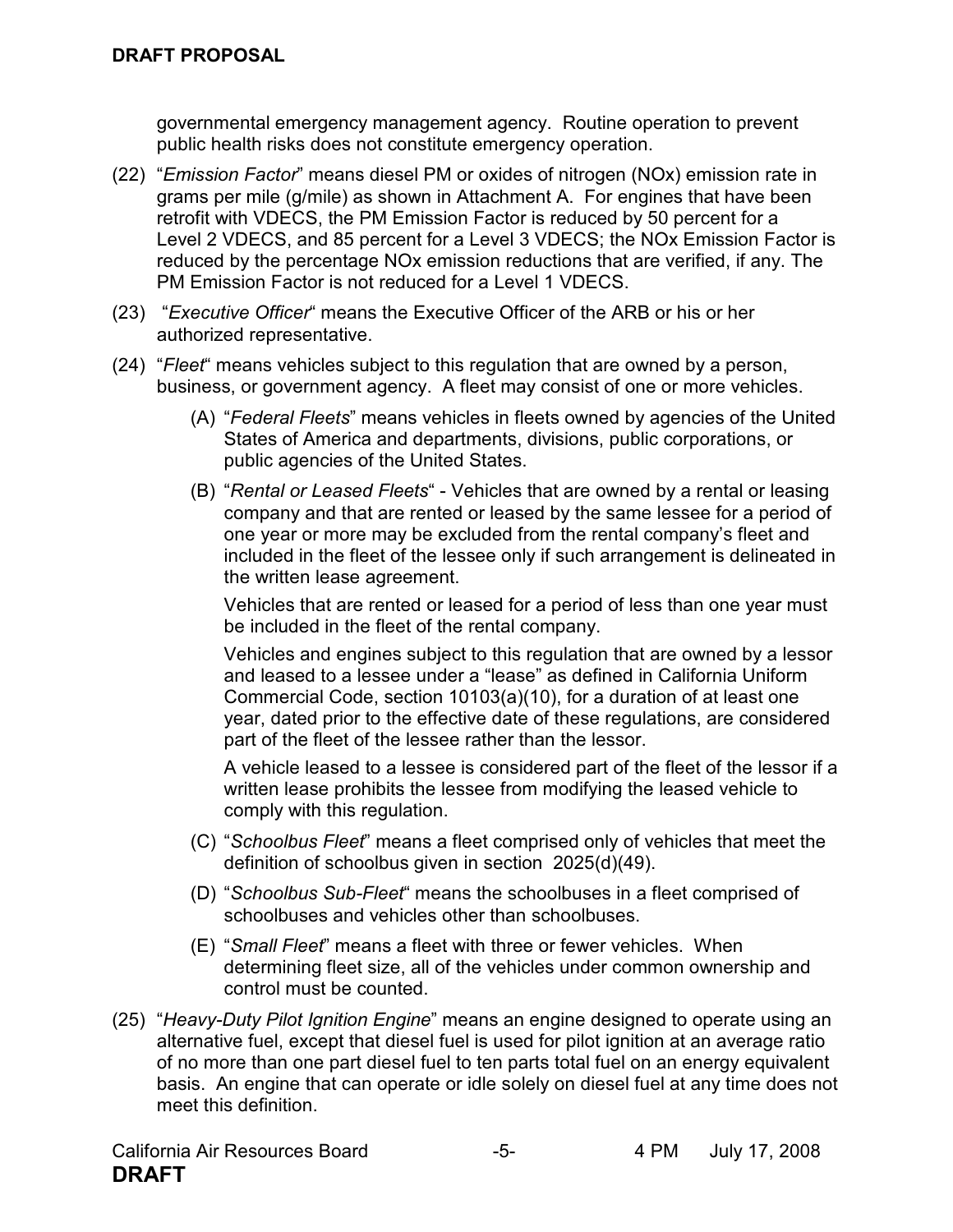governmental emergency management agency. Routine operation to prevent public health risks does not constitute emergency operation.

(22) "*Emission Factor*" means diesel PM or oxides of nitrogen (NOx) emission rate in grams per mile (g/mile) as shown in Attachment A. For engines that have been retrofit with VDECS, the PM Emission Factor is reduced by 50 percent for a Level 2 VDECS, and 85 percent for a Level 3 VDECS; the NOx Emission Factor is reduced by the percentage NOx emission reductions that are verified, if any. The PM Emission Factor is not reduced for a Level 1 VDECS.

(23) "*Executive Officer*" means the Executive Officer of the ARB or his or her authorized representative.

(24) "*Fleet*" means vehicles subject to this regulation that are owned by a person, business, or government agency. A fleet may consist of one or more vehicles.

   (A) "*Federal Fleets*" means vehicles in fleets owned by agencies of the United States of America and departments, divisions, public corporations, or public agencies of the United States.

   (B) "*Rental or Leased Fleets*" - Vehicles that are owned by a rental or leasing company and that are rented or leased by the same lessee for a period of one year or more may be excluded from the rental company's fleet and included in the fleet of the lessee only if such arrangement is delineated in the written lease agreement.

   Vehicles that are rented or leased for a period of less than one year must be included in the fleet of the rental company.

   Vehicles and engines subject to this regulation that are owned by a lessor and leased to a lessee under a "lease" as defined in California Uniform Commercial Code, section 10103(a)(10), for a duration of at least one year, dated prior to the effective date of these regulations, are considered part of the fleet of the lessee rather than the lessor.

   A vehicle leased to a lessee is considered part of the fleet of the lessor if a written lease prohibits the lessee from modifying the leased vehicle to comply with this regulation.

   (C) "*Schoolbus Fleet*" means a fleet comprised only of vehicles that meet the definition of schoolbus given in section 2025(d)(49).

   (D) "*Schoolbus Sub-Fleet*" means the schoolbuses in a fleet comprised of schoolbuses and vehicles other than schoolbuses.

   (E) "*Small Fleet*" means a fleet with three or fewer vehicles. When determining fleet size, all of the vehicles under common ownership and control must be counted.

(25) "*Heavy-Duty Pilot Ignition Engine*" means an engine designed to operate using an alternative fuel, except that diesel fuel is used for pilot ignition at an average ratio of no more than one part diesel fuel to ten parts total fuel on an energy equivalent basis. An engine that can operate or idle solely on diesel fuel at any time does not meet this definition.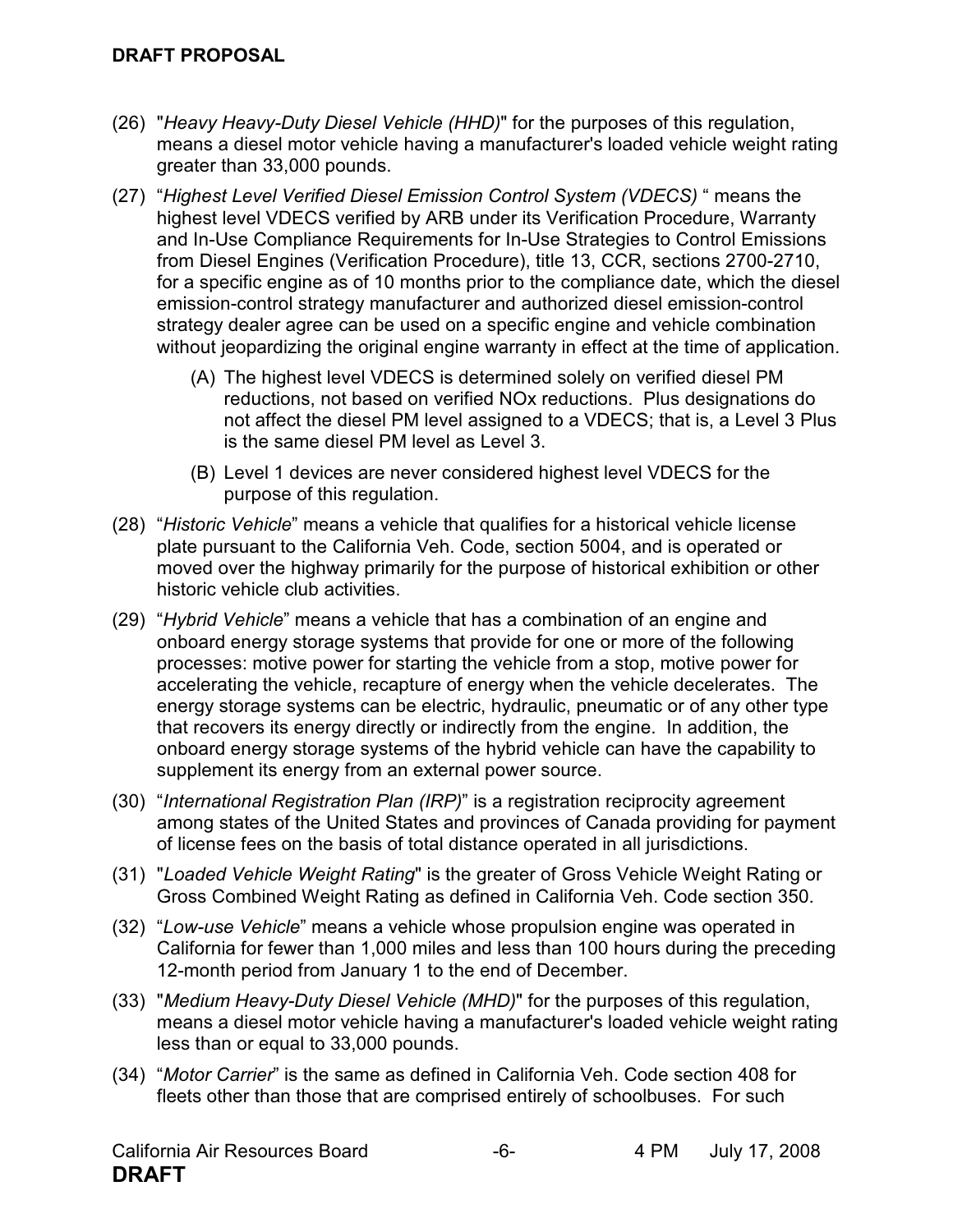(26) "*Heavy Heavy-Duty Diesel Vehicle (HHD)*" for the purposes of this regulation, means a diesel motor vehicle having a manufacturer's loaded vehicle weight rating greater than 33,000 pounds.

(27) "*Highest Level Verified Diesel Emission Control System (VDECS)* " means the highest level VDECS verified by ARB under its Verification Procedure, Warranty and In-Use Compliance Requirements for In-Use Strategies to Control Emissions from Diesel Engines (Verification Procedure), title 13, CCR, sections 2700-2710, for a specific engine as of 10 months prior to the compliance date, which the diesel emission-control strategy manufacturer and authorized diesel emission-control strategy dealer agree can be used on a specific engine and vehicle combination without jeopardizing the original engine warranty in effect at the time of application.

   (A) The highest level VDECS is determined solely on verified diesel PM reductions, not based on verified NOx reductions. Plus designations do not affect the diesel PM level assigned to a VDECS; that is, a Level 3 Plus is the same diesel PM level as Level 3.

   (B) Level 1 devices are never considered highest level VDECS for the purpose of this regulation.

(28) "*Historic Vehicle*" means a vehicle that qualifies for a historical vehicle license plate pursuant to the California Veh. Code, section 5004, and is operated or moved over the highway primarily for the purpose of historical exhibition or other historic vehicle club activities.

(29) "*Hybrid Vehicle*" means a vehicle that has a combination of an engine and onboard energy storage systems that provide for one or more of the following processes: motive power for starting the vehicle from a stop, motive power for accelerating the vehicle, recapture of energy when the vehicle decelerates. The energy storage systems can be electric, hydraulic, pneumatic or of any other type that recovers its energy directly or indirectly from the engine. In addition, the onboard energy storage systems of the hybrid vehicle can have the capability to supplement its energy from an external power source.

(30) "*International Registration Plan (IRP)*" is a registration reciprocity agreement among states of the United States and provinces of Canada providing for payment of license fees on the basis of total distance operated in all jurisdictions.

(31) "*Loaded Vehicle Weight Rating*" is the greater of Gross Vehicle Weight Rating or Gross Combined Weight Rating as defined in California Veh. Code section 350.

(32) "*Low-use Vehicle*" means a vehicle whose propulsion engine was operated in California for fewer than 1,000 miles and less than 100 hours during the preceding 12-month period from January 1 to the end of December.

(33) "*Medium Heavy-Duty Diesel Vehicle (MHD)*" for the purposes of this regulation, means a diesel motor vehicle having a manufacturer's loaded vehicle weight rating less than or equal to 33,000 pounds.

(34) "*Motor Carrier*" is the same as defined in California Veh. Code section 408 for fleets other than those that are comprised entirely of schoolbuses. For such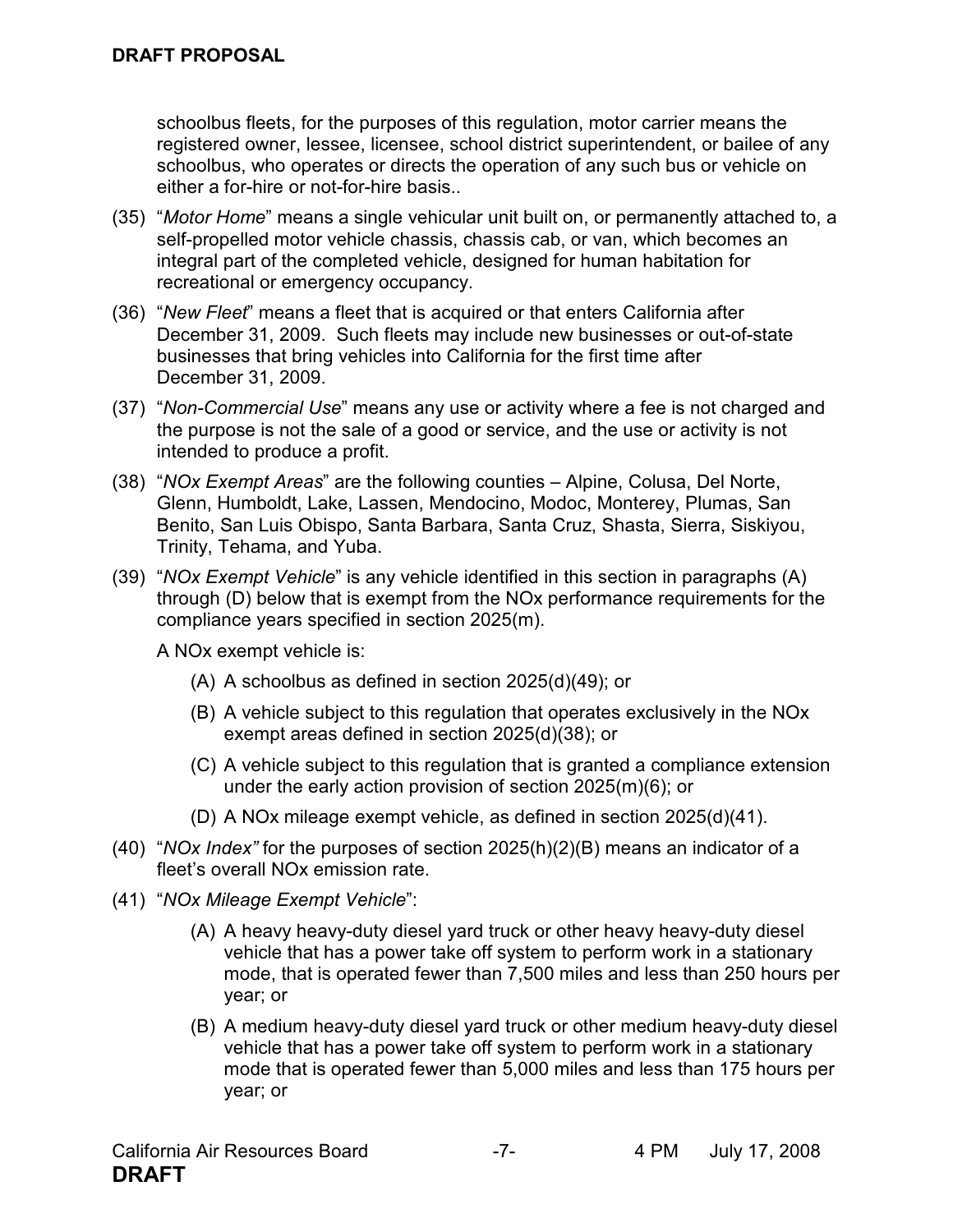schoolbus fleets, for the purposes of this regulation, motor carrier means the registered owner, lessee, licensee, school district superintendent, or bailee of any schoolbus, who operates or directs the operation of any such bus or vehicle on either a for-hire or not-for-hire basis..

(35) "*Motor Home*" means a single vehicular unit built on, or permanently attached to, a self-propelled motor vehicle chassis, chassis cab, or van, which becomes an integral part of the completed vehicle, designed for human habitation for recreational or emergency occupancy.

(36) "*New Fleet*" means a fleet that is acquired or that enters California after December 31, 2009. Such fleets may include new businesses or out-of-state businesses that bring vehicles into California for the first time after December 31, 2009.

(37) "*Non-Commercial Use*" means any use or activity where a fee is not charged and the purpose is not the sale of a good or service, and the use or activity is not intended to produce a profit.

(38) "*NOx Exempt Areas*" are the following counties – Alpine, Colusa, Del Norte, Glenn, Humboldt, Lake, Lassen, Mendocino, Modoc, Monterey, Plumas, San Benito, San Luis Obispo, Santa Barbara, Santa Cruz, Shasta, Sierra, Siskiyou, Trinity, Tehama, and Yuba.

(39) "*NOx Exempt Vehicle*" is any vehicle identified in this section in paragraphs (A) through (D) below that is exempt from the NOx performance requirements for the compliance years specified in section 2025(m).

A NOx exempt vehicle is:

(A) A schoolbus as defined in section 2025(d)(49); or

(B) A vehicle subject to this regulation that operates exclusively in the NOx exempt areas defined in section 2025(d)(38); or

(C) A vehicle subject to this regulation that is granted a compliance extension under the early action provision of section 2025(m)(6); or

(D) A NOx mileage exempt vehicle, as defined in section 2025(d)(41).

(40) "*NOx Index*" for the purposes of section 2025(h)(2)(B) means an indicator of a fleet's overall NOx emission rate.

(41) "*NOx Mileage Exempt Vehicle*":

(A) A heavy heavy-duty diesel yard truck or other heavy heavy-duty diesel vehicle that has a power take off system to perform work in a stationary mode, that is operated fewer than 7,500 miles and less than 250 hours per year; or

(B) A medium heavy-duty diesel yard truck or other medium heavy-duty diesel vehicle that has a power take off system to perform work in a stationary mode that is operated fewer than 5,000 miles and less than 175 hours per year; or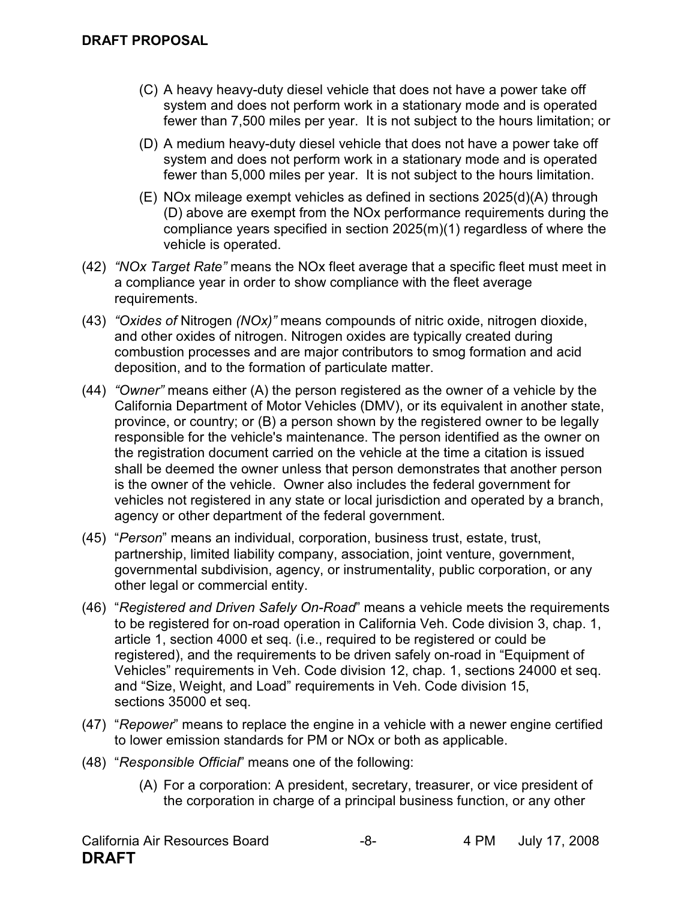(C) A heavy heavy-duty diesel vehicle that does not have a power take off system and does not perform work in a stationary mode and is operated fewer than 7,500 miles per year. It is not subject to the hours limitation; or

(D) A medium heavy-duty diesel vehicle that does not have a power take off system and does not perform work in a stationary mode and is operated fewer than 5,000 miles per year. It is not subject to the hours limitation.

(E) NOx mileage exempt vehicles as defined in sections 2025(d)(A) through (D) above are exempt from the NOx performance requirements during the compliance years specified in section 2025(m)(1) regardless of where the vehicle is operated.

(42) *"NOx Target Rate"* means the NOx fleet average that a specific fleet must meet in a compliance year in order to show compliance with the fleet average requirements.

(43) *"Oxides of* Nitrogen *(NOx)"* means compounds of nitric oxide, nitrogen dioxide, and other oxides of nitrogen. Nitrogen oxides are typically created during combustion processes and are major contributors to smog formation and acid deposition, and to the formation of particulate matter.

(44) *"Owner"* means either (A) the person registered as the owner of a vehicle by the California Department of Motor Vehicles (DMV), or its equivalent in another state, province, or country; or (B) a person shown by the registered owner to be legally responsible for the vehicle's maintenance. The person identified as the owner on the registration document carried on the vehicle at the time a citation is issued shall be deemed the owner unless that person demonstrates that another person is the owner of the vehicle. Owner also includes the federal government for vehicles not registered in any state or local jurisdiction and operated by a branch, agency or other department of the federal government.

(45) "*Person*" means an individual, corporation, business trust, estate, trust, partnership, limited liability company, association, joint venture, government, governmental subdivision, agency, or instrumentality, public corporation, or any other legal or commercial entity.

(46) "*Registered and Driven Safely On-Road*" means a vehicle meets the requirements to be registered for on-road operation in California Veh. Code division 3, chap. 1, article 1, section 4000 et seq. (i.e., required to be registered or could be registered), and the requirements to be driven safely on-road in "Equipment of Vehicles" requirements in Veh. Code division 12, chap. 1, sections 24000 et seq. and "Size, Weight, and Load" requirements in Veh. Code division 15, sections 35000 et seq.

(47) "*Repower*" means to replace the engine in a vehicle with a newer engine certified to lower emission standards for PM or NOx or both as applicable.

(48) "*Responsible Official*" means one of the following:

(A) For a corporation: A president, secretary, treasurer, or vice president of the corporation in charge of a principal business function, or any other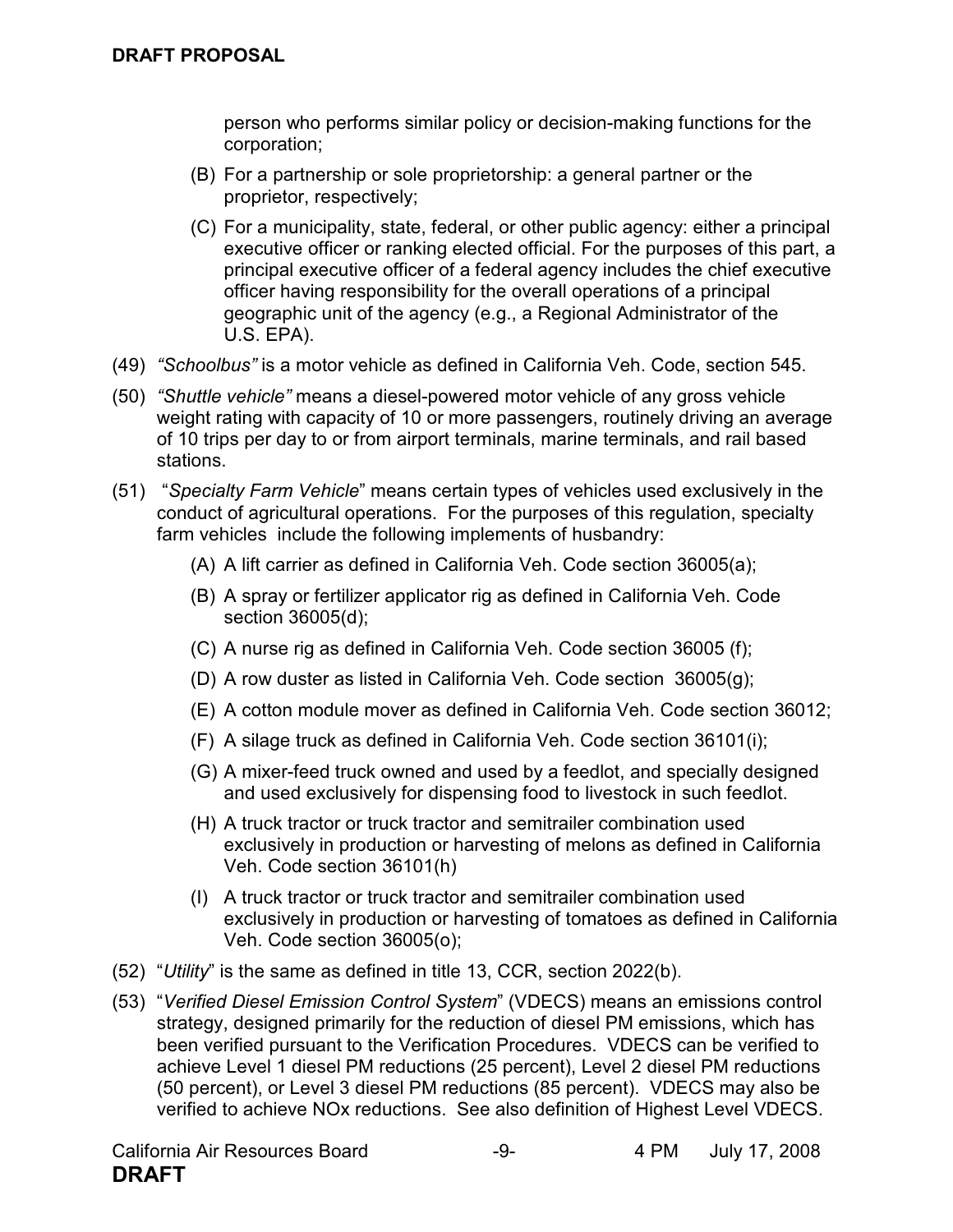person who performs similar policy or decision-making functions for the corporation;

(B) For a partnership or sole proprietorship: a general partner or the proprietor, respectively;

(C) For a municipality, state, federal, or other public agency: either a principal executive officer or ranking elected official. For the purposes of this part, a principal executive officer of a federal agency includes the chief executive officer having responsibility for the overall operations of a principal geographic unit of the agency (e.g., a Regional Administrator of the U.S. EPA).

(49) *"Schoolbus"* is a motor vehicle as defined in California Veh. Code, section 545.

(50) *"Shuttle vehicle"* means a diesel-powered motor vehicle of any gross vehicle weight rating with capacity of 10 or more passengers, routinely driving an average of 10 trips per day to or from airport terminals, marine terminals, and rail based stations.

(51) "*Specialty Farm Vehicle*" means certain types of vehicles used exclusively in the conduct of agricultural operations. For the purposes of this regulation, specialty farm vehicles include the following implements of husbandry:

(A) A lift carrier as defined in California Veh. Code section 36005(a);

(B) A spray or fertilizer applicator rig as defined in California Veh. Code section 36005(d);

(C) A nurse rig as defined in California Veh. Code section 36005 (f);

(D) A row duster as listed in California Veh. Code section 36005(g);

(E) A cotton module mover as defined in California Veh. Code section 36012;

(F) A silage truck as defined in California Veh. Code section 36101(i);

(G) A mixer-feed truck owned and used by a feedlot, and specially designed and used exclusively for dispensing food to livestock in such feedlot.

(H) A truck tractor or truck tractor and semitrailer combination used exclusively in production or harvesting of melons as defined in California Veh. Code section 36101(h)

(I) A truck tractor or truck tractor and semitrailer combination used exclusively in production or harvesting of tomatoes as defined in California Veh. Code section 36005(o);

(52) "*Utility*" is the same as defined in title 13, CCR, section 2022(b).

(53) "*Verified Diesel Emission Control System*" (VDECS) means an emissions control strategy, designed primarily for the reduction of diesel PM emissions, which has been verified pursuant to the Verification Procedures. VDECS can be verified to achieve Level 1 diesel PM reductions (25 percent), Level 2 diesel PM reductions (50 percent), or Level 3 diesel PM reductions (85 percent). VDECS may also be verified to achieve NOx reductions. See also definition of Highest Level VDECS.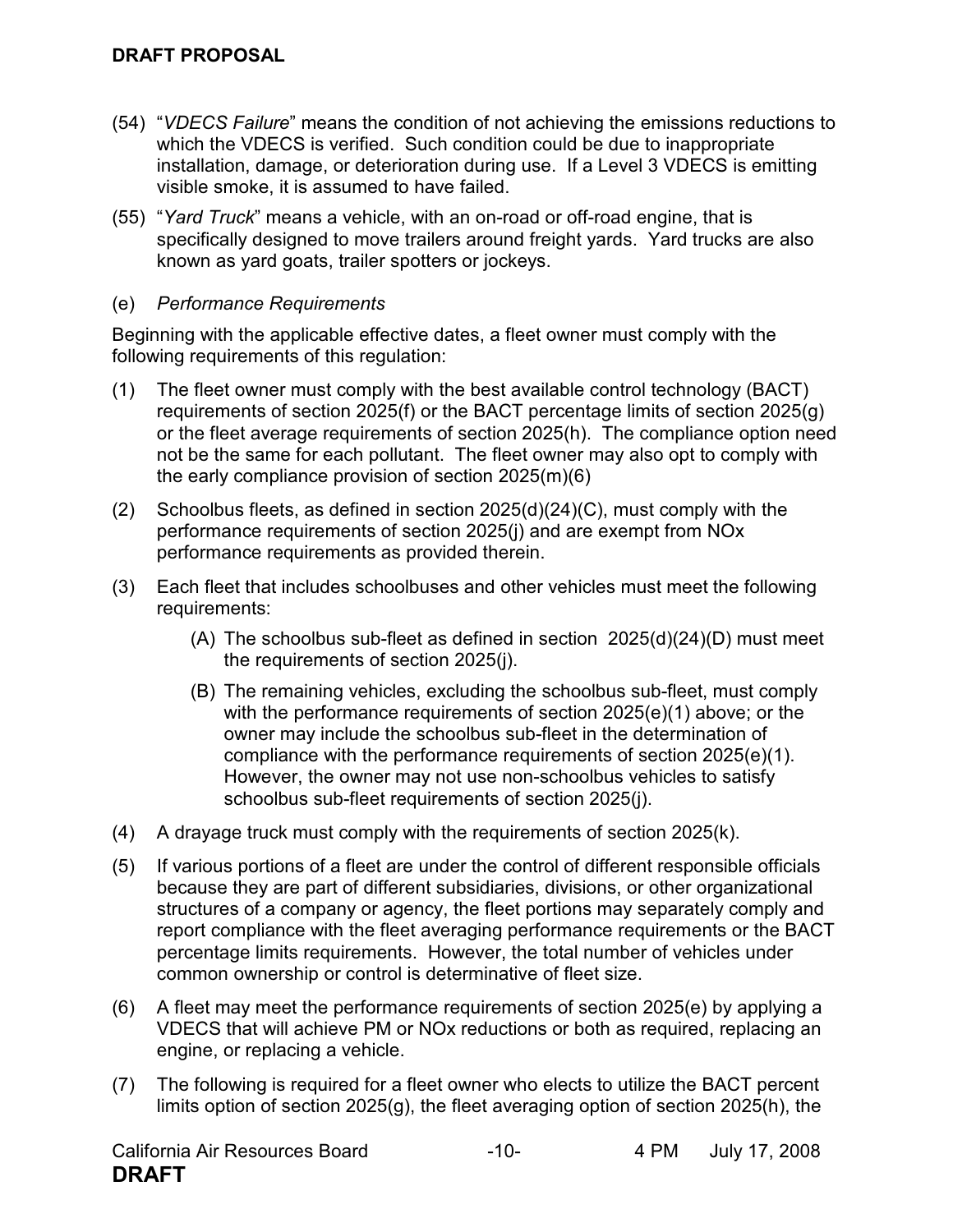(54) "*VDECS Failure*" means the condition of not achieving the emissions reductions to which the VDECS is verified. Such condition could be due to inappropriate installation, damage, or deterioration during use. If a Level 3 VDECS is emitting visible smoke, it is assumed to have failed.

(55) "*Yard Truck*" means a vehicle, with an on-road or off-road engine, that is specifically designed to move trailers around freight yards. Yard trucks are also known as yard goats, trailer spotters or jockeys.

(e) *Performance Requirements*

Beginning with the applicable effective dates, a fleet owner must comply with the following requirements of this regulation:

(1) The fleet owner must comply with the best available control technology (BACT) requirements of section 2025(f) or the BACT percentage limits of section 2025(g) or the fleet average requirements of section 2025(h). The compliance option need not be the same for each pollutant. The fleet owner may also opt to comply with the early compliance provision of section 2025(m)(6)

(2) Schoolbus fleets, as defined in section 2025(d)(24)(C), must comply with the performance requirements of section 2025(j) and are exempt from NOx performance requirements as provided therein.

(3) Each fleet that includes schoolbuses and other vehicles must meet the following requirements:

 (A) The schoolbus sub-fleet as defined in section 2025(d)(24)(D) must meet the requirements of section 2025(j).

 (B) The remaining vehicles, excluding the schoolbus sub-fleet, must comply with the performance requirements of section 2025(e)(1) above; or the owner may include the schoolbus sub-fleet in the determination of compliance with the performance requirements of section 2025(e)(1). However, the owner may not use non-schoolbus vehicles to satisfy schoolbus sub-fleet requirements of section 2025(j).

(4) A drayage truck must comply with the requirements of section 2025(k).

(5) If various portions of a fleet are under the control of different responsible officials because they are part of different subsidiaries, divisions, or other organizational structures of a company or agency, the fleet portions may separately comply and report compliance with the fleet averaging performance requirements or the BACT percentage limits requirements. However, the total number of vehicles under common ownership or control is determinative of fleet size.

(6) A fleet may meet the performance requirements of section 2025(e) by applying a VDECS that will achieve PM or NOx reductions or both as required, replacing an engine, or replacing a vehicle.

(7) The following is required for a fleet owner who elects to utilize the BACT percent limits option of section 2025(g), the fleet averaging option of section 2025(h), the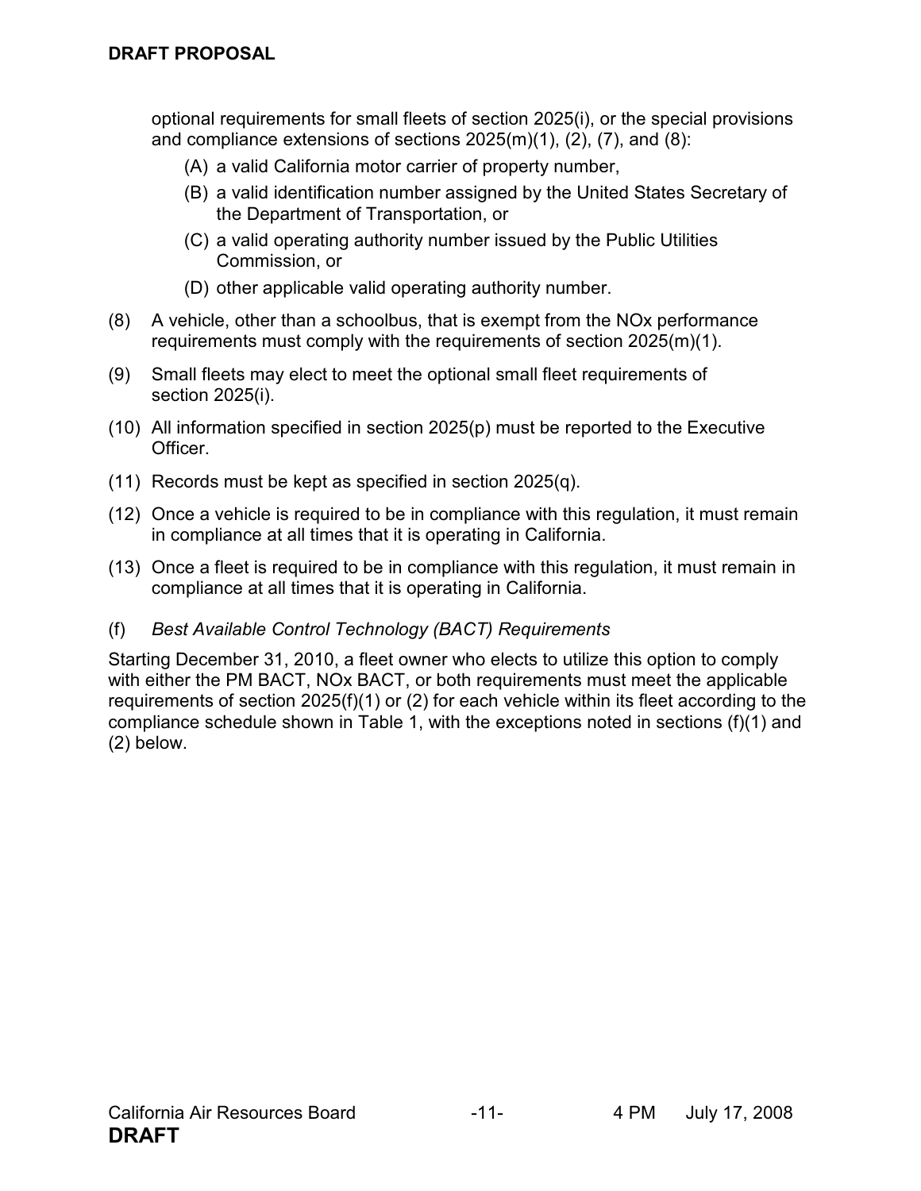optional requirements for small fleets of section 2025(i), or the special provisions and compliance extensions of sections 2025(m)(1), (2), (7), and (8):

(A) a valid California motor carrier of property number,

(B) a valid identification number assigned by the United States Secretary of the Department of Transportation, or

(C) a valid operating authority number issued by the Public Utilities Commission, or

(D) other applicable valid operating authority number.

(8) A vehicle, other than a schoolbus, that is exempt from the NOx performance requirements must comply with the requirements of section 2025(m)(1).

(9) Small fleets may elect to meet the optional small fleet requirements of section 2025(i).

(10) All information specified in section 2025(p) must be reported to the Executive Officer.

(11) Records must be kept as specified in section 2025(q).

(12) Once a vehicle is required to be in compliance with this regulation, it must remain in compliance at all times that it is operating in California.

(13) Once a fleet is required to be in compliance with this regulation, it must remain in compliance at all times that it is operating in California.

(f) *Best Available Control Technology (BACT) Requirements*

Starting December 31, 2010, a fleet owner who elects to utilize this option to comply with either the PM BACT, NOx BACT, or both requirements must meet the applicable requirements of section 2025(f)(1) or (2) for each vehicle within its fleet according to the compliance schedule shown in Table 1, with the exceptions noted in sections (f)(1) and (2) below.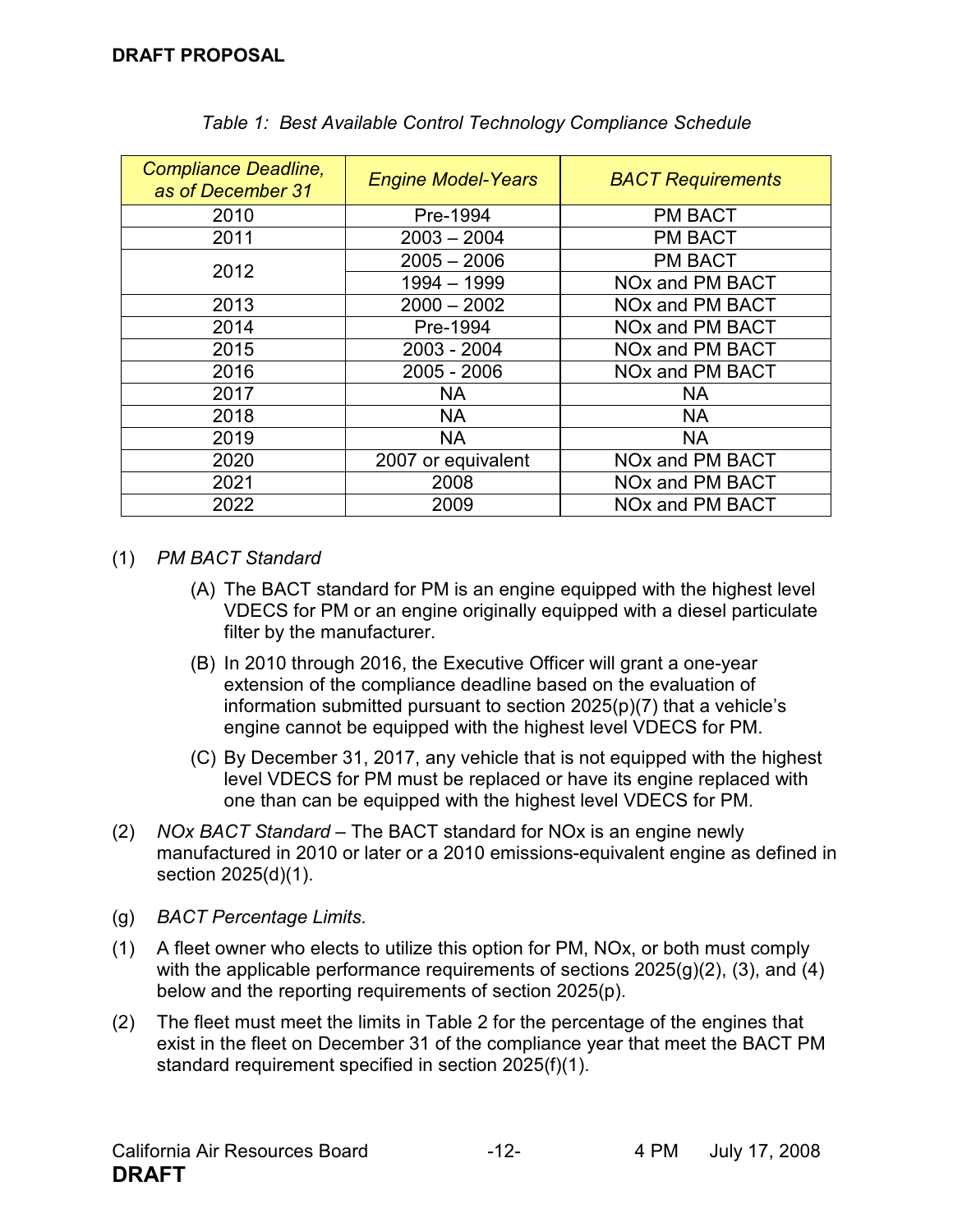*Table 1: Best Available Control Technology Compliance Schedule*

| *Compliance Deadline, as of December 31* | *Engine Model-Years* | *BACT Requirements* |
|---|---|---|
| 2010 | Pre-1994 | PM BACT |
| 2011 | 2003 – 2004 | PM BACT |
| 2012 | 2005 – 2006 | PM BACT |
| | 1994 – 1999 | NOx and PM BACT |
| 2013 | 2000 – 2002 | NOx and PM BACT |
| 2014 | Pre-1994 | NOx and PM BACT |
| 2015 | 2003 - 2004 | NOx and PM BACT |
| 2016 | 2005 - 2006 | NOx and PM BACT |
| 2017 | NA | NA |
| 2018 | NA | NA |
| 2019 | NA | NA |
| 2020 | 2007 or equivalent | NOx and PM BACT |
| 2021 | 2008 | NOx and PM BACT |
| 2022 | 2009 | NOx and PM BACT |

(1) *PM BACT Standard*

(A) The BACT standard for PM is an engine equipped with the highest level VDECS for PM or an engine originally equipped with a diesel particulate filter by the manufacturer.

(B) In 2010 through 2016, the Executive Officer will grant a one-year extension of the compliance deadline based on the evaluation of information submitted pursuant to section 2025(p)(7) that a vehicle's engine cannot be equipped with the highest level VDECS for PM.

(C) By December 31, 2017, any vehicle that is not equipped with the highest level VDECS for PM must be replaced or have its engine replaced with one than can be equipped with the highest level VDECS for PM.

(2) *NOx BACT Standard* – The BACT standard for NOx is an engine newly manufactured in 2010 or later or a 2010 emissions-equivalent engine as defined in section 2025(d)(1).

(g) *BACT Percentage Limits.*

(1) A fleet owner who elects to utilize this option for PM, NOx, or both must comply with the applicable performance requirements of sections 2025(g)(2), (3), and (4) below and the reporting requirements of section 2025(p).

(2) The fleet must meet the limits in Table 2 for the percentage of the engines that exist in the fleet on December 31 of the compliance year that meet the BACT PM standard requirement specified in section 2025(f)(1).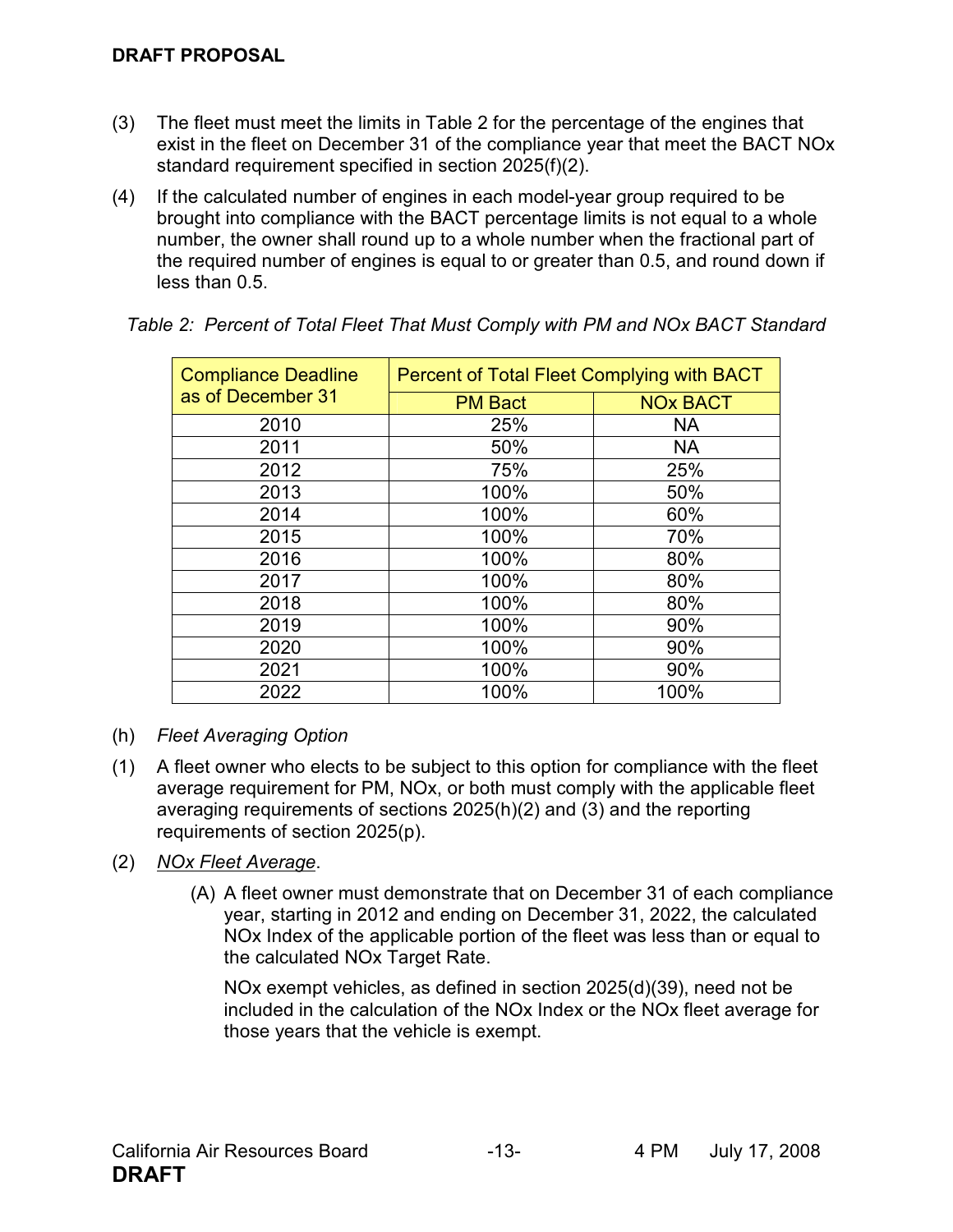(3) The fleet must meet the limits in Table 2 for the percentage of the engines that exist in the fleet on December 31 of the compliance year that meet the BACT NOx standard requirement specified in section 2025(f)(2).

(4) If the calculated number of engines in each model-year group required to be brought into compliance with the BACT percentage limits is not equal to a whole number, the owner shall round up to a whole number when the fractional part of the required number of engines is equal to or greater than 0.5, and round down if less than 0.5.

*Table 2: Percent of Total Fleet That Must Comply with PM and NOx BACT Standard*

| Compliance Deadline as of December 31 | Percent of Total Fleet Complying with BACT | |
|---|---|---|
| | PM Bact | NOx BACT |
| 2010 | 25% | NA |
| 2011 | 50% | NA |
| 2012 | 75% | 25% |
| 2013 | 100% | 50% |
| 2014 | 100% | 60% |
| 2015 | 100% | 70% |
| 2016 | 100% | 80% |
| 2017 | 100% | 80% |
| 2018 | 100% | 80% |
| 2019 | 100% | 90% |
| 2020 | 100% | 90% |
| 2021 | 100% | 90% |
| 2022 | 100% | 100% |

(h) *Fleet Averaging Option*

(1) A fleet owner who elects to be subject to this option for compliance with the fleet average requirement for PM, NOx, or both must comply with the applicable fleet averaging requirements of sections 2025(h)(2) and (3) and the reporting requirements of section 2025(p).

(2) NOx Fleet Average.

(A) A fleet owner must demonstrate that on December 31 of each compliance year, starting in 2012 and ending on December 31, 2022, the calculated NOx Index of the applicable portion of the fleet was less than or equal to the calculated NOx Target Rate.

NOx exempt vehicles, as defined in section 2025(d)(39), need not be included in the calculation of the NOx Index or the NOx fleet average for those years that the vehicle is exempt.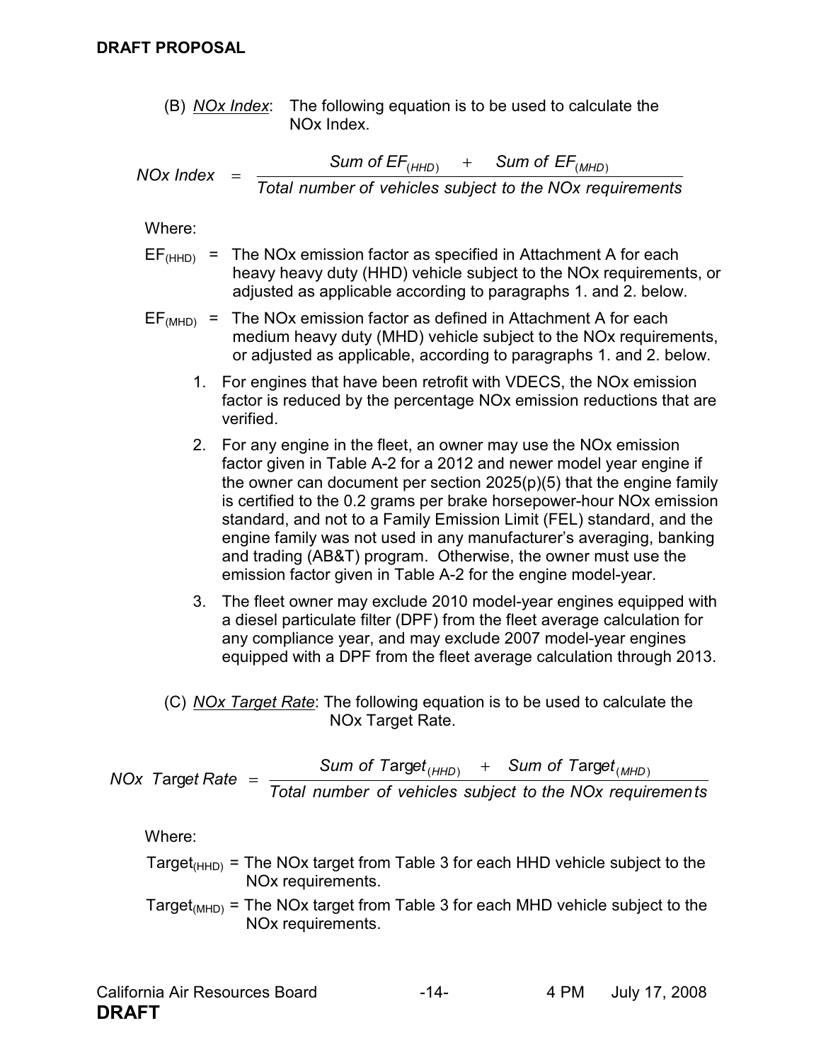(B) *NOx Index*: The following equation is to be used to calculate the NOx Index.

$$NOx\ Index = \frac{Sum\ of\ EF_{(HHD)} + Sum\ of\ EF_{(MHD)}}{Total\ number\ of\ vehicles\ subject\ to\ the\ NOx\ requirements}$$

Where:

$EF_{(HHD)}$ = The NOx emission factor as specified in Attachment A for each heavy heavy duty (HHD) vehicle subject to the NOx requirements, or adjusted as applicable according to paragraphs 1. and 2. below.

$EF_{(MHD)}$ = The NOx emission factor as defined in Attachment A for each medium heavy duty (MHD) vehicle subject to the NOx requirements, or adjusted as applicable, according to paragraphs 1. and 2. below.

1. For engines that have been retrofit with VDECS, the NOx emission factor is reduced by the percentage NOx emission reductions that are verified.
2. For any engine in the fleet, an owner may use the NOx emission factor given in Table A-2 for a 2012 and newer model year engine if the owner can document per section 2025(p)(5) that the engine family is certified to the 0.2 grams per brake horsepower-hour NOx emission standard, and not to a Family Emission Limit (FEL) standard, and the engine family was not used in any manufacturer's averaging, banking and trading (AB&T) program. Otherwise, the owner must use the emission factor given in Table A-2 for the engine model-year.
3. The fleet owner may exclude 2010 model-year engines equipped with a diesel particulate filter (DPF) from the fleet average calculation for any compliance year, and may exclude 2007 model-year engines equipped with a DPF from the fleet average calculation through 2013.

(C) *NOx Target Rate*: The following equation is to be used to calculate the NOx Target Rate.

$$NOx\ Target\ Rate = \frac{Sum\ of\ Target_{(HHD)} + Sum\ of\ Target_{(MHD)}}{Total\ number\ of\ vehicles\ subject\ to\ the\ NOx\ requirements}$$

Where:

$Target_{(HHD)}$ = The NOx target from Table 3 for each HHD vehicle subject to the NOx requirements.

$Target_{(MHD)}$ = The NOx target from Table 3 for each MHD vehicle subject to the NOx requirements.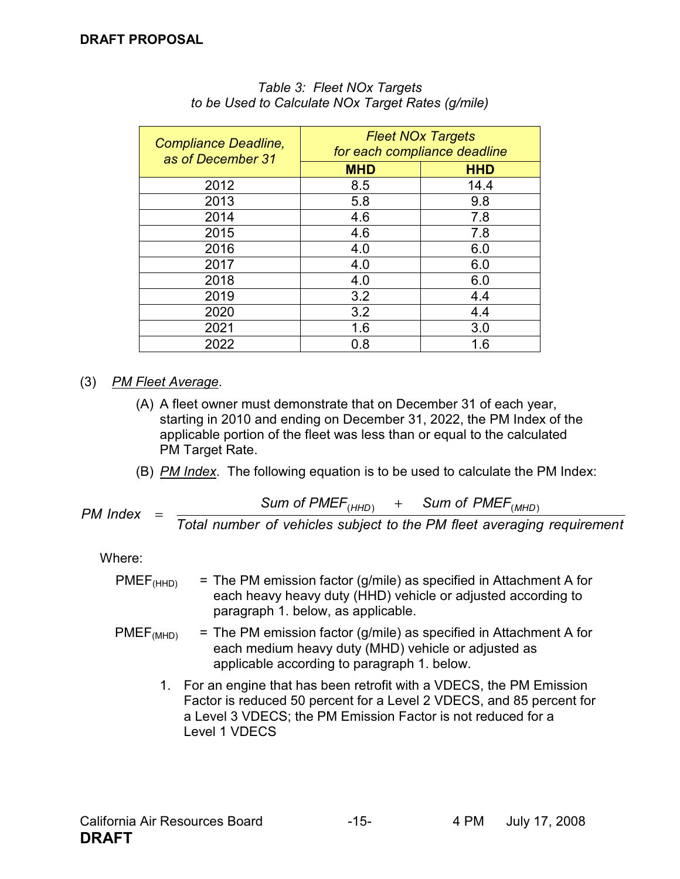*Table 3: Fleet NOx Targets*
*to be Used to Calculate NOx Target Rates (g/mile)*

| *Compliance Deadline, as of December 31* | *Fleet NOx Targets for each compliance deadline* | |
|---|---|---|
| | **MHD** | **HHD** |
| 2012 | 8.5 | 14.4 |
| 2013 | 5.8 | 9.8 |
| 2014 | 4.6 | 7.8 |
| 2015 | 4.6 | 7.8 |
| 2016 | 4.0 | 6.0 |
| 2017 | 4.0 | 6.0 |
| 2018 | 4.0 | 6.0 |
| 2019 | 3.2 | 4.4 |
| 2020 | 3.2 | 4.4 |
| 2021 | 1.6 | 3.0 |
| 2022 | 0.8 | 1.6 |

(3) *PM Fleet Average*.

(A) A fleet owner must demonstrate that on December 31 of each year, starting in 2010 and ending on December 31, 2022, the PM Index of the applicable portion of the fleet was less than or equal to the calculated PM Target Rate.

(B) *PM Index*. The following equation is to be used to calculate the PM Index:

$$PM\ Index = \frac{Sum\ of\ PMEF_{(HHD)} + Sum\ of\ PMEF_{(MHD)}}{Total\ number\ of\ vehicles\ subject\ to\ the\ PM\ fleet\ averaging\ requirement}$$

Where:

$PMEF_{(HHD)}$ = The PM emission factor (g/mile) as specified in Attachment A for each heavy heavy duty (HHD) vehicle or adjusted according to paragraph 1. below, as applicable.

$PMEF_{(MHD)}$ = The PM emission factor (g/mile) as specified in Attachment A for each medium heavy duty (MHD) vehicle or adjusted as applicable according to paragraph 1. below.

1. For an engine that has been retrofit with a VDECS, the PM Emission Factor is reduced 50 percent for a Level 2 VDECS, and 85 percent for a Level 3 VDECS; the PM Emission Factor is not reduced for a Level 1 VDECS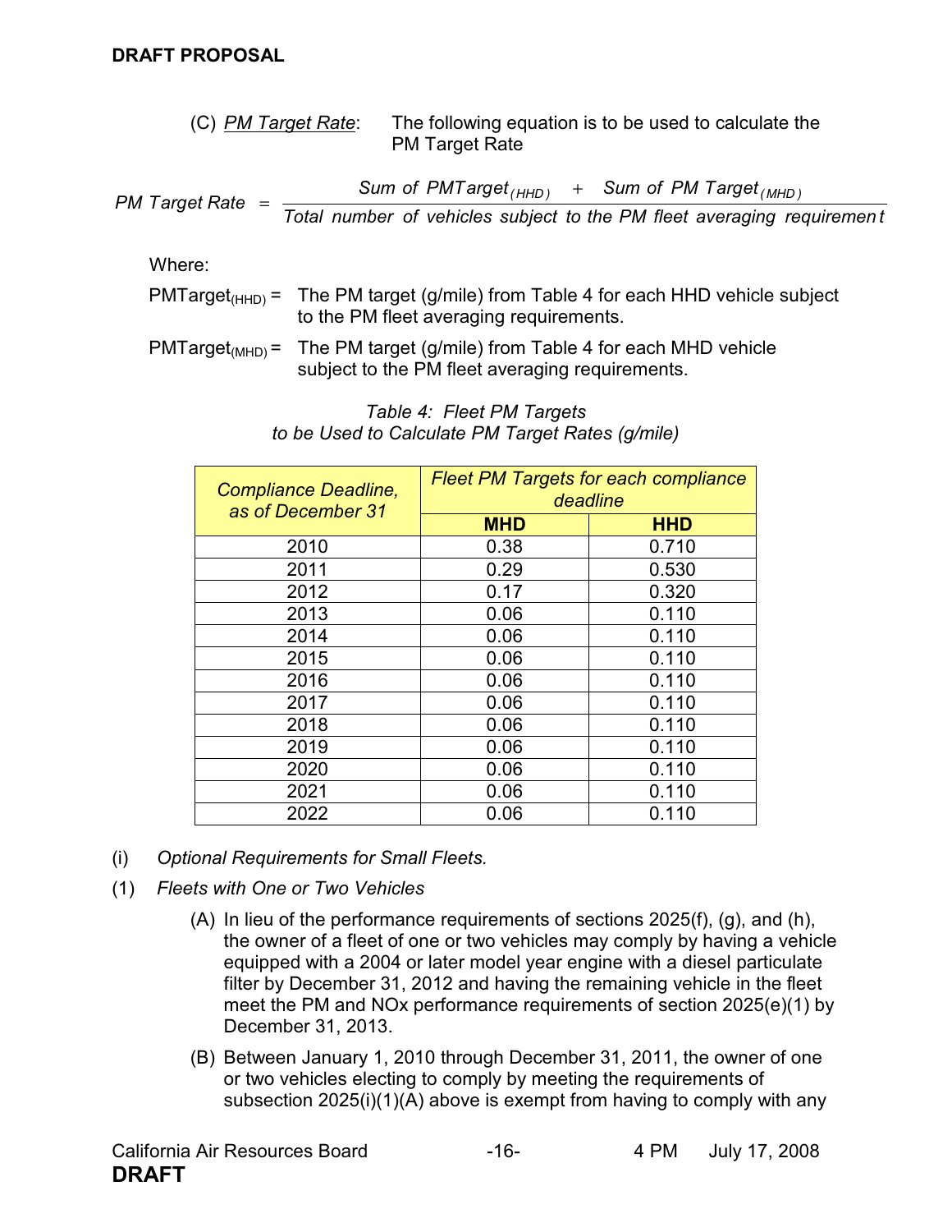(C) *PM Target Rate*: The following equation is to be used to calculate the PM Target Rate

$$PM\ Target\ Rate = \frac{Sum\ of\ PMTarget_{(HHD)} + Sum\ of\ PM\ Target_{(MHD)}}{Total\ number\ of\ vehicles\ subject\ to\ the\ PM\ fleet\ averaging\ requirement}$$

Where:

$PMTarget_{(HHD)}$ = The PM target (g/mile) from Table 4 for each HHD vehicle subject to the PM fleet averaging requirements.

$PMTarget_{(MHD)}$ = The PM target (g/mile) from Table 4 for each MHD vehicle subject to the PM fleet averaging requirements.

*Table 4: Fleet PM Targets to be Used to Calculate PM Target Rates (g/mile)*

| *Compliance Deadline, as of December 31* | *Fleet PM Targets for each compliance deadline* | |
|---|---|---|
| | **MHD** | **HHD** |
| 2010 | 0.38 | 0.710 |
| 2011 | 0.29 | 0.530 |
| 2012 | 0.17 | 0.320 |
| 2013 | 0.06 | 0.110 |
| 2014 | 0.06 | 0.110 |
| 2015 | 0.06 | 0.110 |
| 2016 | 0.06 | 0.110 |
| 2017 | 0.06 | 0.110 |
| 2018 | 0.06 | 0.110 |
| 2019 | 0.06 | 0.110 |
| 2020 | 0.06 | 0.110 |
| 2021 | 0.06 | 0.110 |
| 2022 | 0.06 | 0.110 |

(i) *Optional Requirements for Small Fleets.*

(1) *Fleets with One or Two Vehicles*

(A) In lieu of the performance requirements of sections 2025(f), (g), and (h), the owner of a fleet of one or two vehicles may comply by having a vehicle equipped with a 2004 or later model year engine with a diesel particulate filter by December 31, 2012 and having the remaining vehicle in the fleet meet the PM and NOx performance requirements of section 2025(e)(1) by December 31, 2013.

(B) Between January 1, 2010 through December 31, 2011, the owner of one or two vehicles electing to comply by meeting the requirements of subsection 2025(i)(1)(A) above is exempt from having to comply with any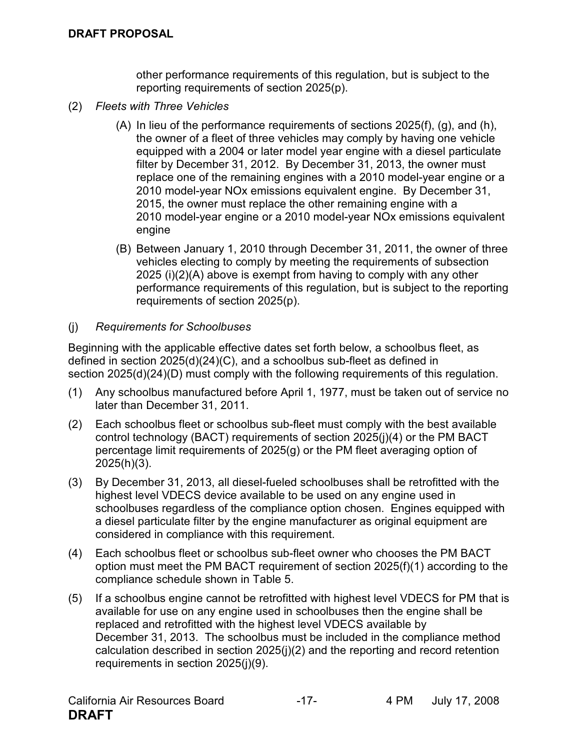other performance requirements of this regulation, but is subject to the reporting requirements of section 2025(p).

(2) *Fleets with Three Vehicles*

(A) In lieu of the performance requirements of sections 2025(f), (g), and (h), the owner of a fleet of three vehicles may comply by having one vehicle equipped with a 2004 or later model year engine with a diesel particulate filter by December 31, 2012. By December 31, 2013, the owner must replace one of the remaining engines with a 2010 model-year engine or a 2010 model-year NOx emissions equivalent engine. By December 31, 2015, the owner must replace the other remaining engine with a 2010 model-year engine or a 2010 model-year NOx emissions equivalent engine

(B) Between January 1, 2010 through December 31, 2011, the owner of three vehicles electing to comply by meeting the requirements of subsection 2025 (i)(2)(A) above is exempt from having to comply with any other performance requirements of this regulation, but is subject to the reporting requirements of section 2025(p).

(j) *Requirements for Schoolbuses*

Beginning with the applicable effective dates set forth below, a schoolbus fleet, as defined in section 2025(d)(24)(C), and a schoolbus sub-fleet as defined in section 2025(d)(24)(D) must comply with the following requirements of this regulation.

(1) Any schoolbus manufactured before April 1, 1977, must be taken out of service no later than December 31, 2011.

(2) Each schoolbus fleet or schoolbus sub-fleet must comply with the best available control technology (BACT) requirements of section 2025(j)(4) or the PM BACT percentage limit requirements of 2025(g) or the PM fleet averaging option of 2025(h)(3).

(3) By December 31, 2013, all diesel-fueled schoolbuses shall be retrofitted with the highest level VDECS device available to be used on any engine used in schoolbuses regardless of the compliance option chosen. Engines equipped with a diesel particulate filter by the engine manufacturer as original equipment are considered in compliance with this requirement.

(4) Each schoolbus fleet or schoolbus sub-fleet owner who chooses the PM BACT option must meet the PM BACT requirement of section 2025(f)(1) according to the compliance schedule shown in Table 5.

(5) If a schoolbus engine cannot be retrofitted with highest level VDECS for PM that is available for use on any engine used in schoolbuses then the engine shall be replaced and retrofitted with the highest level VDECS available by December 31, 2013. The schoolbus must be included in the compliance method calculation described in section 2025(j)(2) and the reporting and record retention requirements in section 2025(j)(9).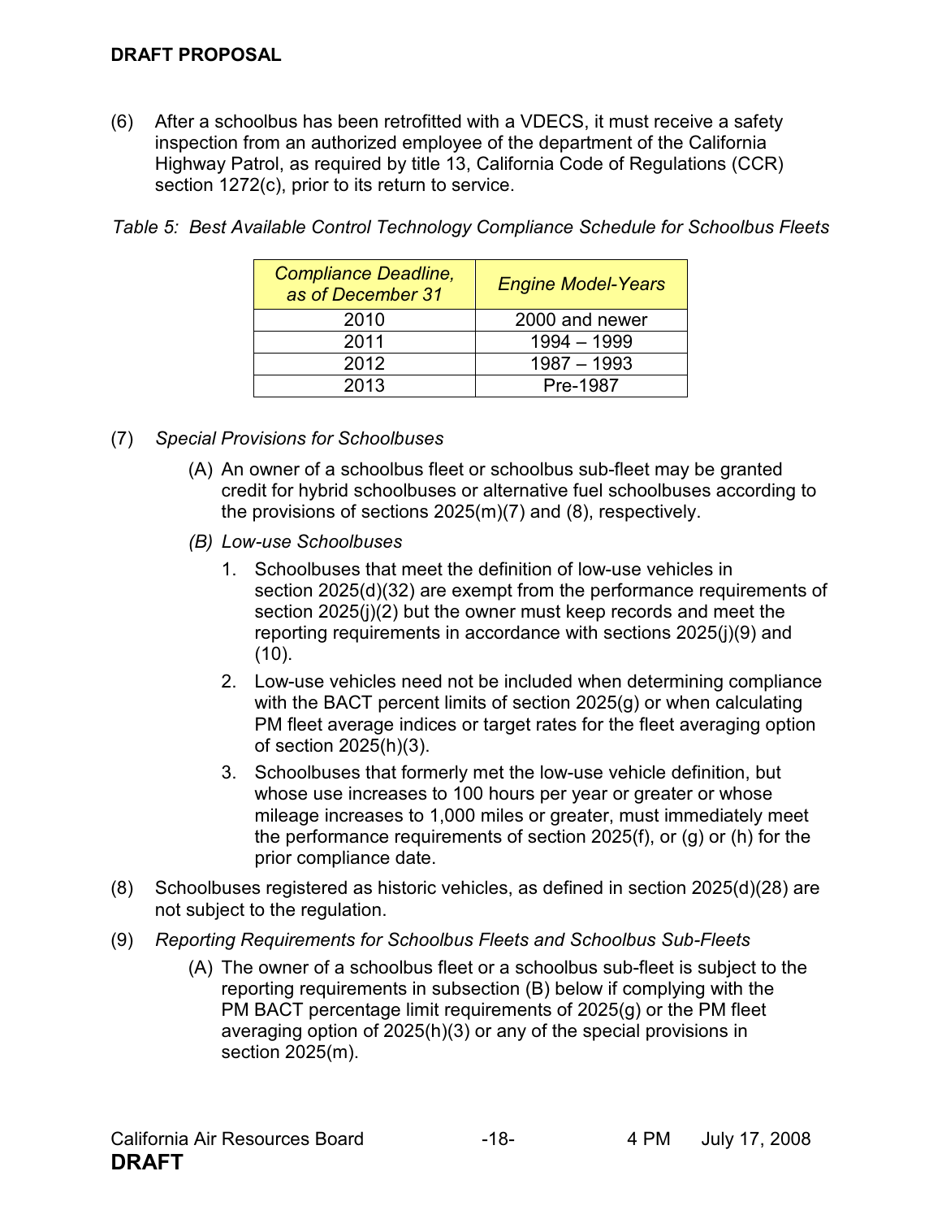(6) After a schoolbus has been retrofitted with a VDECS, it must receive a safety inspection from an authorized employee of the department of the California Highway Patrol, as required by title 13, California Code of Regulations (CCR) section 1272(c), prior to its return to service.

*Table 5: Best Available Control Technology Compliance Schedule for Schoolbus Fleets*

| *Compliance Deadline, as of December 31* | *Engine Model-Years* |
|---|---|
| 2010 | 2000 and newer |
| 2011 | 1994 – 1999 |
| 2012 | 1987 – 1993 |
| 2013 | Pre-1987 |

(7) *Special Provisions for Schoolbuses*

(A) An owner of a schoolbus fleet or schoolbus sub-fleet may be granted credit for hybrid schoolbuses or alternative fuel schoolbuses according to the provisions of sections 2025(m)(7) and (8), respectively.

*(B) Low-use Schoolbuses*

1. Schoolbuses that meet the definition of low-use vehicles in section 2025(d)(32) are exempt from the performance requirements of section 2025(j)(2) but the owner must keep records and meet the reporting requirements in accordance with sections 2025(j)(9) and (10).
2. Low-use vehicles need not be included when determining compliance with the BACT percent limits of section 2025(g) or when calculating PM fleet average indices or target rates for the fleet averaging option of section 2025(h)(3).
3. Schoolbuses that formerly met the low-use vehicle definition, but whose use increases to 100 hours per year or greater or whose mileage increases to 1,000 miles or greater, must immediately meet the performance requirements of section 2025(f), or (g) or (h) for the prior compliance date.

(8) Schoolbuses registered as historic vehicles, as defined in section 2025(d)(28) are not subject to the regulation.

(9) *Reporting Requirements for Schoolbus Fleets and Schoolbus Sub-Fleets*

(A) The owner of a schoolbus fleet or a schoolbus sub-fleet is subject to the reporting requirements in subsection (B) below if complying with the PM BACT percentage limit requirements of 2025(g) or the PM fleet averaging option of 2025(h)(3) or any of the special provisions in section 2025(m).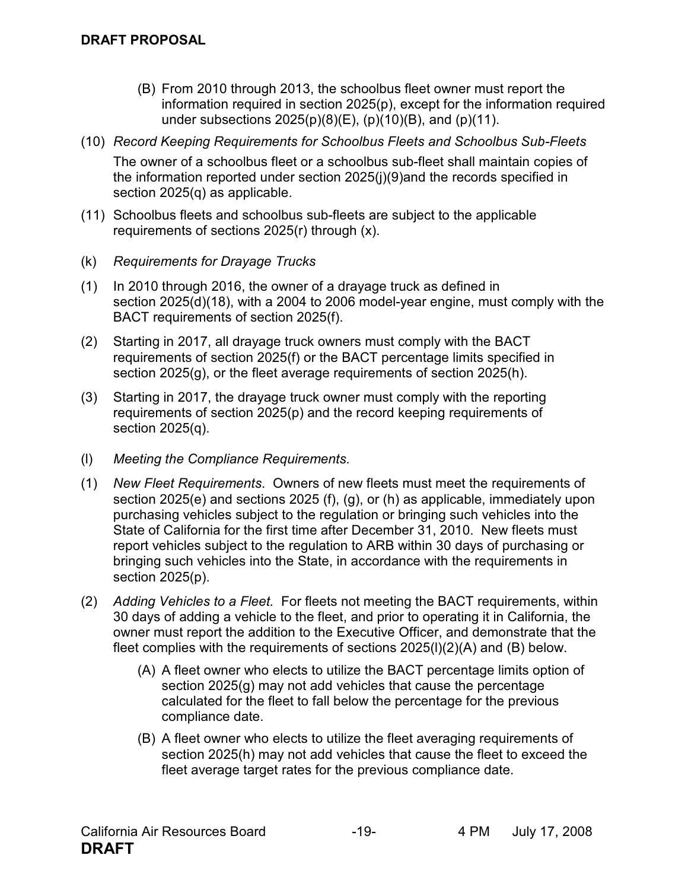(B) From 2010 through 2013, the schoolbus fleet owner must report the information required in section 2025(p), except for the information required under subsections 2025(p)(8)(E), (p)(10)(B), and (p)(11).

(10) *Record Keeping Requirements for Schoolbus Fleets and Schoolbus Sub-Fleets*

The owner of a schoolbus fleet or a schoolbus sub-fleet shall maintain copies of the information reported under section 2025(j)(9)and the records specified in section 2025(q) as applicable.

(11) Schoolbus fleets and schoolbus sub-fleets are subject to the applicable requirements of sections 2025(r) through (x).

(k) *Requirements for Drayage Trucks*

(1) In 2010 through 2016, the owner of a drayage truck as defined in section 2025(d)(18), with a 2004 to 2006 model-year engine, must comply with the BACT requirements of section 2025(f).

(2) Starting in 2017, all drayage truck owners must comply with the BACT requirements of section 2025(f) or the BACT percentage limits specified in section 2025(g), or the fleet average requirements of section 2025(h).

(3) Starting in 2017, the drayage truck owner must comply with the reporting requirements of section 2025(p) and the record keeping requirements of section 2025(q).

(l) *Meeting the Compliance Requirements.*

(1) *New Fleet Requirements*. Owners of new fleets must meet the requirements of section 2025(e) and sections 2025 (f), (g), or (h) as applicable, immediately upon purchasing vehicles subject to the regulation or bringing such vehicles into the State of California for the first time after December 31, 2010. New fleets must report vehicles subject to the regulation to ARB within 30 days of purchasing or bringing such vehicles into the State, in accordance with the requirements in section 2025(p).

(2) *Adding Vehicles to a Fleet.* For fleets not meeting the BACT requirements, within 30 days of adding a vehicle to the fleet, and prior to operating it in California, the owner must report the addition to the Executive Officer, and demonstrate that the fleet complies with the requirements of sections 2025(l)(2)(A) and (B) below.

(A) A fleet owner who elects to utilize the BACT percentage limits option of section 2025(g) may not add vehicles that cause the percentage calculated for the fleet to fall below the percentage for the previous compliance date.

(B) A fleet owner who elects to utilize the fleet averaging requirements of section 2025(h) may not add vehicles that cause the fleet to exceed the fleet average target rates for the previous compliance date.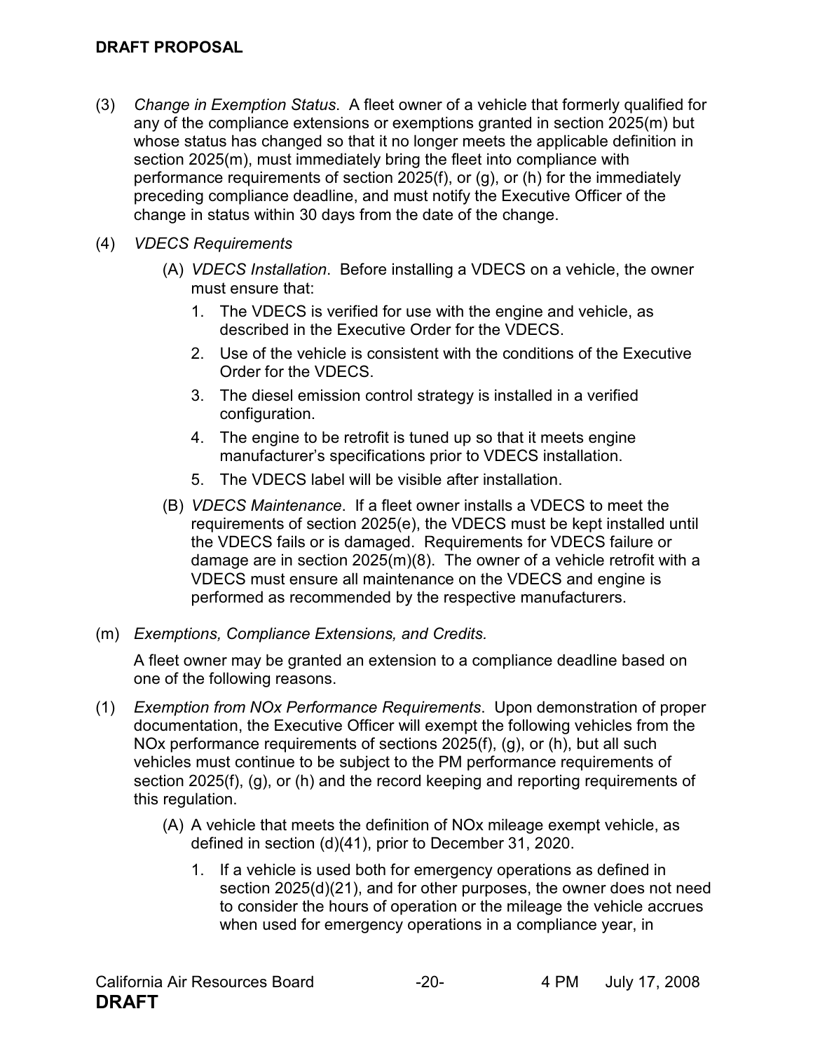(3) *Change in Exemption Status*. A fleet owner of a vehicle that formerly qualified for any of the compliance extensions or exemptions granted in section 2025(m) but whose status has changed so that it no longer meets the applicable definition in section 2025(m), must immediately bring the fleet into compliance with performance requirements of section 2025(f), or (g), or (h) for the immediately preceding compliance deadline, and must notify the Executive Officer of the change in status within 30 days from the date of the change.

(4) *VDECS Requirements*

  (A) *VDECS Installation*. Before installing a VDECS on a vehicle, the owner must ensure that:

   1. The VDECS is verified for use with the engine and vehicle, as described in the Executive Order for the VDECS.
   2. Use of the vehicle is consistent with the conditions of the Executive Order for the VDECS.
   3. The diesel emission control strategy is installed in a verified configuration.
   4. The engine to be retrofit is tuned up so that it meets engine manufacturer's specifications prior to VDECS installation.
   5. The VDECS label will be visible after installation.

  (B) *VDECS Maintenance*. If a fleet owner installs a VDECS to meet the requirements of section 2025(e), the VDECS must be kept installed until the VDECS fails or is damaged. Requirements for VDECS failure or damage are in section 2025(m)(8). The owner of a vehicle retrofit with a VDECS must ensure all maintenance on the VDECS and engine is performed as recommended by the respective manufacturers.

(m) *Exemptions, Compliance Extensions, and Credits.*

A fleet owner may be granted an extension to a compliance deadline based on one of the following reasons.

(1) *Exemption from NOx Performance Requirements*. Upon demonstration of proper documentation, the Executive Officer will exempt the following vehicles from the NOx performance requirements of sections 2025(f), (g), or (h), but all such vehicles must continue to be subject to the PM performance requirements of section 2025(f), (g), or (h) and the record keeping and reporting requirements of this regulation.

  (A) A vehicle that meets the definition of NOx mileage exempt vehicle, as defined in section (d)(41), prior to December 31, 2020.

   1. If a vehicle is used both for emergency operations as defined in section 2025(d)(21), and for other purposes, the owner does not need to consider the hours of operation or the mileage the vehicle accrues when used for emergency operations in a compliance year, in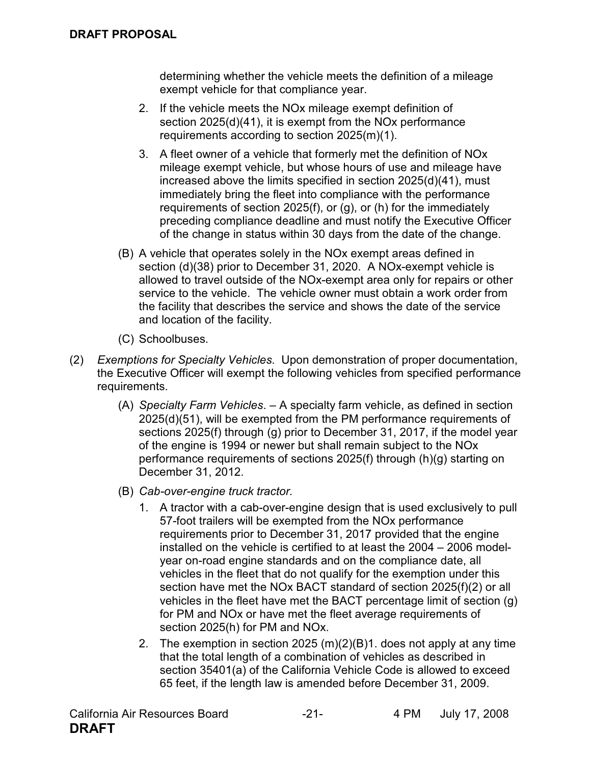determining whether the vehicle meets the definition of a mileage exempt vehicle for that compliance year.

2. If the vehicle meets the NOx mileage exempt definition of section 2025(d)(41), it is exempt from the NOx performance requirements according to section 2025(m)(1).

3. A fleet owner of a vehicle that formerly met the definition of NOx mileage exempt vehicle, but whose hours of use and mileage have increased above the limits specified in section 2025(d)(41), must immediately bring the fleet into compliance with the performance requirements of section 2025(f), or (g), or (h) for the immediately preceding compliance deadline and must notify the Executive Officer of the change in status within 30 days from the date of the change.

(B) A vehicle that operates solely in the NOx exempt areas defined in section (d)(38) prior to December 31, 2020. A NOx-exempt vehicle is allowed to travel outside of the NOx-exempt area only for repairs or other service to the vehicle. The vehicle owner must obtain a work order from the facility that describes the service and shows the date of the service and location of the facility.

(C) Schoolbuses.

(2) *Exemptions for Specialty Vehicles*. Upon demonstration of proper documentation, the Executive Officer will exempt the following vehicles from specified performance requirements.

(A) *Specialty Farm Vehicles*. – A specialty farm vehicle, as defined in section 2025(d)(51), will be exempted from the PM performance requirements of sections 2025(f) through (g) prior to December 31, 2017, if the model year of the engine is 1994 or newer but shall remain subject to the NOx performance requirements of sections 2025(f) through (h)(g) starting on December 31, 2012.

(B) *Cab-over-engine truck tractor.*

1. A tractor with a cab-over-engine design that is used exclusively to pull 57-foot trailers will be exempted from the NOx performance requirements prior to December 31, 2017 provided that the engine installed on the vehicle is certified to at least the 2004 – 2006 model-year on-road engine standards and on the compliance date, all vehicles in the fleet that do not qualify for the exemption under this section have met the NOx BACT standard of section 2025(f)(2) or all vehicles in the fleet have met the BACT percentage limit of section (g) for PM and NOx or have met the fleet average requirements of section 2025(h) for PM and NOx.

2. The exemption in section 2025 (m)(2)(B)1. does not apply at any time that the total length of a combination of vehicles as described in section 35401(a) of the California Vehicle Code is allowed to exceed 65 feet, if the length law is amended before December 31, 2009.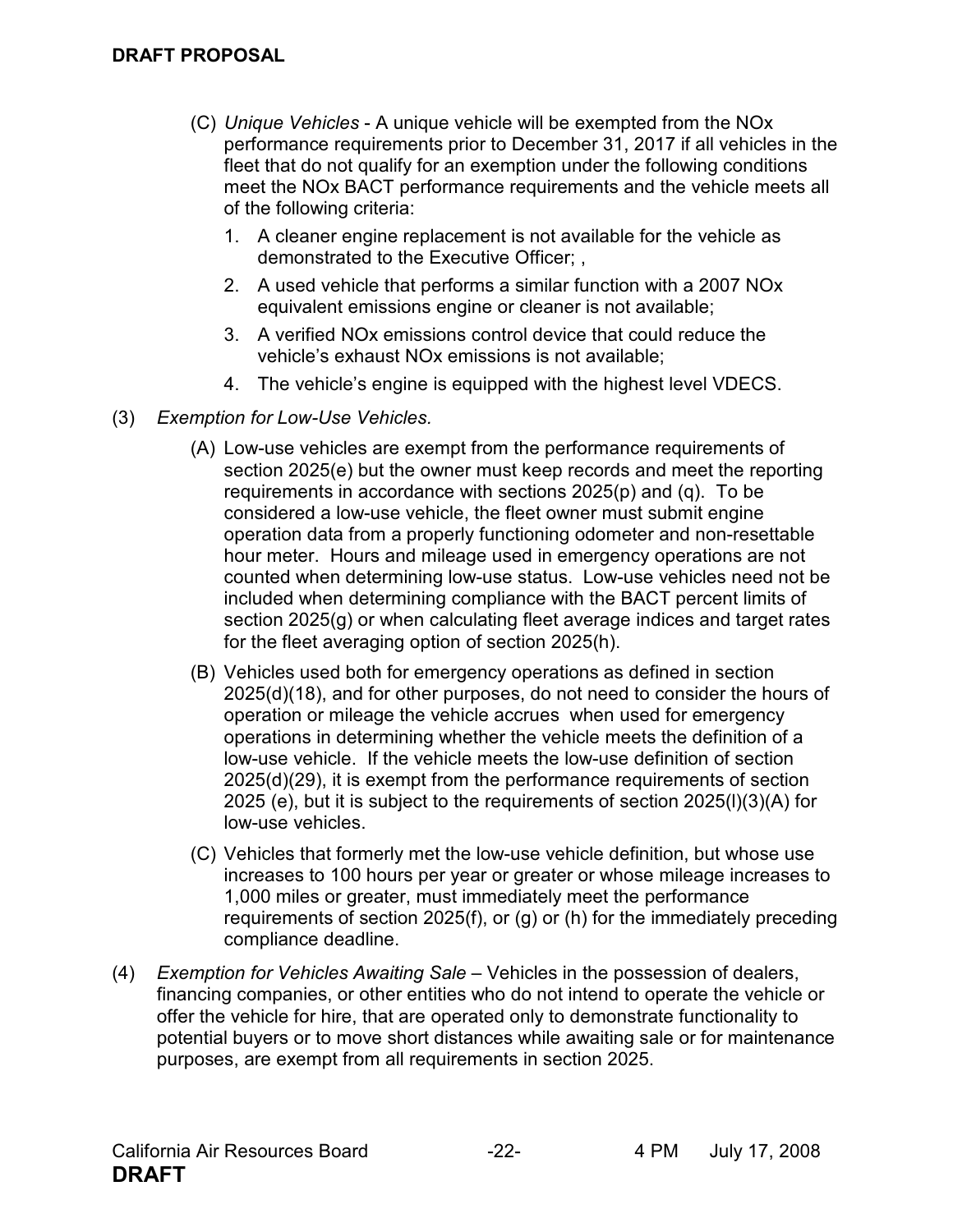(C) *Unique Vehicles* - A unique vehicle will be exempted from the NOx performance requirements prior to December 31, 2017 if all vehicles in the fleet that do not qualify for an exemption under the following conditions meet the NOx BACT performance requirements and the vehicle meets all of the following criteria:

1. A cleaner engine replacement is not available for the vehicle as demonstrated to the Executive Officer; ,
2. A used vehicle that performs a similar function with a 2007 NOx equivalent emissions engine or cleaner is not available;
3. A verified NOx emissions control device that could reduce the vehicle's exhaust NOx emissions is not available;
4. The vehicle's engine is equipped with the highest level VDECS.

(3) *Exemption for Low-Use Vehicles.*

(A) Low-use vehicles are exempt from the performance requirements of section 2025(e) but the owner must keep records and meet the reporting requirements in accordance with sections 2025(p) and (q). To be considered a low-use vehicle, the fleet owner must submit engine operation data from a properly functioning odometer and non-resettable hour meter. Hours and mileage used in emergency operations are not counted when determining low-use status. Low-use vehicles need not be included when determining compliance with the BACT percent limits of section 2025(g) or when calculating fleet average indices and target rates for the fleet averaging option of section 2025(h).

(B) Vehicles used both for emergency operations as defined in section 2025(d)(18), and for other purposes, do not need to consider the hours of operation or mileage the vehicle accrues when used for emergency operations in determining whether the vehicle meets the definition of a low-use vehicle. If the vehicle meets the low-use definition of section 2025(d)(29), it is exempt from the performance requirements of section 2025 (e), but it is subject to the requirements of section 2025(l)(3)(A) for low-use vehicles.

(C) Vehicles that formerly met the low-use vehicle definition, but whose use increases to 100 hours per year or greater or whose mileage increases to 1,000 miles or greater, must immediately meet the performance requirements of section 2025(f), or (g) or (h) for the immediately preceding compliance deadline.

(4) *Exemption for Vehicles Awaiting Sale* – Vehicles in the possession of dealers, financing companies, or other entities who do not intend to operate the vehicle or offer the vehicle for hire, that are operated only to demonstrate functionality to potential buyers or to move short distances while awaiting sale or for maintenance purposes, are exempt from all requirements in section 2025.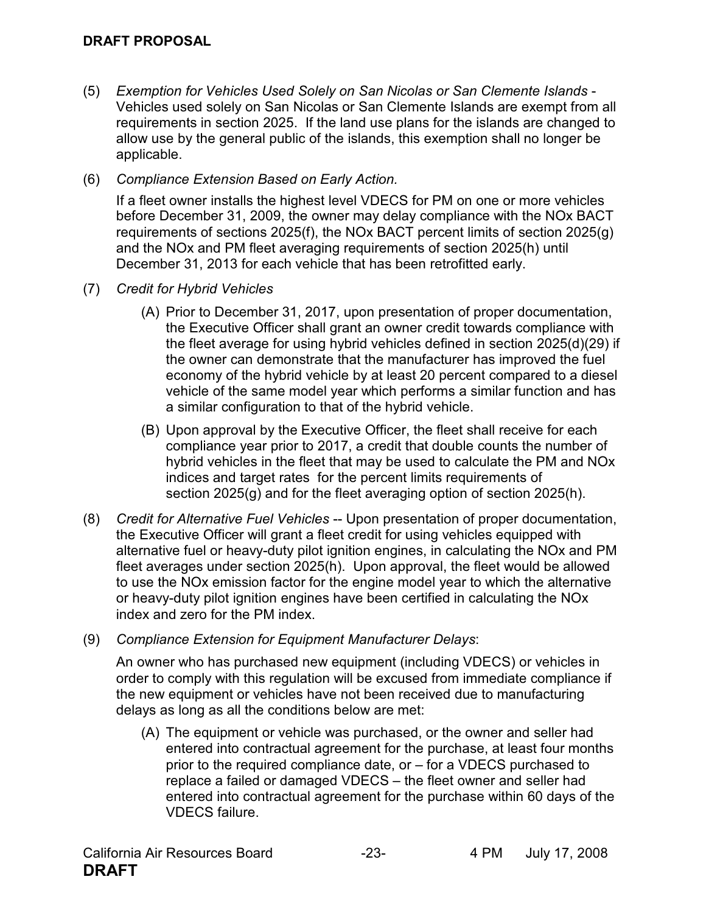(5) *Exemption for Vehicles Used Solely on San Nicolas or San Clemente Islands* - Vehicles used solely on San Nicolas or San Clemente Islands are exempt from all requirements in section 2025. If the land use plans for the islands are changed to allow use by the general public of the islands, this exemption shall no longer be applicable.

(6) *Compliance Extension Based on Early Action.*

If a fleet owner installs the highest level VDECS for PM on one or more vehicles before December 31, 2009, the owner may delay compliance with the NOx BACT requirements of sections 2025(f), the NOx BACT percent limits of section 2025(g) and the NOx and PM fleet averaging requirements of section 2025(h) until December 31, 2013 for each vehicle that has been retrofitted early.

(7) *Credit for Hybrid Vehicles*

(A) Prior to December 31, 2017, upon presentation of proper documentation, the Executive Officer shall grant an owner credit towards compliance with the fleet average for using hybrid vehicles defined in section 2025(d)(29) if the owner can demonstrate that the manufacturer has improved the fuel economy of the hybrid vehicle by at least 20 percent compared to a diesel vehicle of the same model year which performs a similar function and has a similar configuration to that of the hybrid vehicle.

(B) Upon approval by the Executive Officer, the fleet shall receive for each compliance year prior to 2017, a credit that double counts the number of hybrid vehicles in the fleet that may be used to calculate the PM and NOx indices and target rates for the percent limits requirements of section 2025(g) and for the fleet averaging option of section 2025(h).

(8) *Credit for Alternative Fuel Vehicles* -- Upon presentation of proper documentation, the Executive Officer will grant a fleet credit for using vehicles equipped with alternative fuel or heavy-duty pilot ignition engines, in calculating the NOx and PM fleet averages under section 2025(h). Upon approval, the fleet would be allowed to use the NOx emission factor for the engine model year to which the alternative or heavy-duty pilot ignition engines have been certified in calculating the NOx index and zero for the PM index.

(9) *Compliance Extension for Equipment Manufacturer Delays*:

An owner who has purchased new equipment (including VDECS) or vehicles in order to comply with this regulation will be excused from immediate compliance if the new equipment or vehicles have not been received due to manufacturing delays as long as all the conditions below are met:

(A) The equipment or vehicle was purchased, or the owner and seller had entered into contractual agreement for the purchase, at least four months prior to the required compliance date, or – for a VDECS purchased to replace a failed or damaged VDECS – the fleet owner and seller had entered into contractual agreement for the purchase within 60 days of the VDECS failure.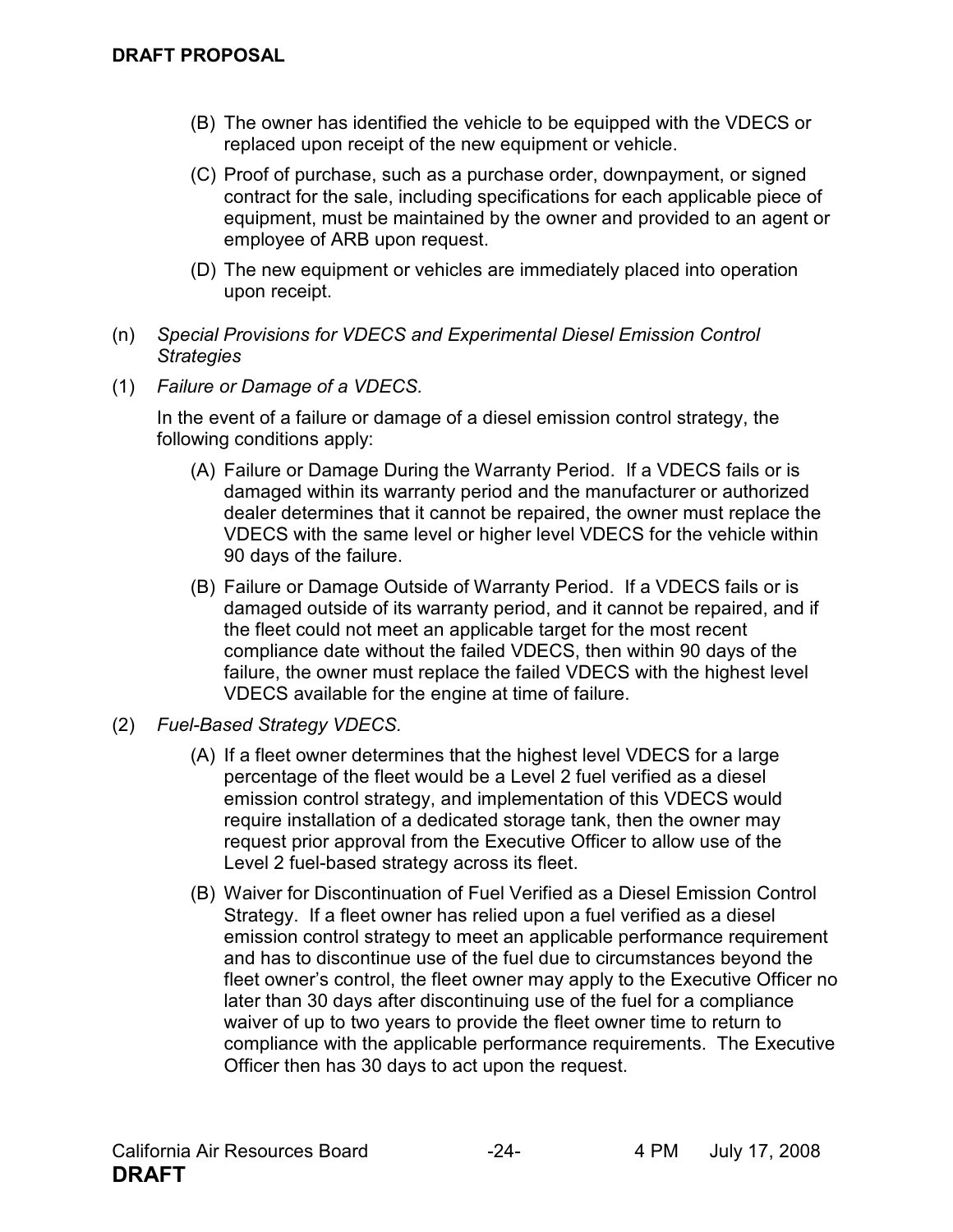(B) The owner has identified the vehicle to be equipped with the VDECS or replaced upon receipt of the new equipment or vehicle.

(C) Proof of purchase, such as a purchase order, downpayment, or signed contract for the sale, including specifications for each applicable piece of equipment, must be maintained by the owner and provided to an agent or employee of ARB upon request.

(D) The new equipment or vehicles are immediately placed into operation upon receipt.

(n) *Special Provisions for VDECS and Experimental Diesel Emission Control Strategies*

(1) *Failure or Damage of a VDECS.*

In the event of a failure or damage of a diesel emission control strategy, the following conditions apply:

(A) Failure or Damage During the Warranty Period. If a VDECS fails or is damaged within its warranty period and the manufacturer or authorized dealer determines that it cannot be repaired, the owner must replace the VDECS with the same level or higher level VDECS for the vehicle within 90 days of the failure.

(B) Failure or Damage Outside of Warranty Period. If a VDECS fails or is damaged outside of its warranty period, and it cannot be repaired, and if the fleet could not meet an applicable target for the most recent compliance date without the failed VDECS, then within 90 days of the failure, the owner must replace the failed VDECS with the highest level VDECS available for the engine at time of failure.

(2) *Fuel-Based Strategy VDECS.*

(A) If a fleet owner determines that the highest level VDECS for a large percentage of the fleet would be a Level 2 fuel verified as a diesel emission control strategy, and implementation of this VDECS would require installation of a dedicated storage tank, then the owner may request prior approval from the Executive Officer to allow use of the Level 2 fuel-based strategy across its fleet.

(B) Waiver for Discontinuation of Fuel Verified as a Diesel Emission Control Strategy. If a fleet owner has relied upon a fuel verified as a diesel emission control strategy to meet an applicable performance requirement and has to discontinue use of the fuel due to circumstances beyond the fleet owner's control, the fleet owner may apply to the Executive Officer no later than 30 days after discontinuing use of the fuel for a compliance waiver of up to two years to provide the fleet owner time to return to compliance with the applicable performance requirements. The Executive Officer then has 30 days to act upon the request.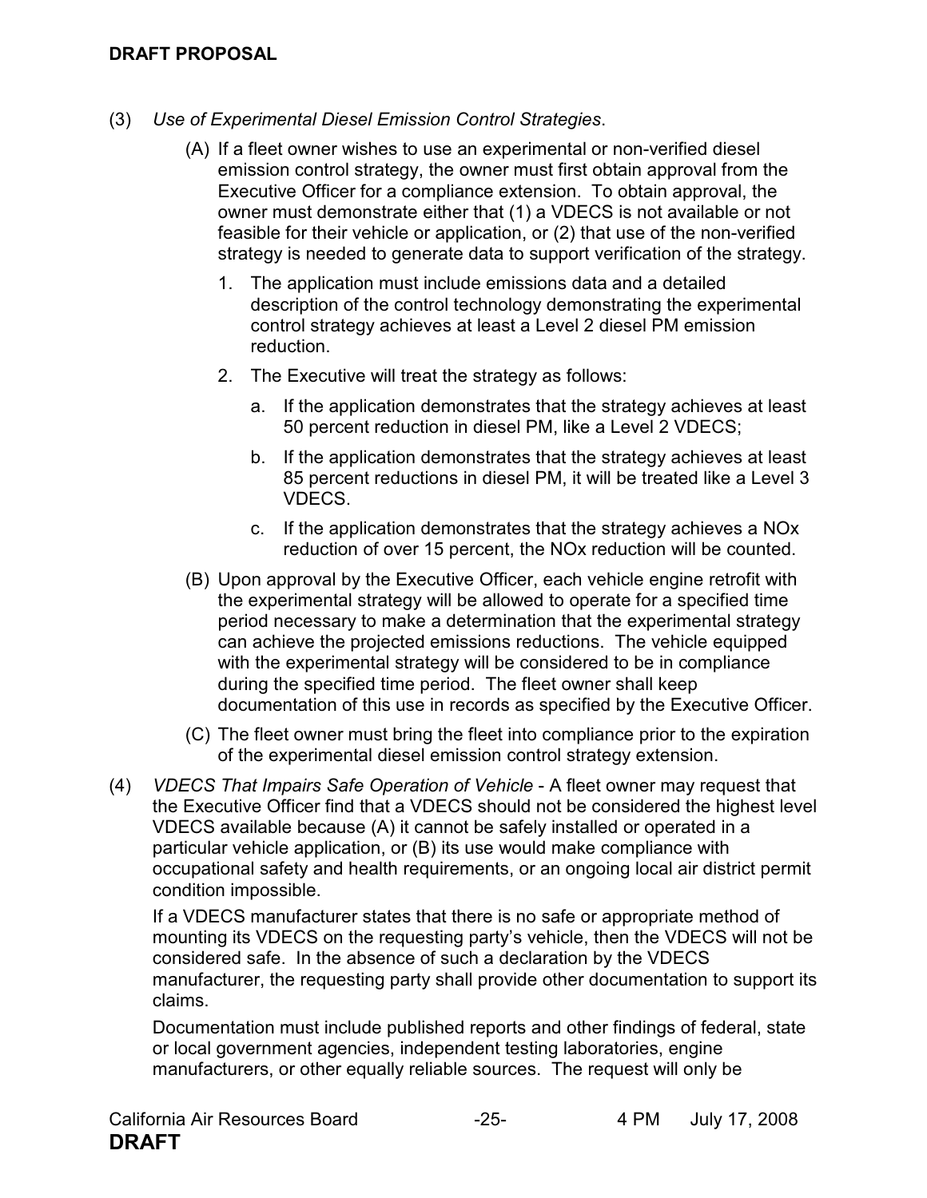(3) *Use of Experimental Diesel Emission Control Strategies*.

(A) If a fleet owner wishes to use an experimental or non-verified diesel emission control strategy, the owner must first obtain approval from the Executive Officer for a compliance extension. To obtain approval, the owner must demonstrate either that (1) a VDECS is not available or not feasible for their vehicle or application, or (2) that use of the non-verified strategy is needed to generate data to support verification of the strategy.

1. The application must include emissions data and a detailed description of the control technology demonstrating the experimental control strategy achieves at least a Level 2 diesel PM emission reduction.

2. The Executive will treat the strategy as follows:

   a. If the application demonstrates that the strategy achieves at least 50 percent reduction in diesel PM, like a Level 2 VDECS;

   b. If the application demonstrates that the strategy achieves at least 85 percent reductions in diesel PM, it will be treated like a Level 3 VDECS.

   c. If the application demonstrates that the strategy achieves a NOx reduction of over 15 percent, the NOx reduction will be counted.

(B) Upon approval by the Executive Officer, each vehicle engine retrofit with the experimental strategy will be allowed to operate for a specified time period necessary to make a determination that the experimental strategy can achieve the projected emissions reductions. The vehicle equipped with the experimental strategy will be considered to be in compliance during the specified time period. The fleet owner shall keep documentation of this use in records as specified by the Executive Officer.

(C) The fleet owner must bring the fleet into compliance prior to the expiration of the experimental diesel emission control strategy extension.

(4) *VDECS That Impairs Safe Operation of Vehicle* - A fleet owner may request that the Executive Officer find that a VDECS should not be considered the highest level VDECS available because (A) it cannot be safely installed or operated in a particular vehicle application, or (B) its use would make compliance with occupational safety and health requirements, or an ongoing local air district permit condition impossible.

If a VDECS manufacturer states that there is no safe or appropriate method of mounting its VDECS on the requesting party's vehicle, then the VDECS will not be considered safe. In the absence of such a declaration by the VDECS manufacturer, the requesting party shall provide other documentation to support its claims.

Documentation must include published reports and other findings of federal, state or local government agencies, independent testing laboratories, engine manufacturers, or other equally reliable sources. The request will only be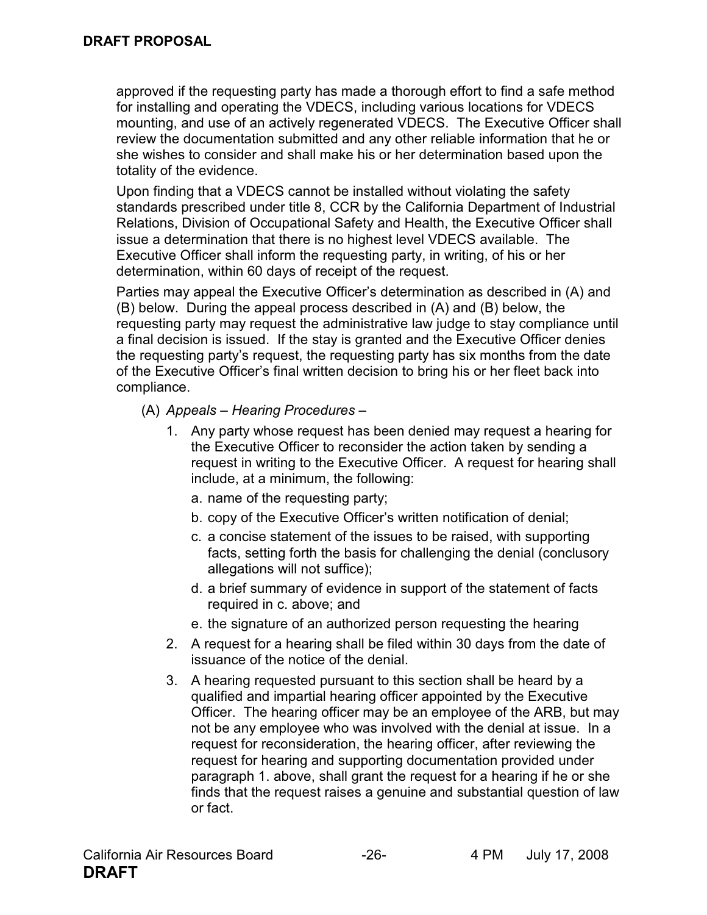approved if the requesting party has made a thorough effort to find a safe method for installing and operating the VDECS, including various locations for VDECS mounting, and use of an actively regenerated VDECS. The Executive Officer shall review the documentation submitted and any other reliable information that he or she wishes to consider and shall make his or her determination based upon the totality of the evidence.

Upon finding that a VDECS cannot be installed without violating the safety standards prescribed under title 8, CCR by the California Department of Industrial Relations, Division of Occupational Safety and Health, the Executive Officer shall issue a determination that there is no highest level VDECS available. The Executive Officer shall inform the requesting party, in writing, of his or her determination, within 60 days of receipt of the request.

Parties may appeal the Executive Officer's determination as described in (A) and (B) below. During the appeal process described in (A) and (B) below, the requesting party may request the administrative law judge to stay compliance until a final decision is issued. If the stay is granted and the Executive Officer denies the requesting party's request, the requesting party has six months from the date of the Executive Officer's final written decision to bring his or her fleet back into compliance.

(A) *Appeals – Hearing Procedures –*

1. Any party whose request has been denied may request a hearing for the Executive Officer to reconsider the action taken by sending a request in writing to the Executive Officer. A request for hearing shall include, at a minimum, the following:
   a. name of the requesting party;
   b. copy of the Executive Officer's written notification of denial;
   c. a concise statement of the issues to be raised, with supporting facts, setting forth the basis for challenging the denial (conclusory allegations will not suffice);
   d. a brief summary of evidence in support of the statement of facts required in c. above; and
   e. the signature of an authorized person requesting the hearing
2. A request for a hearing shall be filed within 30 days from the date of issuance of the notice of the denial.
3. A hearing requested pursuant to this section shall be heard by a qualified and impartial hearing officer appointed by the Executive Officer. The hearing officer may be an employee of the ARB, but may not be any employee who was involved with the denial at issue. In a request for reconsideration, the hearing officer, after reviewing the request for hearing and supporting documentation provided under paragraph 1. above, shall grant the request for a hearing if he or she finds that the request raises a genuine and substantial question of law or fact.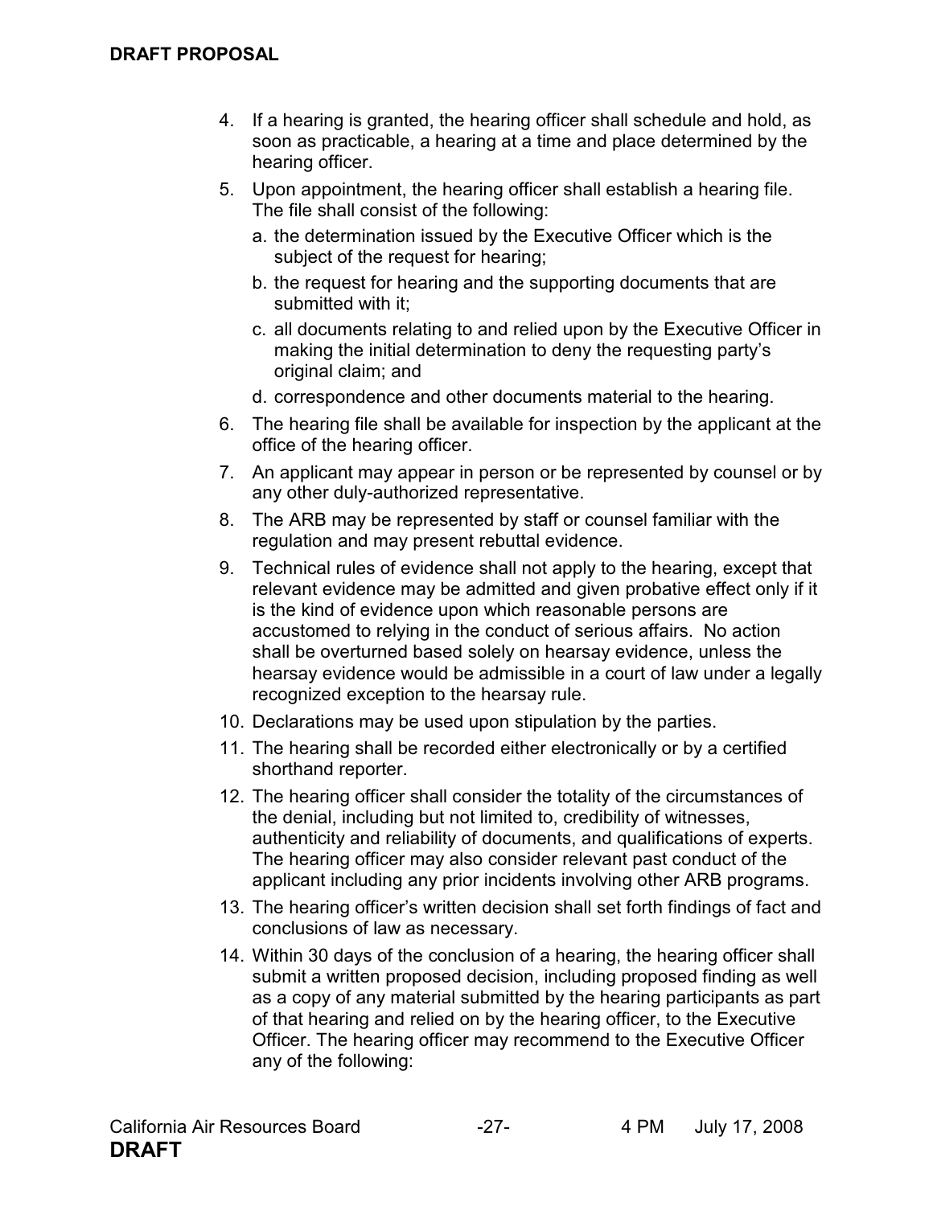4. If a hearing is granted, the hearing officer shall schedule and hold, as soon as practicable, a hearing at a time and place determined by the hearing officer.
5. Upon appointment, the hearing officer shall establish a hearing file. The file shall consist of the following:
   a. the determination issued by the Executive Officer which is the subject of the request for hearing;
   b. the request for hearing and the supporting documents that are submitted with it;
   c. all documents relating to and relied upon by the Executive Officer in making the initial determination to deny the requesting party's original claim; and
   d. correspondence and other documents material to the hearing.
6. The hearing file shall be available for inspection by the applicant at the office of the hearing officer.
7. An applicant may appear in person or be represented by counsel or by any other duly-authorized representative.
8. The ARB may be represented by staff or counsel familiar with the regulation and may present rebuttal evidence.
9. Technical rules of evidence shall not apply to the hearing, except that relevant evidence may be admitted and given probative effect only if it is the kind of evidence upon which reasonable persons are accustomed to relying in the conduct of serious affairs. No action shall be overturned based solely on hearsay evidence, unless the hearsay evidence would be admissible in a court of law under a legally recognized exception to the hearsay rule.
10. Declarations may be used upon stipulation by the parties.
11. The hearing shall be recorded either electronically or by a certified shorthand reporter.
12. The hearing officer shall consider the totality of the circumstances of the denial, including but not limited to, credibility of witnesses, authenticity and reliability of documents, and qualifications of experts. The hearing officer may also consider relevant past conduct of the applicant including any prior incidents involving other ARB programs.
13. The hearing officer's written decision shall set forth findings of fact and conclusions of law as necessary.
14. Within 30 days of the conclusion of a hearing, the hearing officer shall submit a written proposed decision, including proposed finding as well as a copy of any material submitted by the hearing participants as part of that hearing and relied on by the hearing officer, to the Executive Officer. The hearing officer may recommend to the Executive Officer any of the following: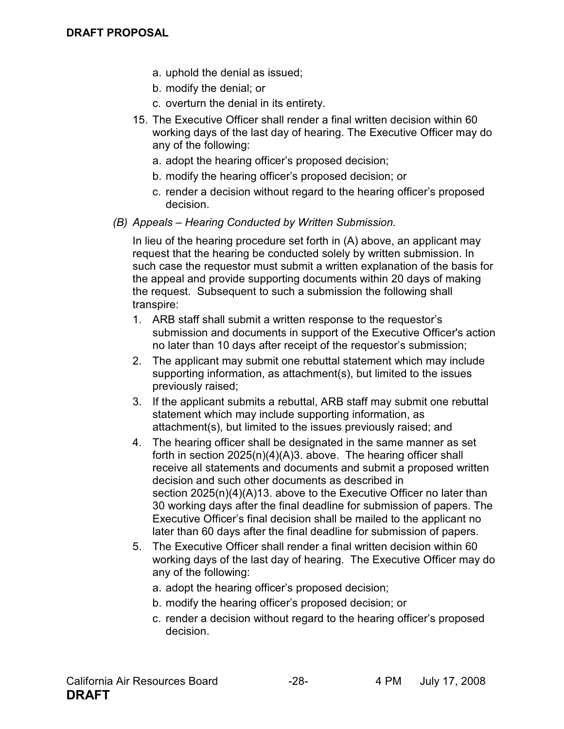a. uphold the denial as issued;

b. modify the denial; or

c. overturn the denial in its entirety.

15. The Executive Officer shall render a final written decision within 60 working days of the last day of hearing. The Executive Officer may do any of the following:

    a. adopt the hearing officer's proposed decision;

    b. modify the hearing officer's proposed decision; or

    c. render a decision without regard to the hearing officer's proposed decision.

*(B) Appeals – Hearing Conducted by Written Submission.*

In lieu of the hearing procedure set forth in (A) above, an applicant may request that the hearing be conducted solely by written submission. In such case the requestor must submit a written explanation of the basis for the appeal and provide supporting documents within 20 days of making the request. Subsequent to such a submission the following shall transpire:

1. ARB staff shall submit a written response to the requestor's submission and documents in support of the Executive Officer's action no later than 10 days after receipt of the requestor's submission;
2. The applicant may submit one rebuttal statement which may include supporting information, as attachment(s), but limited to the issues previously raised;
3. If the applicant submits a rebuttal, ARB staff may submit one rebuttal statement which may include supporting information, as attachment(s), but limited to the issues previously raised; and
4. The hearing officer shall be designated in the same manner as set forth in section 2025(n)(4)(A)3. above. The hearing officer shall receive all statements and documents and submit a proposed written decision and such other documents as described in section 2025(n)(4)(A)13. above to the Executive Officer no later than 30 working days after the final deadline for submission of papers. The Executive Officer's final decision shall be mailed to the applicant no later than 60 days after the final deadline for submission of papers.
5. The Executive Officer shall render a final written decision within 60 working days of the last day of hearing. The Executive Officer may do any of the following:

   a. adopt the hearing officer's proposed decision;

   b. modify the hearing officer's proposed decision; or

   c. render a decision without regard to the hearing officer's proposed decision.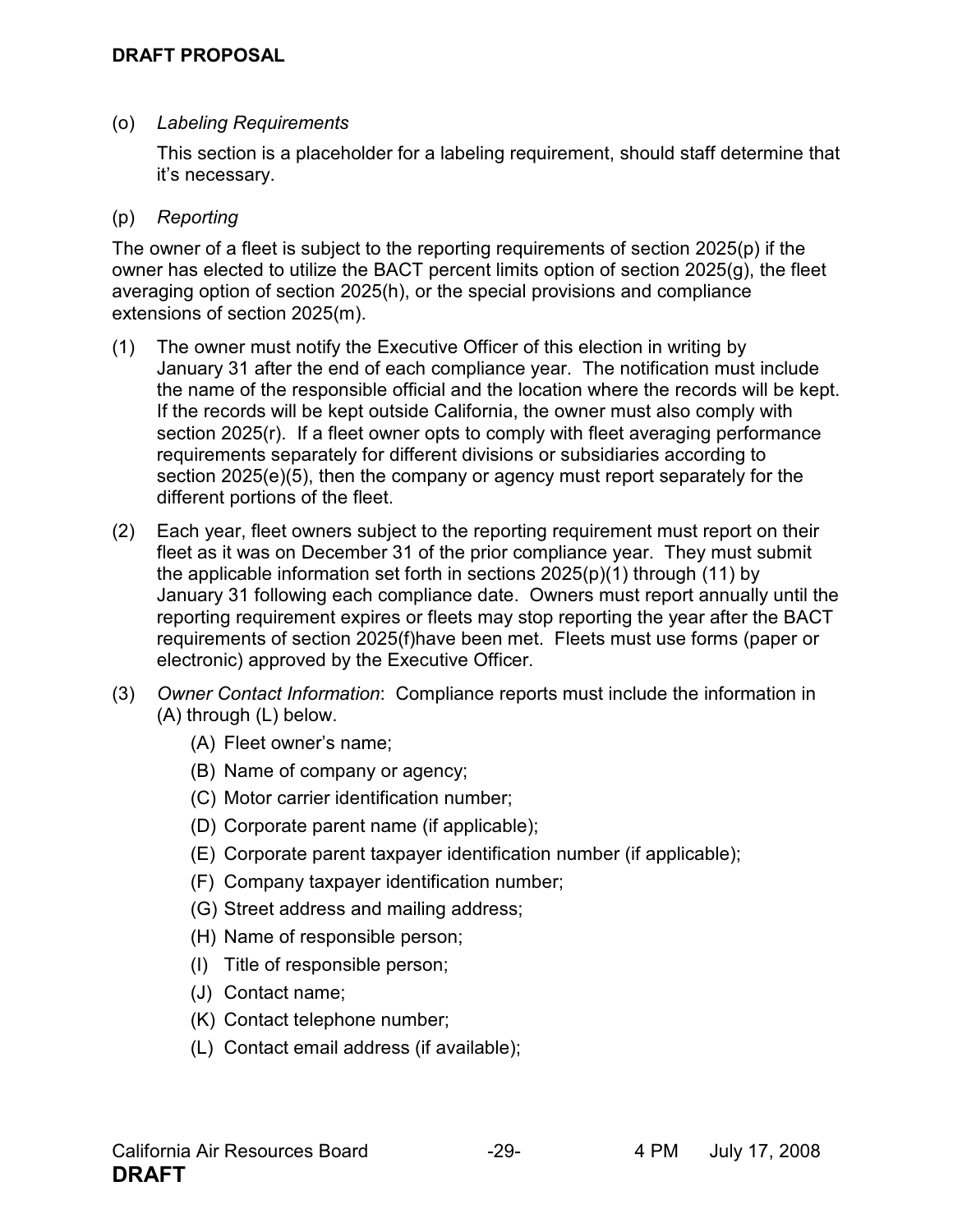(o) *Labeling Requirements*

This section is a placeholder for a labeling requirement, should staff determine that it's necessary.

(p) *Reporting*

The owner of a fleet is subject to the reporting requirements of section 2025(p) if the owner has elected to utilize the BACT percent limits option of section 2025(g), the fleet averaging option of section 2025(h), or the special provisions and compliance extensions of section 2025(m).

(1) The owner must notify the Executive Officer of this election in writing by January 31 after the end of each compliance year. The notification must include the name of the responsible official and the location where the records will be kept. If the records will be kept outside California, the owner must also comply with section 2025(r). If a fleet owner opts to comply with fleet averaging performance requirements separately for different divisions or subsidiaries according to section 2025(e)(5), then the company or agency must report separately for the different portions of the fleet.

(2) Each year, fleet owners subject to the reporting requirement must report on their fleet as it was on December 31 of the prior compliance year. They must submit the applicable information set forth in sections 2025(p)(1) through (11) by January 31 following each compliance date. Owners must report annually until the reporting requirement expires or fleets may stop reporting the year after the BACT requirements of section 2025(f)have been met. Fleets must use forms (paper or electronic) approved by the Executive Officer.

(3) *Owner Contact Information*: Compliance reports must include the information in (A) through (L) below.

(A) Fleet owner's name;

(B) Name of company or agency;

(C) Motor carrier identification number;

(D) Corporate parent name (if applicable);

(E) Corporate parent taxpayer identification number (if applicable);

(F) Company taxpayer identification number;

(G) Street address and mailing address;

(H) Name of responsible person;

(I) Title of responsible person;

(J) Contact name;

(K) Contact telephone number;

(L) Contact email address (if available);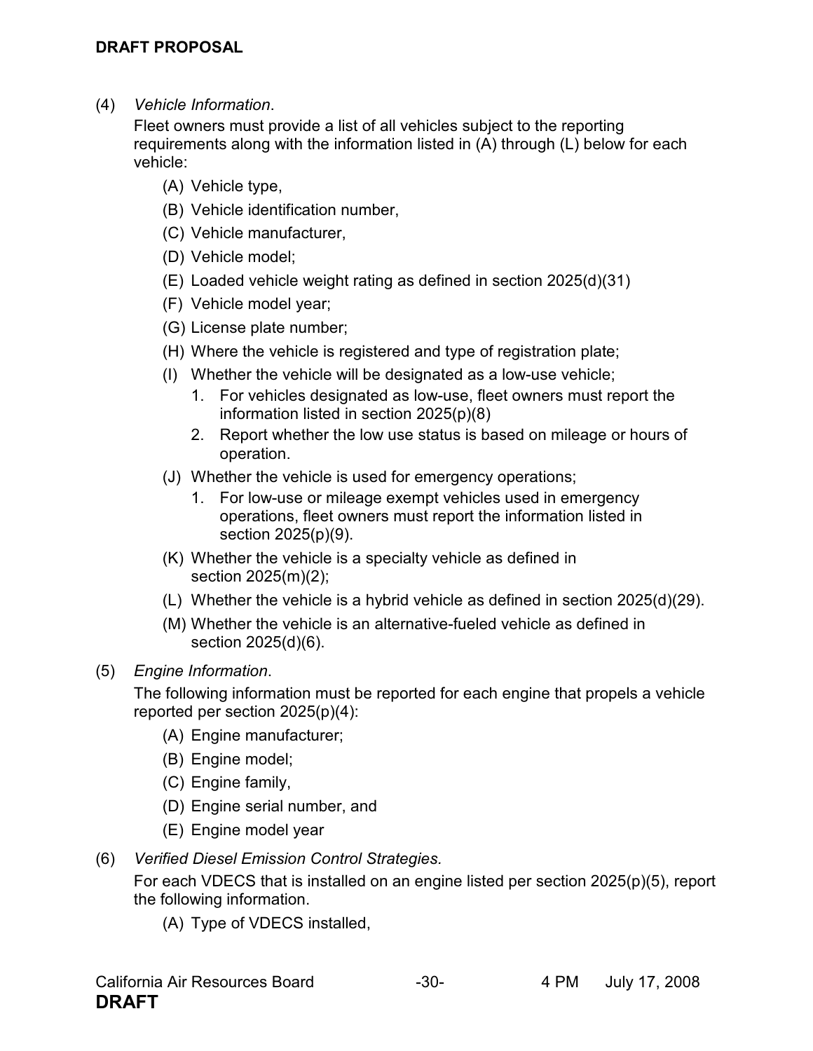(4) *Vehicle Information*.

Fleet owners must provide a list of all vehicles subject to the reporting requirements along with the information listed in (A) through (L) below for each vehicle:

- (A) Vehicle type,
- (B) Vehicle identification number,
- (C) Vehicle manufacturer,
- (D) Vehicle model;
- (E) Loaded vehicle weight rating as defined in section 2025(d)(31)
- (F) Vehicle model year;
- (G) License plate number;
- (H) Where the vehicle is registered and type of registration plate;
- (I) Whether the vehicle will be designated as a low-use vehicle;
  1. For vehicles designated as low-use, fleet owners must report the information listed in section 2025(p)(8)
  2. Report whether the low use status is based on mileage or hours of operation.
- (J) Whether the vehicle is used for emergency operations;
  1. For low-use or mileage exempt vehicles used in emergency operations, fleet owners must report the information listed in section 2025(p)(9).
- (K) Whether the vehicle is a specialty vehicle as defined in section 2025(m)(2);
- (L) Whether the vehicle is a hybrid vehicle as defined in section 2025(d)(29).
- (M) Whether the vehicle is an alternative-fueled vehicle as defined in section 2025(d)(6).

(5) *Engine Information*.

The following information must be reported for each engine that propels a vehicle reported per section 2025(p)(4):

- (A) Engine manufacturer;
- (B) Engine model;
- (C) Engine family,
- (D) Engine serial number, and
- (E) Engine model year

(6) *Verified Diesel Emission Control Strategies.*

For each VDECS that is installed on an engine listed per section 2025(p)(5), report the following information.

- (A) Type of VDECS installed,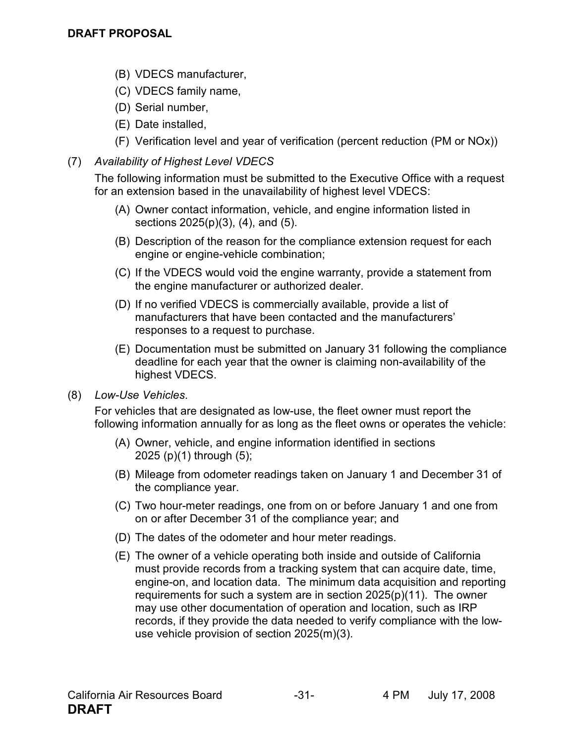(B) VDECS manufacturer,

(C) VDECS family name,

(D) Serial number,

(E) Date installed,

(F) Verification level and year of verification (percent reduction (PM or NOx))

(7) *Availability of Highest Level VDECS*

The following information must be submitted to the Executive Office with a request for an extension based in the unavailability of highest level VDECS:

(A) Owner contact information, vehicle, and engine information listed in sections 2025(p)(3), (4), and (5).

(B) Description of the reason for the compliance extension request for each engine or engine-vehicle combination;

(C) If the VDECS would void the engine warranty, provide a statement from the engine manufacturer or authorized dealer.

(D) If no verified VDECS is commercially available, provide a list of manufacturers that have been contacted and the manufacturers' responses to a request to purchase.

(E) Documentation must be submitted on January 31 following the compliance deadline for each year that the owner is claiming non-availability of the highest VDECS.

(8) *Low-Use Vehicles*.

For vehicles that are designated as low-use, the fleet owner must report the following information annually for as long as the fleet owns or operates the vehicle:

(A) Owner, vehicle, and engine information identified in sections 2025 (p)(1) through (5);

(B) Mileage from odometer readings taken on January 1 and December 31 of the compliance year.

(C) Two hour-meter readings, one from on or before January 1 and one from on or after December 31 of the compliance year; and

(D) The dates of the odometer and hour meter readings.

(E) The owner of a vehicle operating both inside and outside of California must provide records from a tracking system that can acquire date, time, engine-on, and location data. The minimum data acquisition and reporting requirements for such a system are in section 2025(p)(11). The owner may use other documentation of operation and location, such as IRP records, if they provide the data needed to verify compliance with the low-use vehicle provision of section 2025(m)(3).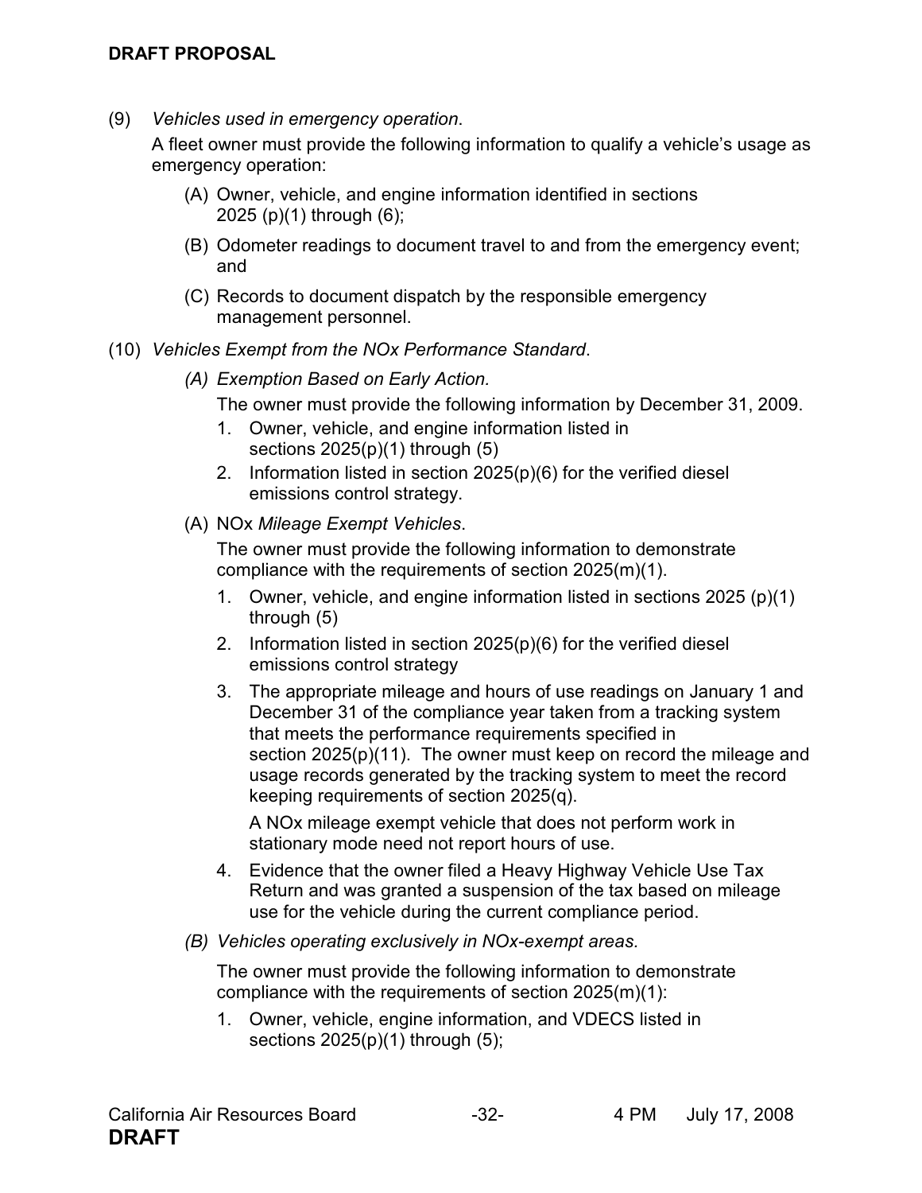(9) *Vehicles used in emergency operation*.

A fleet owner must provide the following information to qualify a vehicle's usage as emergency operation:

(A) Owner, vehicle, and engine information identified in sections 2025 (p)(1) through (6);

(B) Odometer readings to document travel to and from the emergency event; and

(C) Records to document dispatch by the responsible emergency management personnel.

(10) *Vehicles Exempt from the NOx Performance Standard*.

*(A) Exemption Based on Early Action.*

The owner must provide the following information by December 31, 2009.

1. Owner, vehicle, and engine information listed in sections 2025(p)(1) through (5)
2. Information listed in section 2025(p)(6) for the verified diesel emissions control strategy.

(A) NOx *Mileage Exempt Vehicles*.

The owner must provide the following information to demonstrate compliance with the requirements of section 2025(m)(1).

1. Owner, vehicle, and engine information listed in sections 2025 (p)(1) through (5)
2. Information listed in section 2025(p)(6) for the verified diesel emissions control strategy
3. The appropriate mileage and hours of use readings on January 1 and December 31 of the compliance year taken from a tracking system that meets the performance requirements specified in section 2025(p)(11). The owner must keep on record the mileage and usage records generated by the tracking system to meet the record keeping requirements of section 2025(q).

   A NOx mileage exempt vehicle that does not perform work in stationary mode need not report hours of use.
4. Evidence that the owner filed a Heavy Highway Vehicle Use Tax Return and was granted a suspension of the tax based on mileage use for the vehicle during the current compliance period.

*(B) Vehicles operating exclusively in NOx-exempt areas.*

The owner must provide the following information to demonstrate compliance with the requirements of section 2025(m)(1):

1. Owner, vehicle, engine information, and VDECS listed in sections 2025(p)(1) through (5);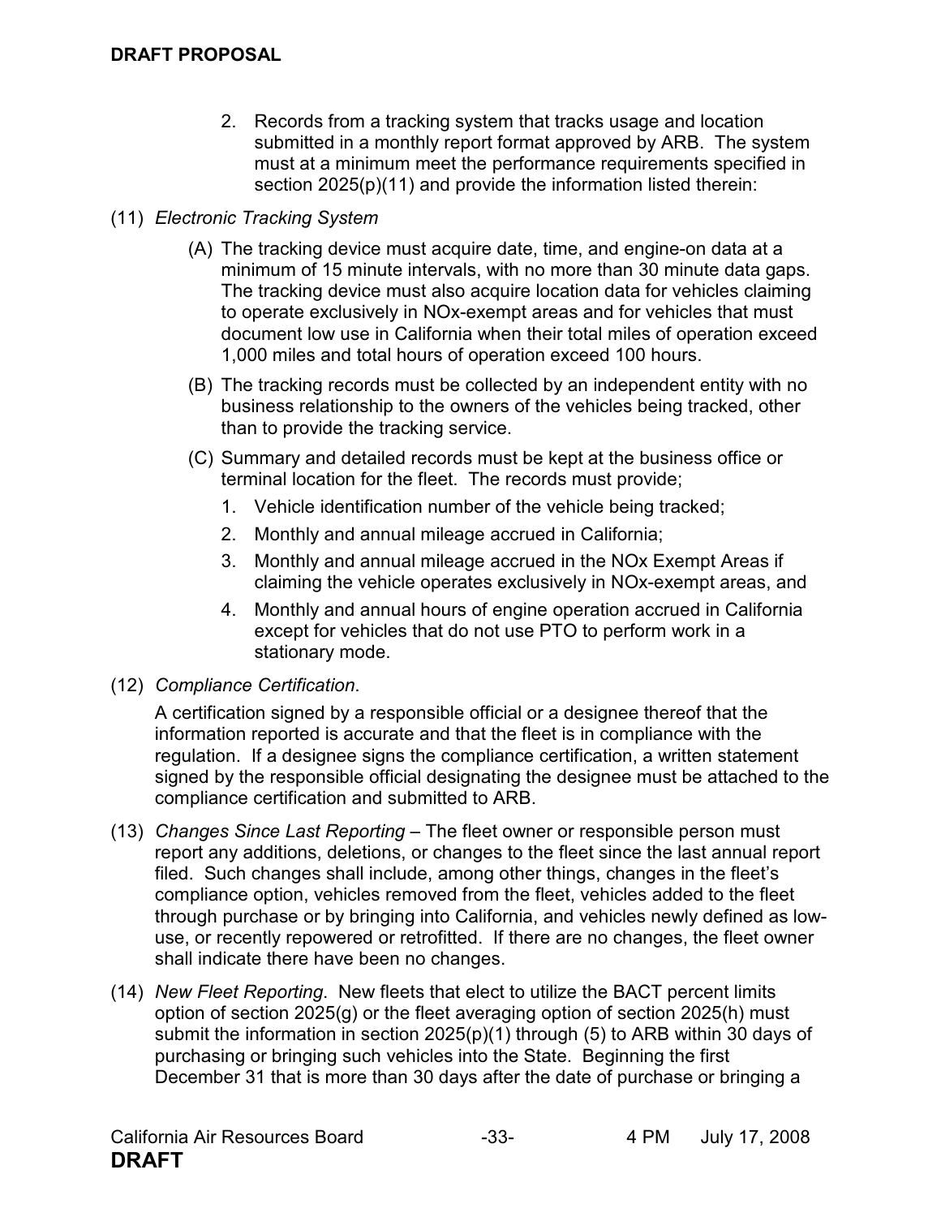2. Records from a tracking system that tracks usage and location submitted in a monthly report format approved by ARB. The system must at a minimum meet the performance requirements specified in section 2025(p)(11) and provide the information listed therein:

(11) *Electronic Tracking System*

(A) The tracking device must acquire date, time, and engine-on data at a minimum of 15 minute intervals, with no more than 30 minute data gaps. The tracking device must also acquire location data for vehicles claiming to operate exclusively in NOx-exempt areas and for vehicles that must document low use in California when their total miles of operation exceed 1,000 miles and total hours of operation exceed 100 hours.

(B) The tracking records must be collected by an independent entity with no business relationship to the owners of the vehicles being tracked, other than to provide the tracking service.

(C) Summary and detailed records must be kept at the business office or terminal location for the fleet. The records must provide;

1. Vehicle identification number of the vehicle being tracked;
2. Monthly and annual mileage accrued in California;
3. Monthly and annual mileage accrued in the NOx Exempt Areas if claiming the vehicle operates exclusively in NOx-exempt areas, and
4. Monthly and annual hours of engine operation accrued in California except for vehicles that do not use PTO to perform work in a stationary mode.

(12) *Compliance Certification*.

A certification signed by a responsible official or a designee thereof that the information reported is accurate and that the fleet is in compliance with the regulation. If a designee signs the compliance certification, a written statement signed by the responsible official designating the designee must be attached to the compliance certification and submitted to ARB.

(13) *Changes Since Last Reporting* – The fleet owner or responsible person must report any additions, deletions, or changes to the fleet since the last annual report filed. Such changes shall include, among other things, changes in the fleet's compliance option, vehicles removed from the fleet, vehicles added to the fleet through purchase or by bringing into California, and vehicles newly defined as low-use, or recently repowered or retrofitted. If there are no changes, the fleet owner shall indicate there have been no changes.

(14) *New Fleet Reporting*. New fleets that elect to utilize the BACT percent limits option of section 2025(g) or the fleet averaging option of section 2025(h) must submit the information in section 2025(p)(1) through (5) to ARB within 30 days of purchasing or bringing such vehicles into the State. Beginning the first December 31 that is more than 30 days after the date of purchase or bringing a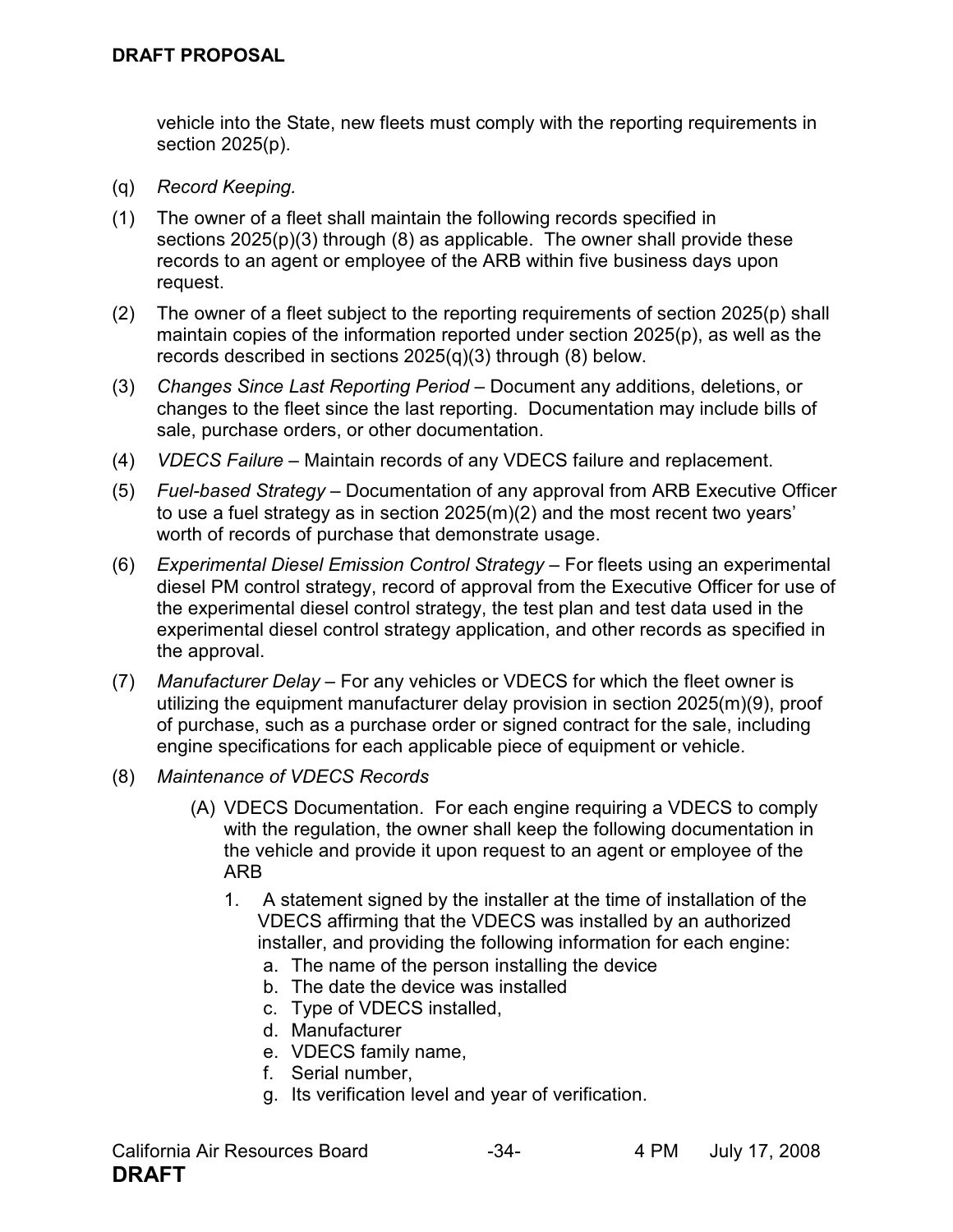vehicle into the State, new fleets must comply with the reporting requirements in section 2025(p).

(q) *Record Keeping.*

(1) The owner of a fleet shall maintain the following records specified in sections 2025(p)(3) through (8) as applicable. The owner shall provide these records to an agent or employee of the ARB within five business days upon request.

(2) The owner of a fleet subject to the reporting requirements of section 2025(p) shall maintain copies of the information reported under section 2025(p), as well as the records described in sections 2025(q)(3) through (8) below.

(3) *Changes Since Last Reporting Period* – Document any additions, deletions, or changes to the fleet since the last reporting. Documentation may include bills of sale, purchase orders, or other documentation.

(4) *VDECS Failure* – Maintain records of any VDECS failure and replacement.

(5) *Fuel-based Strategy* – Documentation of any approval from ARB Executive Officer to use a fuel strategy as in section 2025(m)(2) and the most recent two years' worth of records of purchase that demonstrate usage.

(6) *Experimental Diesel Emission Control Strategy* – For fleets using an experimental diesel PM control strategy, record of approval from the Executive Officer for use of the experimental diesel control strategy, the test plan and test data used in the experimental diesel control strategy application, and other records as specified in the approval.

(7) *Manufacturer Delay* – For any vehicles or VDECS for which the fleet owner is utilizing the equipment manufacturer delay provision in section 2025(m)(9), proof of purchase, such as a purchase order or signed contract for the sale, including engine specifications for each applicable piece of equipment or vehicle.

(8) *Maintenance of VDECS Records*

  (A) VDECS Documentation. For each engine requiring a VDECS to comply with the regulation, the owner shall keep the following documentation in the vehicle and provide it upon request to an agent or employee of the ARB

    1. A statement signed by the installer at the time of installation of the VDECS affirming that the VDECS was installed by an authorized installer, and providing the following information for each engine:
      a. The name of the person installing the device
      b. The date the device was installed
      c. Type of VDECS installed,
      d. Manufacturer
      e. VDECS family name,
      f. Serial number,
      g. Its verification level and year of verification.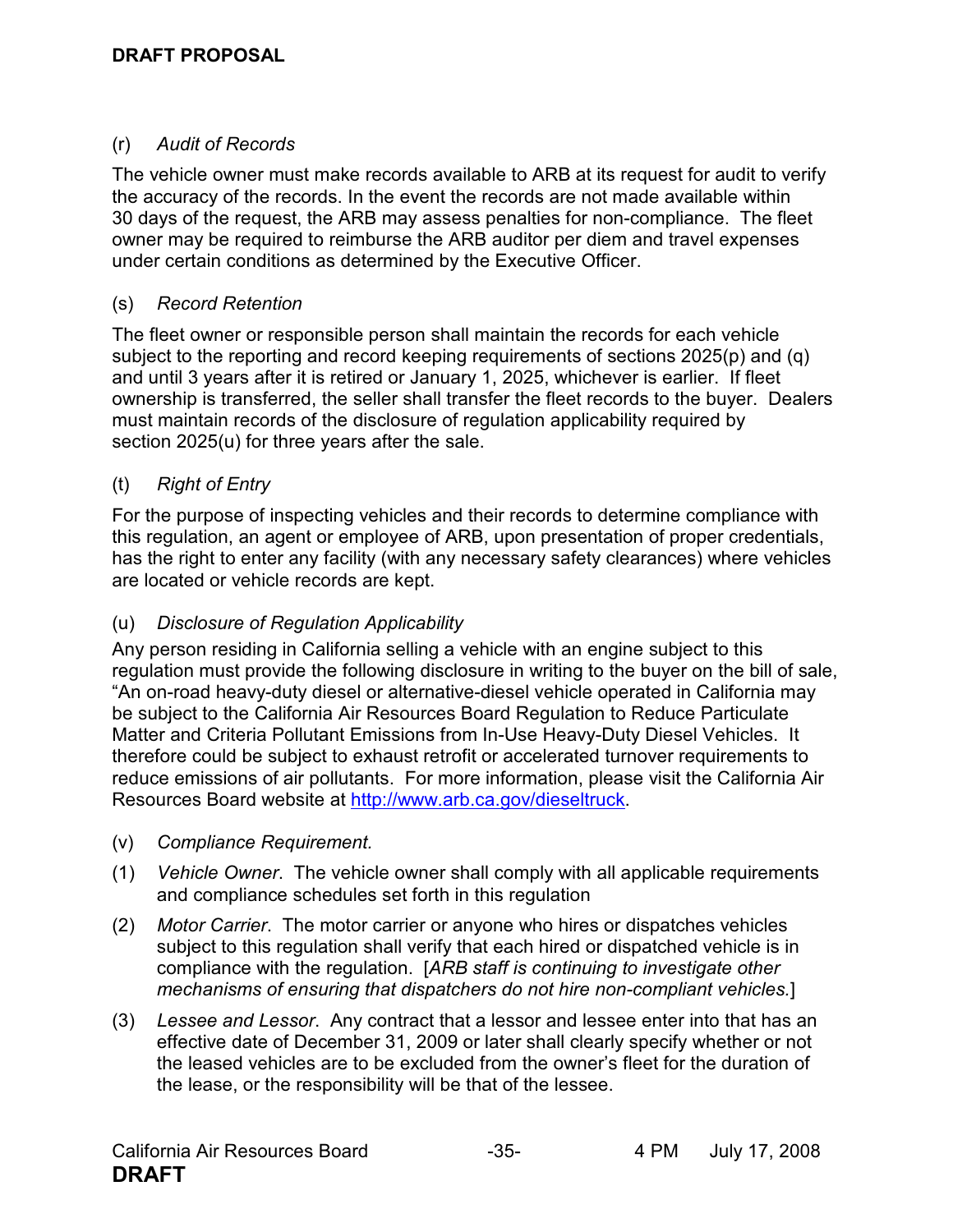(r) *Audit of Records*

The vehicle owner must make records available to ARB at its request for audit to verify the accuracy of the records. In the event the records are not made available within 30 days of the request, the ARB may assess penalties for non-compliance. The fleet owner may be required to reimburse the ARB auditor per diem and travel expenses under certain conditions as determined by the Executive Officer.

(s) *Record Retention*

The fleet owner or responsible person shall maintain the records for each vehicle subject to the reporting and record keeping requirements of sections 2025(p) and (q) and until 3 years after it is retired or January 1, 2025, whichever is earlier. If fleet ownership is transferred, the seller shall transfer the fleet records to the buyer. Dealers must maintain records of the disclosure of regulation applicability required by section 2025(u) for three years after the sale.

(t) *Right of Entry*

For the purpose of inspecting vehicles and their records to determine compliance with this regulation, an agent or employee of ARB, upon presentation of proper credentials, has the right to enter any facility (with any necessary safety clearances) where vehicles are located or vehicle records are kept.

(u) *Disclosure of Regulation Applicability*

Any person residing in California selling a vehicle with an engine subject to this regulation must provide the following disclosure in writing to the buyer on the bill of sale, "An on-road heavy-duty diesel or alternative-diesel vehicle operated in California may be subject to the California Air Resources Board Regulation to Reduce Particulate Matter and Criteria Pollutant Emissions from In-Use Heavy-Duty Diesel Vehicles. It therefore could be subject to exhaust retrofit or accelerated turnover requirements to reduce emissions of air pollutants. For more information, please visit the California Air Resources Board website at http://www.arb.ca.gov/dieseltruck.

(v) *Compliance Requirement.*

(1) *Vehicle Owner*. The vehicle owner shall comply with all applicable requirements and compliance schedules set forth in this regulation

(2) *Motor Carrier*. The motor carrier or anyone who hires or dispatches vehicles subject to this regulation shall verify that each hired or dispatched vehicle is in compliance with the regulation. [*ARB staff is continuing to investigate other mechanisms of ensuring that dispatchers do not hire non-compliant vehicles.*]

(3) *Lessee and Lessor*. Any contract that a lessor and lessee enter into that has an effective date of December 31, 2009 or later shall clearly specify whether or not the leased vehicles are to be excluded from the owner's fleet for the duration of the lease, or the responsibility will be that of the lessee.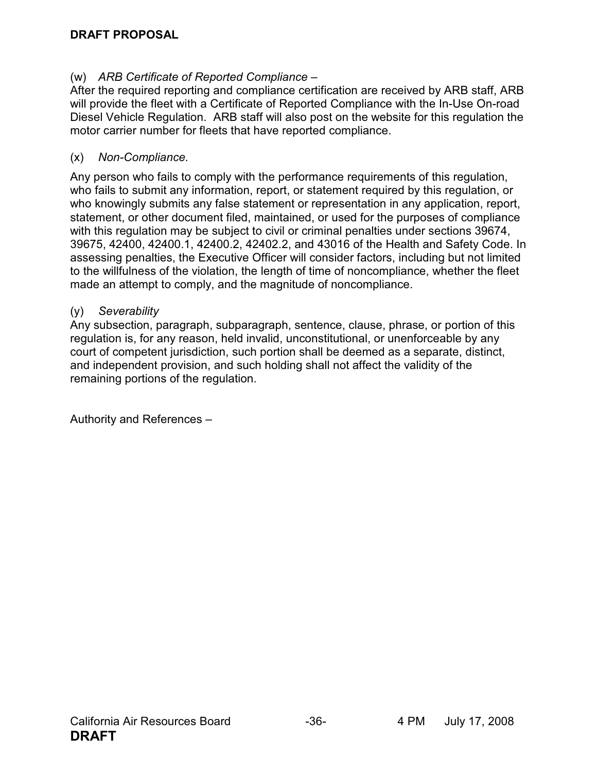(w) *ARB Certificate of Reported Compliance* –
After the required reporting and compliance certification are received by ARB staff, ARB will provide the fleet with a Certificate of Reported Compliance with the In-Use On-road Diesel Vehicle Regulation. ARB staff will also post on the website for this regulation the motor carrier number for fleets that have reported compliance.

(x) *Non-Compliance.*

Any person who fails to comply with the performance requirements of this regulation, who fails to submit any information, report, or statement required by this regulation, or who knowingly submits any false statement or representation in any application, report, statement, or other document filed, maintained, or used for the purposes of compliance with this regulation may be subject to civil or criminal penalties under sections 39674, 39675, 42400, 42400.1, 42400.2, 42402.2, and 43016 of the Health and Safety Code. In assessing penalties, the Executive Officer will consider factors, including but not limited to the willfulness of the violation, the length of time of noncompliance, whether the fleet made an attempt to comply, and the magnitude of noncompliance.

(y) *Severability*
Any subsection, paragraph, subparagraph, sentence, clause, phrase, or portion of this regulation is, for any reason, held invalid, unconstitutional, or unenforceable by any court of competent jurisdiction, such portion shall be deemed as a separate, distinct, and independent provision, and such holding shall not affect the validity of the remaining portions of the regulation.

Authority and References –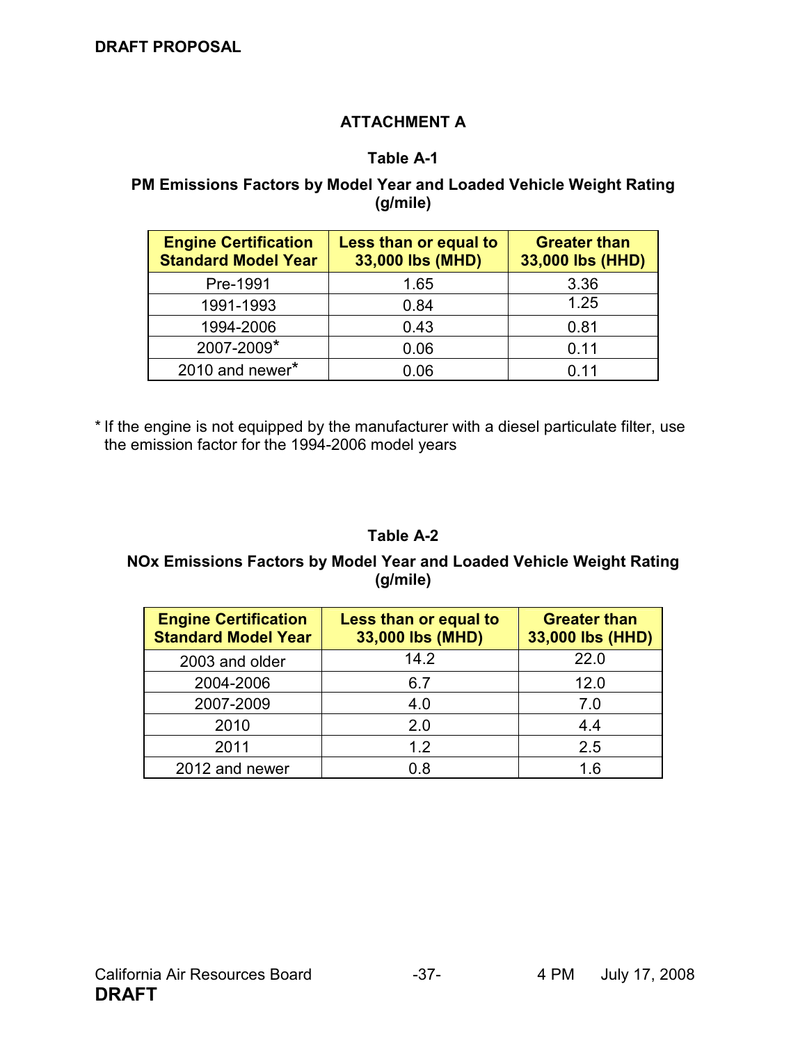**DRAFT PROPOSAL**

## ATTACHMENT A

### Table A-1

### PM Emissions Factors by Model Year and Loaded Vehicle Weight Rating (g/mile)

| Engine Certification Standard Model Year | Less than or equal to 33,000 lbs (MHD) | Greater than 33,000 lbs (HHD) |
|---|---|---|
| Pre-1991 | 1.65 | 3.36 |
| 1991-1993 | 0.84 | 1.25 |
| 1994-2006 | 0.43 | 0.81 |
| 2007-2009* | 0.06 | 0.11 |
| 2010 and newer* | 0.06 | 0.11 |

* If the engine is not equipped by the manufacturer with a diesel particulate filter, use the emission factor for the 1994-2006 model years

### Table A-2

### NOx Emissions Factors by Model Year and Loaded Vehicle Weight Rating (g/mile)

| Engine Certification Standard Model Year | Less than or equal to 33,000 lbs (MHD) | Greater than 33,000 lbs (HHD) |
|---|---|---|
| 2003 and older | 14.2 | 22.0 |
| 2004-2006 | 6.7 | 12.0 |
| 2007-2009 | 4.0 | 7.0 |
| 2010 | 2.0 | 4.4 |
| 2011 | 1.2 | 2.5 |
| 2012 and newer | 0.8 | 1.6 |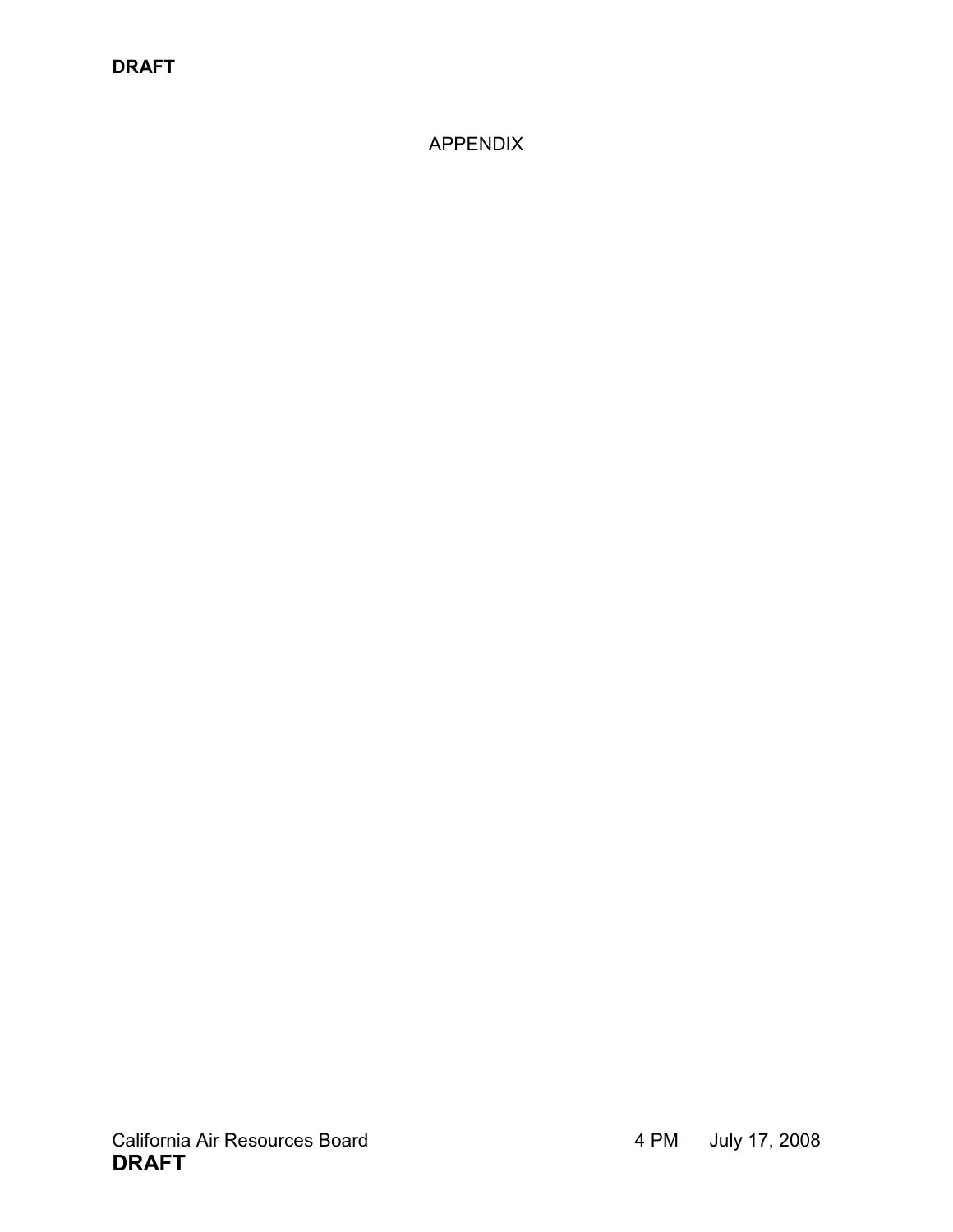APPENDIX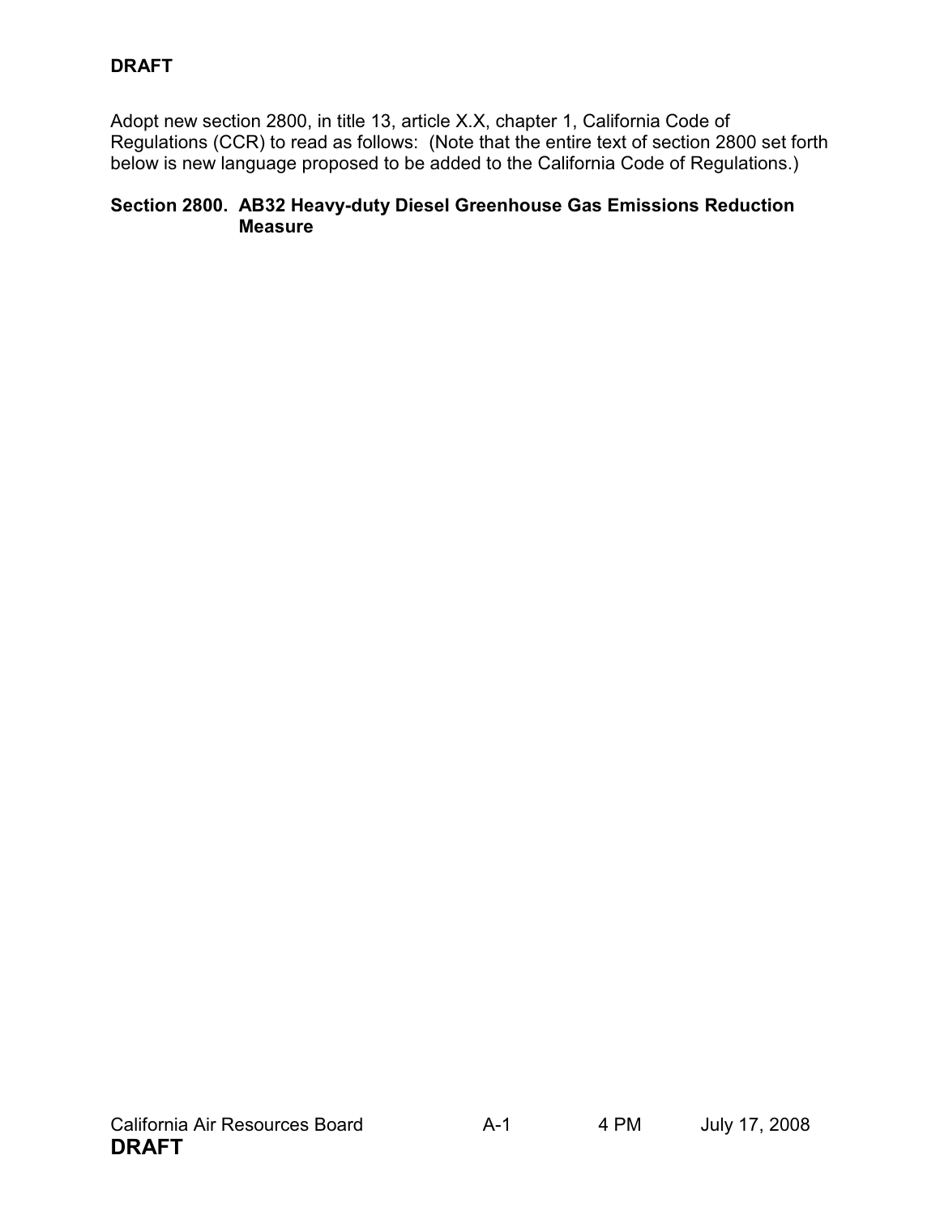**DRAFT**

Adopt new section 2800, in title 13, article X.X, chapter 1, California Code of Regulations (CCR) to read as follows: (Note that the entire text of section 2800 set forth below is new language proposed to be added to the California Code of Regulations.)

## Section 2800. AB32 Heavy-duty Diesel Greenhouse Gas Emissions Reduction Measure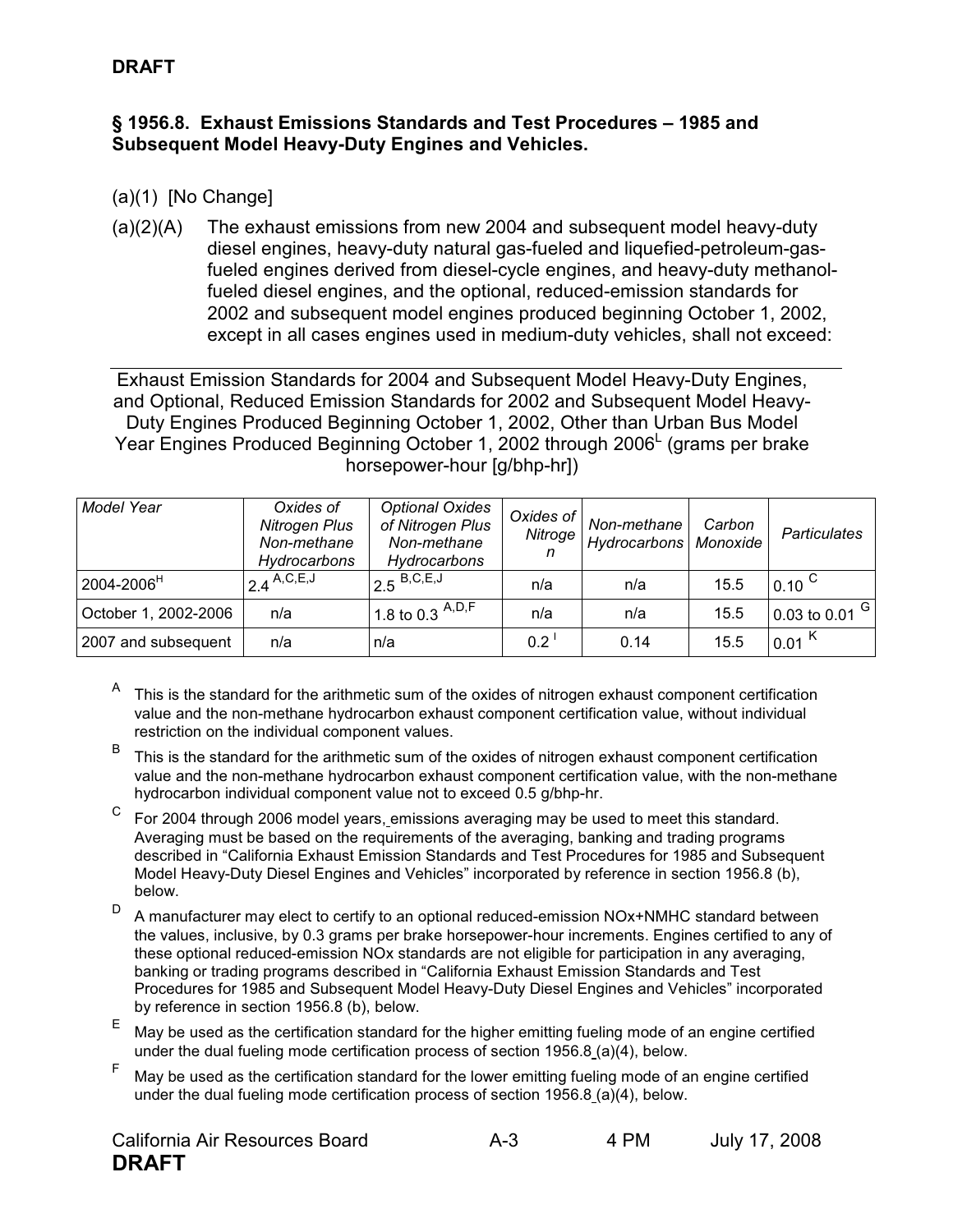**DRAFT**

## § 1956.8. Exhaust Emissions Standards and Test Procedures – 1985 and Subsequent Model Heavy-Duty Engines and Vehicles.

(a)(1) [No Change]

(a)(2)(A) The exhaust emissions from new 2004 and subsequent model heavy-duty diesel engines, heavy-duty natural gas-fueled and liquefied-petroleum-gas-fueled engines derived from diesel-cycle engines, and heavy-duty methanol-fueled diesel engines, and the optional, reduced-emission standards for 2002 and subsequent model engines produced beginning October 1, 2002, except in all cases engines used in medium-duty vehicles, shall not exceed:

Exhaust Emission Standards for 2004 and Subsequent Model Heavy-Duty Engines, and Optional, Reduced Emission Standards for 2002 and Subsequent Model Heavy-Duty Engines Produced Beginning October 1, 2002, Other than Urban Bus Model Year Engines Produced Beginning October 1, 2002 through 2006[L] (grams per brake horsepower-hour [g/bhp-hr])

| *Model Year* | *Oxides of Nitrogen Plus Non-methane Hydrocarbons* | *Optional Oxides of Nitrogen Plus Non-methane Hydrocarbons* | *Oxides of Nitrogen* | *Non-methane Hydrocarbons* | *Carbon Monoxide* | *Particulates* |
|---|---|---|---|---|---|---|
| 2004-2006[H] | 2.4 [A,C,E,J] | 2.5 [B,C,E,J] | n/a | n/a | 15.5 | 0.10 [C] |
| October 1, 2002-2006 | n/a | 1.8 to 0.3 [A,D,F] | n/a | n/a | 15.5 | 0.03 to 0.01 [G] |
| 2007 and subsequent | n/a | n/a | 0.2 [I] | 0.14 | 15.5 | 0.01 [K] |

[A] This is the standard for the arithmetic sum of the oxides of nitrogen exhaust component certification value and the non-methane hydrocarbon exhaust component certification value, without individual restriction on the individual component values.

[B] This is the standard for the arithmetic sum of the oxides of nitrogen exhaust component certification value and the non-methane hydrocarbon exhaust component certification value, with the non-methane hydrocarbon individual component value not to exceed 0.5 g/bhp-hr.

[C] For 2004 through 2006 model years, emissions averaging may be used to meet this standard. Averaging must be based on the requirements of the averaging, banking and trading programs described in "California Exhaust Emission Standards and Test Procedures for 1985 and Subsequent Model Heavy-Duty Diesel Engines and Vehicles" incorporated by reference in section 1956.8 (b), below.

[D] A manufacturer may elect to certify to an optional reduced-emission NOx+NMHC standard between the values, inclusive, by 0.3 grams per brake horsepower-hour increments. Engines certified to any of these optional reduced-emission NOx standards are not eligible for participation in any averaging, banking or trading programs described in "California Exhaust Emission Standards and Test Procedures for 1985 and Subsequent Model Heavy-Duty Diesel Engines and Vehicles" incorporated by reference in section 1956.8 (b), below.

[E] May be used as the certification standard for the higher emitting fueling mode of an engine certified under the dual fueling mode certification process of section 1956.8 (a)(4), below.

[F] May be used as the certification standard for the lower emitting fueling mode of an engine certified under the dual fueling mode certification process of section 1956.8 (a)(4), below.

California Air Resources Board A-3 4 PM July 17, 2008
**DRAFT**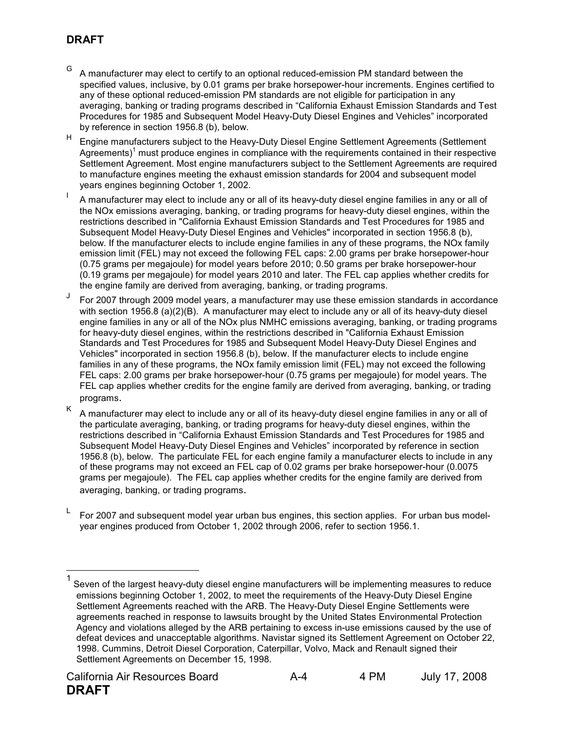**DRAFT**

G A manufacturer may elect to certify to an optional reduced-emission PM standard between the specified values, inclusive, by 0.01 grams per brake horsepower-hour increments. Engines certified to any of these optional reduced-emission PM standards are not eligible for participation in any averaging, banking or trading programs described in "California Exhaust Emission Standards and Test Procedures for 1985 and Subsequent Model Heavy-Duty Diesel Engines and Vehicles" incorporated by reference in section 1956.8 (b), below.

H Engine manufacturers subject to the Heavy-Duty Diesel Engine Settlement Agreements (Settlement Agreements)[1] must produce engines in compliance with the requirements contained in their respective Settlement Agreement. Most engine manufacturers subject to the Settlement Agreements are required to manufacture engines meeting the exhaust emission standards for 2004 and subsequent model years engines beginning October 1, 2002.

I A manufacturer may elect to include any or all of its heavy-duty diesel engine families in any or all of the NOx emissions averaging, banking, or trading programs for heavy-duty diesel engines, within the restrictions described in "California Exhaust Emission Standards and Test Procedures for 1985 and Subsequent Model Heavy-Duty Diesel Engines and Vehicles" incorporated in section 1956.8 (b), below. If the manufacturer elects to include engine families in any of these programs, the NOx family emission limit (FEL) may not exceed the following FEL caps: 2.00 grams per brake horsepower-hour (0.75 grams per megajoule) for model years before 2010; 0.50 grams per brake horsepower-hour (0.19 grams per megajoule) for model years 2010 and later. The FEL cap applies whether credits for the engine family are derived from averaging, banking, or trading programs.

J For 2007 through 2009 model years, a manufacturer may use these emission standards in accordance with section 1956.8 (a)(2)(B). A manufacturer may elect to include any or all of its heavy-duty diesel engine families in any or all of the NOx plus NMHC emissions averaging, banking, or trading programs for heavy-duty diesel engines, within the restrictions described in "California Exhaust Emission Standards and Test Procedures for 1985 and Subsequent Model Heavy-Duty Diesel Engines and Vehicles" incorporated in section 1956.8 (b), below. If the manufacturer elects to include engine families in any of these programs, the NOx family emission limit (FEL) may not exceed the following FEL caps: 2.00 grams per brake horsepower-hour (0.75 grams per megajoule) for model years. The FEL cap applies whether credits for the engine family are derived from averaging, banking, or trading programs.

K A manufacturer may elect to include any or all of its heavy-duty diesel engine families in any or all of the particulate averaging, banking, or trading programs for heavy-duty diesel engines, within the restrictions described in "California Exhaust Emission Standards and Test Procedures for 1985 and Subsequent Model Heavy-Duty Diesel Engines and Vehicles" incorporated by reference in section 1956.8 (b), below. The particulate FEL for each engine family a manufacturer elects to include in any of these programs may not exceed an FEL cap of 0.02 grams per brake horsepower-hour (0.0075 grams per megajoule). The FEL cap applies whether credits for the engine family are derived from averaging, banking, or trading programs.

L For 2007 and subsequent model year urban bus engines, this section applies. For urban bus model-year engines produced from October 1, 2002 through 2006, refer to section 1956.1.

---

[1] Seven of the largest heavy-duty diesel engine manufacturers will be implementing measures to reduce emissions beginning October 1, 2002, to meet the requirements of the Heavy-Duty Diesel Engine Settlement Agreements reached with the ARB. The Heavy-Duty Diesel Engine Settlements were agreements reached in response to lawsuits brought by the United States Environmental Protection Agency and violations alleged by the ARB pertaining to excess in-use emissions caused by the use of defeat devices and unacceptable algorithms. Navistar signed its Settlement Agreement on October 22, 1998. Cummins, Detroit Diesel Corporation, Caterpillar, Volvo, Mack and Renault signed their Settlement Agreements on December 15, 1998.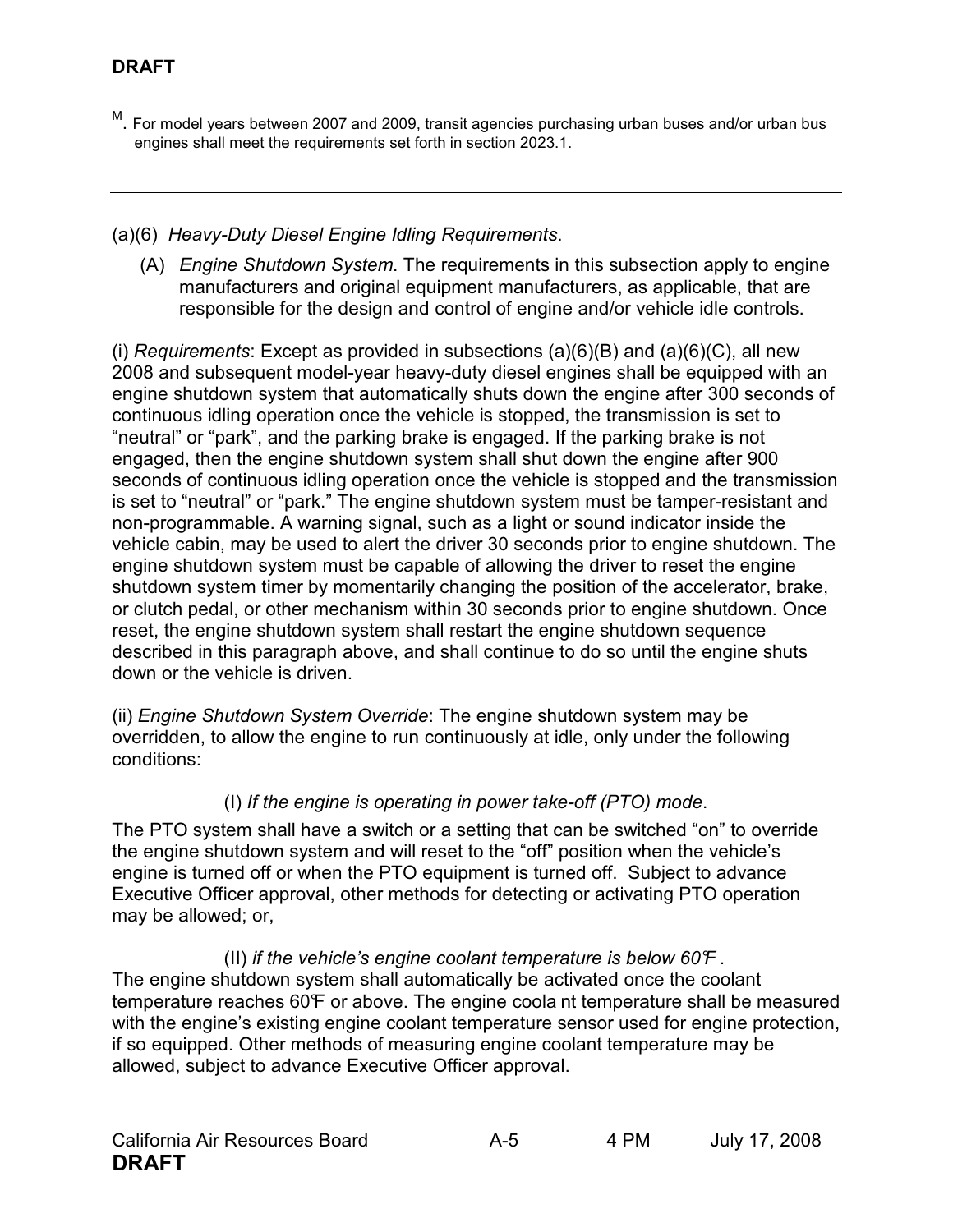M. For model years between 2007 and 2009, transit agencies purchasing urban buses and/or urban bus engines shall meet the requirements set forth in section 2023.1.

---

(a)(6) *Heavy-Duty Diesel Engine Idling Requirements*.

(A) *Engine Shutdown System*. The requirements in this subsection apply to engine manufacturers and original equipment manufacturers, as applicable, that are responsible for the design and control of engine and/or vehicle idle controls.

(i) *Requirements*: Except as provided in subsections (a)(6)(B) and (a)(6)(C), all new 2008 and subsequent model-year heavy-duty diesel engines shall be equipped with an engine shutdown system that automatically shuts down the engine after 300 seconds of continuous idling operation once the vehicle is stopped, the transmission is set to "neutral" or "park", and the parking brake is engaged. If the parking brake is not engaged, then the engine shutdown system shall shut down the engine after 900 seconds of continuous idling operation once the vehicle is stopped and the transmission is set to "neutral" or "park." The engine shutdown system must be tamper-resistant and non-programmable. A warning signal, such as a light or sound indicator inside the vehicle cabin, may be used to alert the driver 30 seconds prior to engine shutdown. The engine shutdown system must be capable of allowing the driver to reset the engine shutdown system timer by momentarily changing the position of the accelerator, brake, or clutch pedal, or other mechanism within 30 seconds prior to engine shutdown. Once reset, the engine shutdown system shall restart the engine shutdown sequence described in this paragraph above, and shall continue to do so until the engine shuts down or the vehicle is driven.

(ii) *Engine Shutdown System Override*: The engine shutdown system may be overridden, to allow the engine to run continuously at idle, only under the following conditions:

(I) *If the engine is operating in power take-off (PTO) mode*.

The PTO system shall have a switch or a setting that can be switched "on" to override the engine shutdown system and will reset to the "off" position when the vehicle's engine is turned off or when the PTO equipment is turned off. Subject to advance Executive Officer approval, other methods for detecting or activating PTO operation may be allowed; or,

(II) *if the vehicle's engine coolant temperature is below 60°F*.

The engine shutdown system shall automatically be activated once the coolant temperature reaches 60°F or above. The engine coolant temperature shall be measured with the engine's existing engine coolant temperature sensor used for engine protection, if so equipped. Other methods of measuring engine coolant temperature may be allowed, subject to advance Executive Officer approval.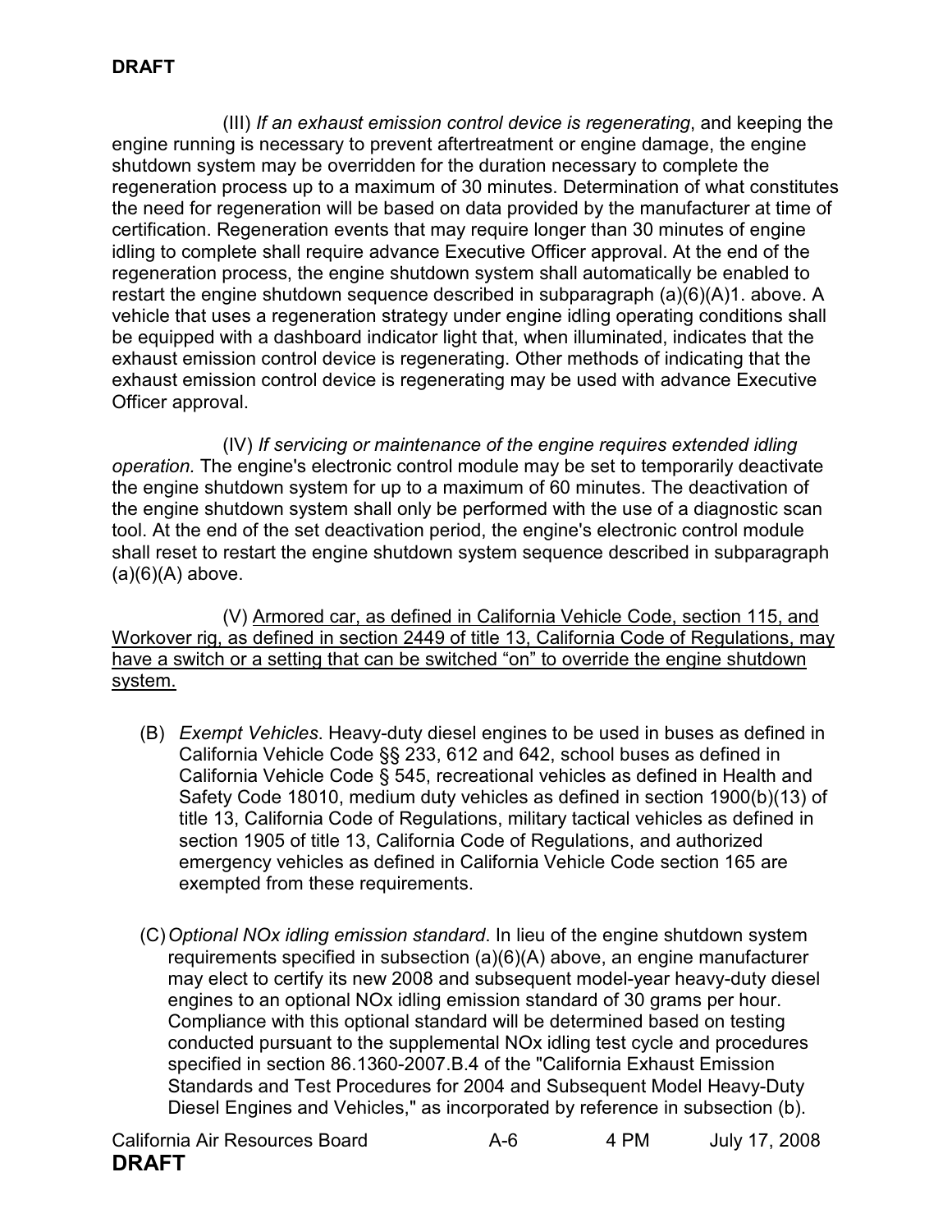(III) *If an exhaust emission control device is regenerating*, and keeping the engine running is necessary to prevent aftertreatment or engine damage, the engine shutdown system may be overridden for the duration necessary to complete the regeneration process up to a maximum of 30 minutes. Determination of what constitutes the need for regeneration will be based on data provided by the manufacturer at time of certification. Regeneration events that may require longer than 30 minutes of engine idling to complete shall require advance Executive Officer approval. At the end of the regeneration process, the engine shutdown system shall automatically be enabled to restart the engine shutdown sequence described in subparagraph (a)(6)(A)1. above. A vehicle that uses a regeneration strategy under engine idling operating conditions shall be equipped with a dashboard indicator light that, when illuminated, indicates that the exhaust emission control device is regenerating. Other methods of indicating that the exhaust emission control device is regenerating may be used with advance Executive Officer approval.

(IV) *If servicing or maintenance of the engine requires extended idling operation.* The engine's electronic control module may be set to temporarily deactivate the engine shutdown system for up to a maximum of 60 minutes. The deactivation of the engine shutdown system shall only be performed with the use of a diagnostic scan tool. At the end of the set deactivation period, the engine's electronic control module shall reset to restart the engine shutdown system sequence described in subparagraph (a)(6)(A) above.

(V) <u>Armored car, as defined in California Vehicle Code, section 115, and Workover rig, as defined in section 2449 of title 13, California Code of Regulations, may have a switch or a setting that can be switched "on" to override the engine shutdown system.</u>

(B) *Exempt Vehicles*. Heavy-duty diesel engines to be used in buses as defined in California Vehicle Code §§ 233, 612 and 642, school buses as defined in California Vehicle Code § 545, recreational vehicles as defined in Health and Safety Code 18010, medium duty vehicles as defined in section 1900(b)(13) of title 13, California Code of Regulations, military tactical vehicles as defined in section 1905 of title 13, California Code of Regulations, and authorized emergency vehicles as defined in California Vehicle Code section 165 are exempted from these requirements.

(C) *Optional NOx idling emission standard*. In lieu of the engine shutdown system requirements specified in subsection (a)(6)(A) above, an engine manufacturer may elect to certify its new 2008 and subsequent model-year heavy-duty diesel engines to an optional NOx idling emission standard of 30 grams per hour. Compliance with this optional standard will be determined based on testing conducted pursuant to the supplemental NOx idling test cycle and procedures specified in section 86.1360-2007.B.4 of the "California Exhaust Emission Standards and Test Procedures for 2004 and Subsequent Model Heavy-Duty Diesel Engines and Vehicles," as incorporated by reference in subsection (b).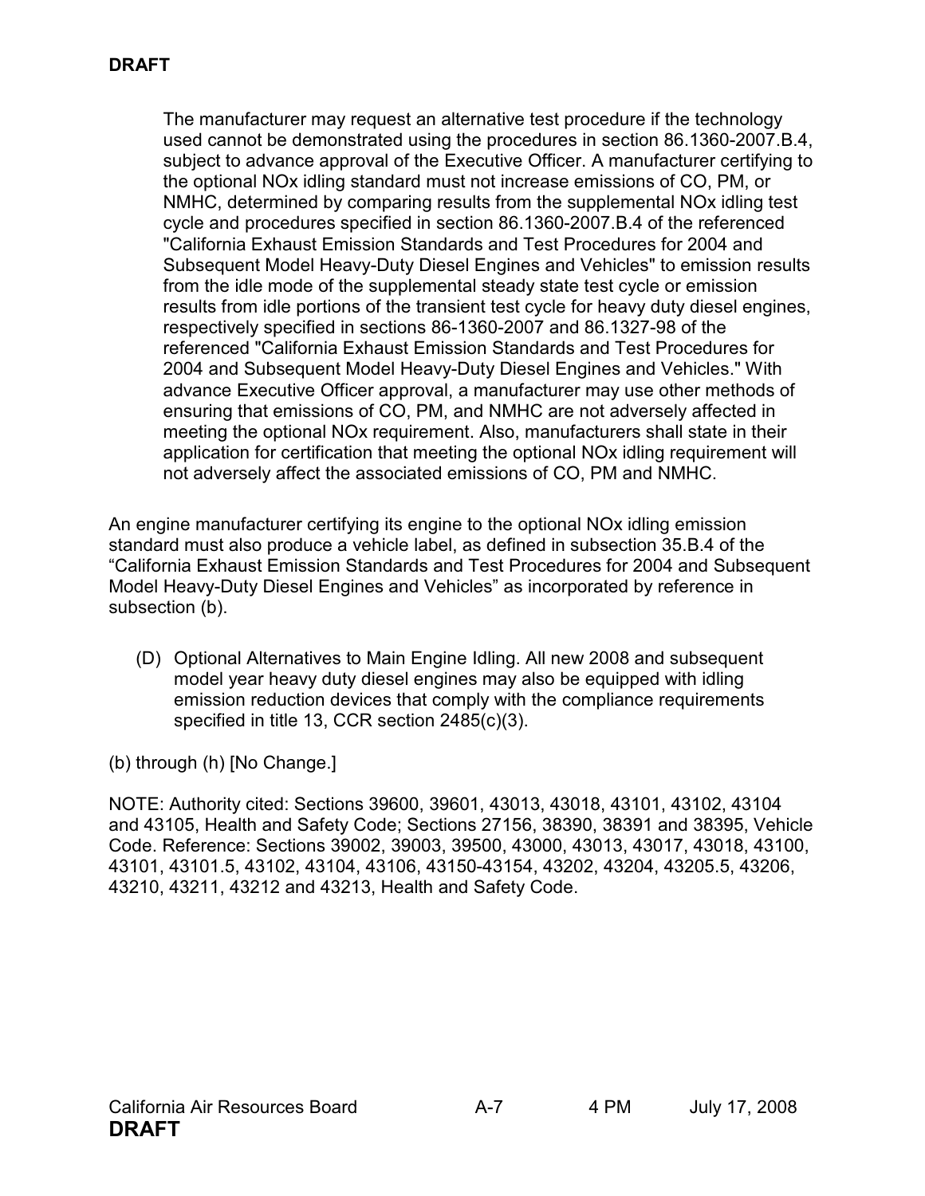The manufacturer may request an alternative test procedure if the technology used cannot be demonstrated using the procedures in section 86.1360-2007.B.4, subject to advance approval of the Executive Officer. A manufacturer certifying to the optional NOx idling standard must not increase emissions of CO, PM, or NMHC, determined by comparing results from the supplemental NOx idling test cycle and procedures specified in section 86.1360-2007.B.4 of the referenced "California Exhaust Emission Standards and Test Procedures for 2004 and Subsequent Model Heavy-Duty Diesel Engines and Vehicles" to emission results from the idle mode of the supplemental steady state test cycle or emission results from idle portions of the transient test cycle for heavy duty diesel engines, respectively specified in sections 86-1360-2007 and 86.1327-98 of the referenced "California Exhaust Emission Standards and Test Procedures for 2004 and Subsequent Model Heavy-Duty Diesel Engines and Vehicles." With advance Executive Officer approval, a manufacturer may use other methods of ensuring that emissions of CO, PM, and NMHC are not adversely affected in meeting the optional NOx requirement. Also, manufacturers shall state in their application for certification that meeting the optional NOx idling requirement will not adversely affect the associated emissions of CO, PM and NMHC.

An engine manufacturer certifying its engine to the optional NOx idling emission standard must also produce a vehicle label, as defined in subsection 35.B.4 of the "California Exhaust Emission Standards and Test Procedures for 2004 and Subsequent Model Heavy-Duty Diesel Engines and Vehicles" as incorporated by reference in subsection (b).

(D) Optional Alternatives to Main Engine Idling. All new 2008 and subsequent model year heavy duty diesel engines may also be equipped with idling emission reduction devices that comply with the compliance requirements specified in title 13, CCR section 2485(c)(3).

(b) through (h) [No Change.]

NOTE: Authority cited: Sections 39600, 39601, 43013, 43018, 43101, 43102, 43104 and 43105, Health and Safety Code; Sections 27156, 38390, 38391 and 38395, Vehicle Code. Reference: Sections 39002, 39003, 39500, 43000, 43013, 43017, 43018, 43100, 43101, 43101.5, 43102, 43104, 43106, 43150-43154, 43202, 43204, 43205.5, 43206, 43210, 43211, 43212 and 43213, Health and Safety Code.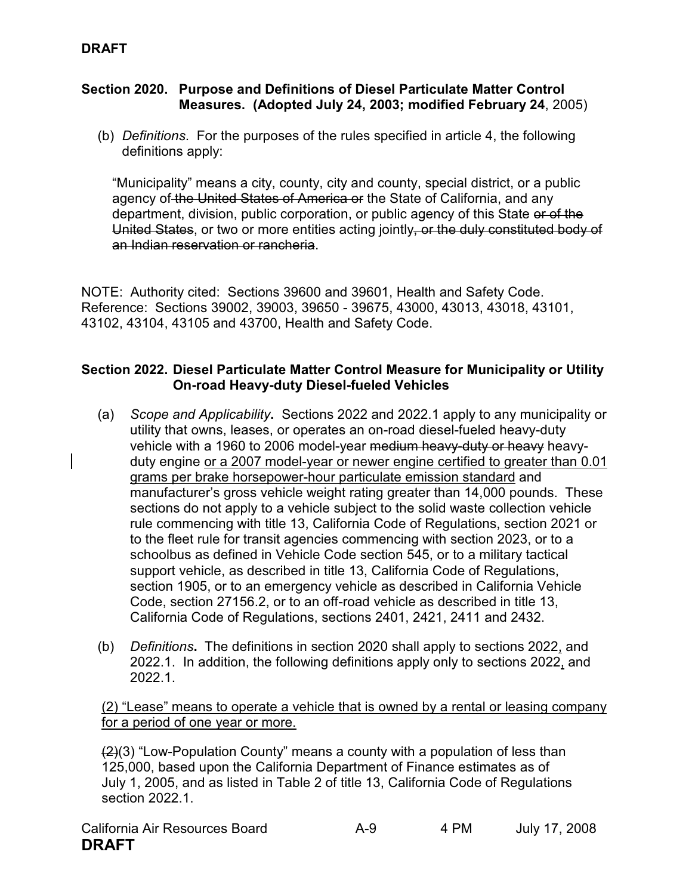**DRAFT**

**Section 2020. Purpose and Definitions of Diesel Particulate Matter Control Measures. (Adopted July 24, 2003; modified February 24**, 2005)

(b) *Definitions*. For the purposes of the rules specified in article 4, the following definitions apply:

"Municipality" means a city, county, city and county, special district, or a public agency of ~~the United States of America or~~ the State of California, and any department, division, public corporation, or public agency of this State ~~or of the United States~~, or two or more entities acting jointly~~, or the duly constituted body of an Indian reservation or rancheria~~.

NOTE: Authority cited: Sections 39600 and 39601, Health and Safety Code. Reference: Sections 39002, 39003, 39650 - 39675, 43000, 43013, 43018, 43101, 43102, 43104, 43105 and 43700, Health and Safety Code.

**Section 2022. Diesel Particulate Matter Control Measure for Municipality or Utility On-road Heavy-duty Diesel-fueled Vehicles**

(a) *Scope and Applicability***.** Sections 2022 and 2022.1 apply to any municipality or utility that owns, leases, or operates an on-road diesel-fueled heavy-duty vehicle with a 1960 to 2006 model-year ~~medium heavy-duty or heavy~~ heavy-duty engine <u>or a 2007 model-year or newer engine certified to greater than 0.01 grams per brake horsepower-hour particulate emission standard</u> and manufacturer's gross vehicle weight rating greater than 14,000 pounds. These sections do not apply to a vehicle subject to the solid waste collection vehicle rule commencing with title 13, California Code of Regulations, section 2021 or to the fleet rule for transit agencies commencing with section 2023, or to a schoolbus as defined in Vehicle Code section 545, or to a military tactical support vehicle, as described in title 13, California Code of Regulations, section 1905, or to an emergency vehicle as described in California Vehicle Code, section 27156.2, or to an off-road vehicle as described in title 13, California Code of Regulations, sections 2401, 2421, 2411 and 2432.

(b) *Definitions***.** The definitions in section 2020 shall apply to sections 2022<u>,</u> and 2022.1. In addition, the following definitions apply only to sections 2022<u>,</u> and 2022.1.

<u>(2) "Lease" means to operate a vehicle that is owned by a rental or leasing company for a period of one year or more.</u>

~~(2)~~(3) "Low-Population County" means a county with a population of less than 125,000, based upon the California Department of Finance estimates as of July 1, 2005, and as listed in Table 2 of title 13, California Code of Regulations section 2022.1.

**DRAFT**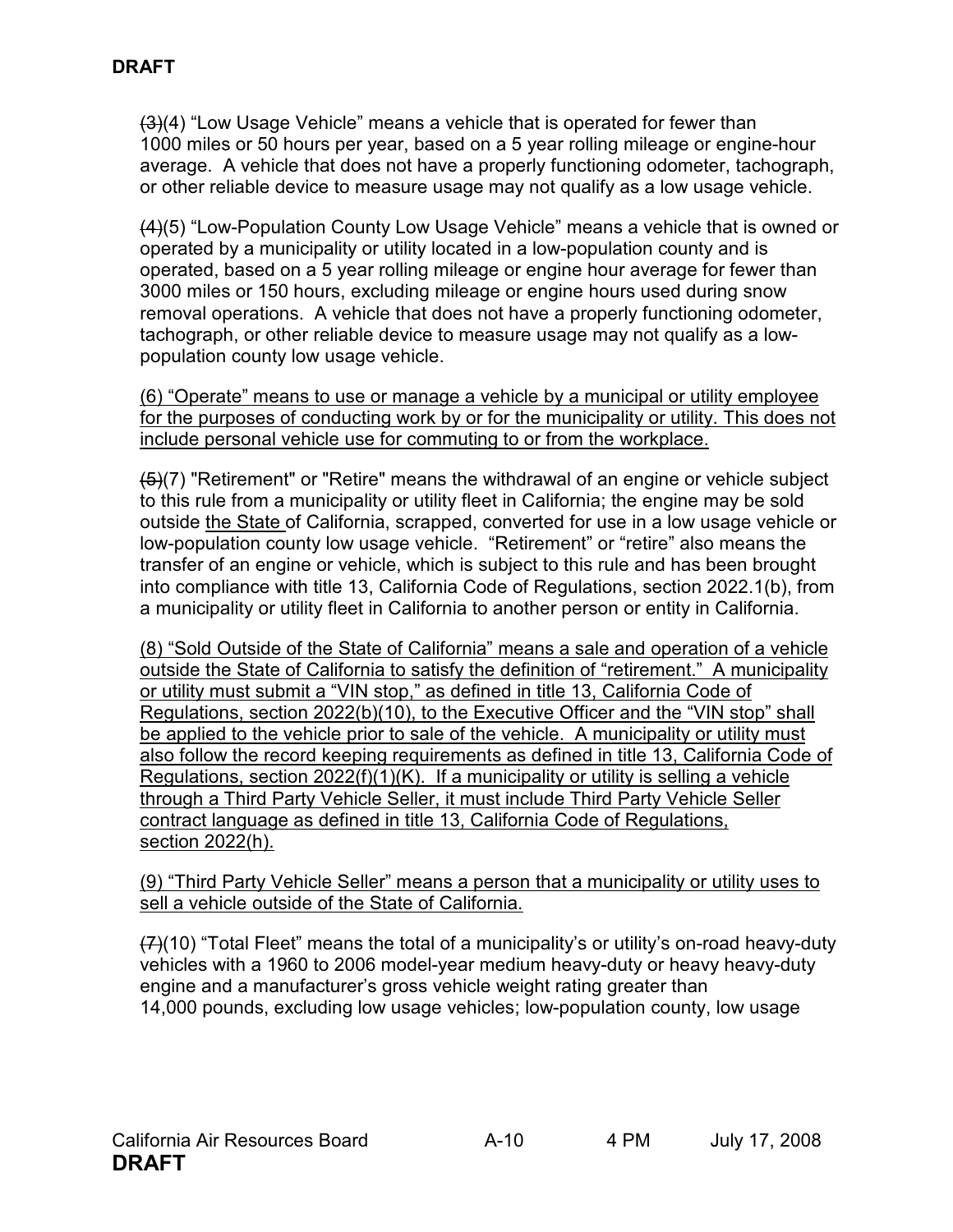~~(3)~~(4) "Low Usage Vehicle" means a vehicle that is operated for fewer than 1000 miles or 50 hours per year, based on a 5 year rolling mileage or engine-hour average. A vehicle that does not have a properly functioning odometer, tachograph, or other reliable device to measure usage may not qualify as a low usage vehicle.

~~(4)~~(5) "Low-Population County Low Usage Vehicle" means a vehicle that is owned or operated by a municipality or utility located in a low-population county and is operated, based on a 5 year rolling mileage or engine hour average for fewer than 3000 miles or 150 hours, excluding mileage or engine hours used during snow removal operations. A vehicle that does not have a properly functioning odometer, tachograph, or other reliable device to measure usage may not qualify as a low-population county low usage vehicle.

<u>(6) "Operate" means to use or manage a vehicle by a municipal or utility employee for the purposes of conducting work by or for the municipality or utility. This does not include personal vehicle use for commuting to or from the workplace.</u>

~~(5)~~(7) "Retirement" or "Retire" means the withdrawal of an engine or vehicle subject to this rule from a municipality or utility fleet in California; the engine may be sold outside <u>the State </u>of California, scrapped, converted for use in a low usage vehicle or low-population county low usage vehicle. "Retirement" or "retire" also means the transfer of an engine or vehicle, which is subject to this rule and has been brought into compliance with title 13, California Code of Regulations, section 2022.1(b), from a municipality or utility fleet in California to another person or entity in California.

<u>(8) "Sold Outside of the State of California" means a sale and operation of a vehicle outside the State of California to satisfy the definition of "retirement." A municipality or utility must submit a "VIN stop," as defined in title 13, California Code of Regulations, section 2022(b)(10), to the Executive Officer and the "VIN stop" shall be applied to the vehicle prior to sale of the vehicle. A municipality or utility must also follow the record keeping requirements as defined in title 13, California Code of Regulations, section 2022(f)(1)(K). If a municipality or utility is selling a vehicle through a Third Party Vehicle Seller, it must include Third Party Vehicle Seller contract language as defined in title 13, California Code of Regulations, section 2022(h).</u>

<u>(9) "Third Party Vehicle Seller" means a person that a municipality or utility uses to sell a vehicle outside of the State of California.</u>

~~(7)~~(10) "Total Fleet" means the total of a municipality's or utility's on-road heavy-duty vehicles with a 1960 to 2006 model-year medium heavy-duty or heavy heavy-duty engine and a manufacturer's gross vehicle weight rating greater than 14,000 pounds, excluding low usage vehicles; low-population county, low usage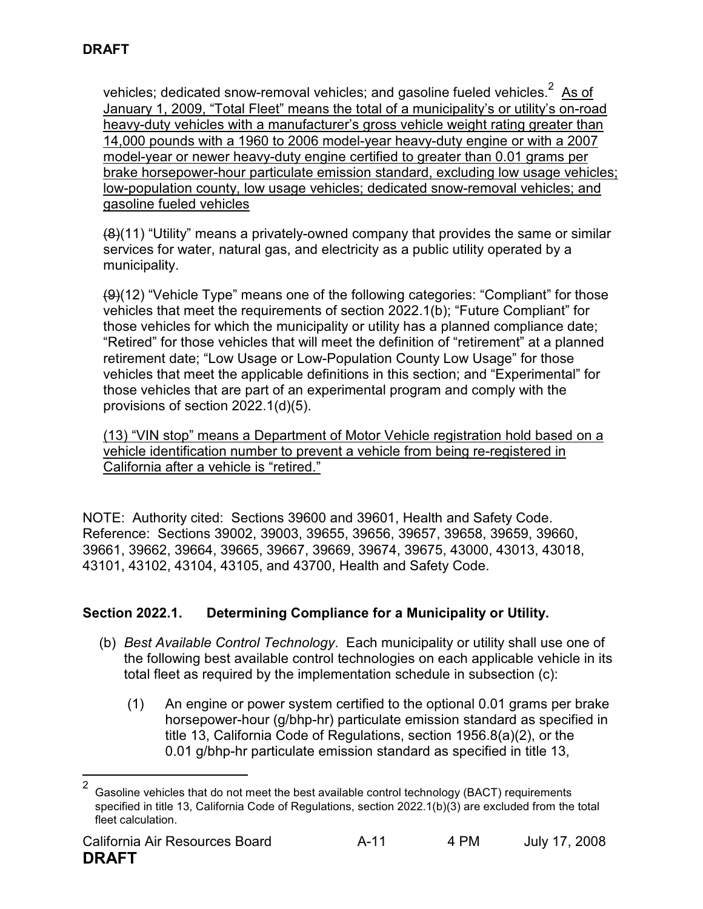vehicles; dedicated snow-removal vehicles; and gasoline fueled vehicles.[2] <u>As of January 1, 2009, "Total Fleet" means the total of a municipality's or utility's on-road heavy-duty vehicles with a manufacturer's gross vehicle weight rating greater than 14,000 pounds with a 1960 to 2006 model-year heavy-duty engine or with a 2007 model-year or newer heavy-duty engine certified to greater than 0.01 grams per brake horsepower-hour particulate emission standard, excluding low usage vehicles; low-population county, low usage vehicles; dedicated snow-removal vehicles; and gasoline fueled vehicles</u>

~~(8)~~(11) "Utility" means a privately-owned company that provides the same or similar services for water, natural gas, and electricity as a public utility operated by a municipality.

~~(9)~~(12) "Vehicle Type" means one of the following categories: "Compliant" for those vehicles that meet the requirements of section 2022.1(b); "Future Compliant" for those vehicles for which the municipality or utility has a planned compliance date; "Retired" for those vehicles that will meet the definition of "retirement" at a planned retirement date; "Low Usage or Low-Population County Low Usage" for those vehicles that meet the applicable definitions in this section; and "Experimental" for those vehicles that are part of an experimental program and comply with the provisions of section 2022.1(d)(5).

<u>(13) "VIN stop" means a Department of Motor Vehicle registration hold based on a vehicle identification number to prevent a vehicle from being re-registered in California after a vehicle is "retired."</u>

NOTE: Authority cited: Sections 39600 and 39601, Health and Safety Code. Reference: Sections 39002, 39003, 39655, 39656, 39657, 39658, 39659, 39660, 39661, 39662, 39664, 39665, 39667, 39669, 39674, 39675, 43000, 43013, 43018, 43101, 43102, 43104, 43105, and 43700, Health and Safety Code.

**Section 2022.1. Determining Compliance for a Municipality or Utility.**

(b) *Best Available Control Technology*. Each municipality or utility shall use one of the following best available control technologies on each applicable vehicle in its total fleet as required by the implementation schedule in subsection (c):

(1) An engine or power system certified to the optional 0.01 grams per brake horsepower-hour (g/bhp-hr) particulate emission standard as specified in title 13, California Code of Regulations, section 1956.8(a)(2), or the 0.01 g/bhp-hr particulate emission standard as specified in title 13,

---

[2] Gasoline vehicles that do not meet the best available control technology (BACT) requirements specified in title 13, California Code of Regulations, section 2022.1(b)(3) are excluded from the total fleet calculation.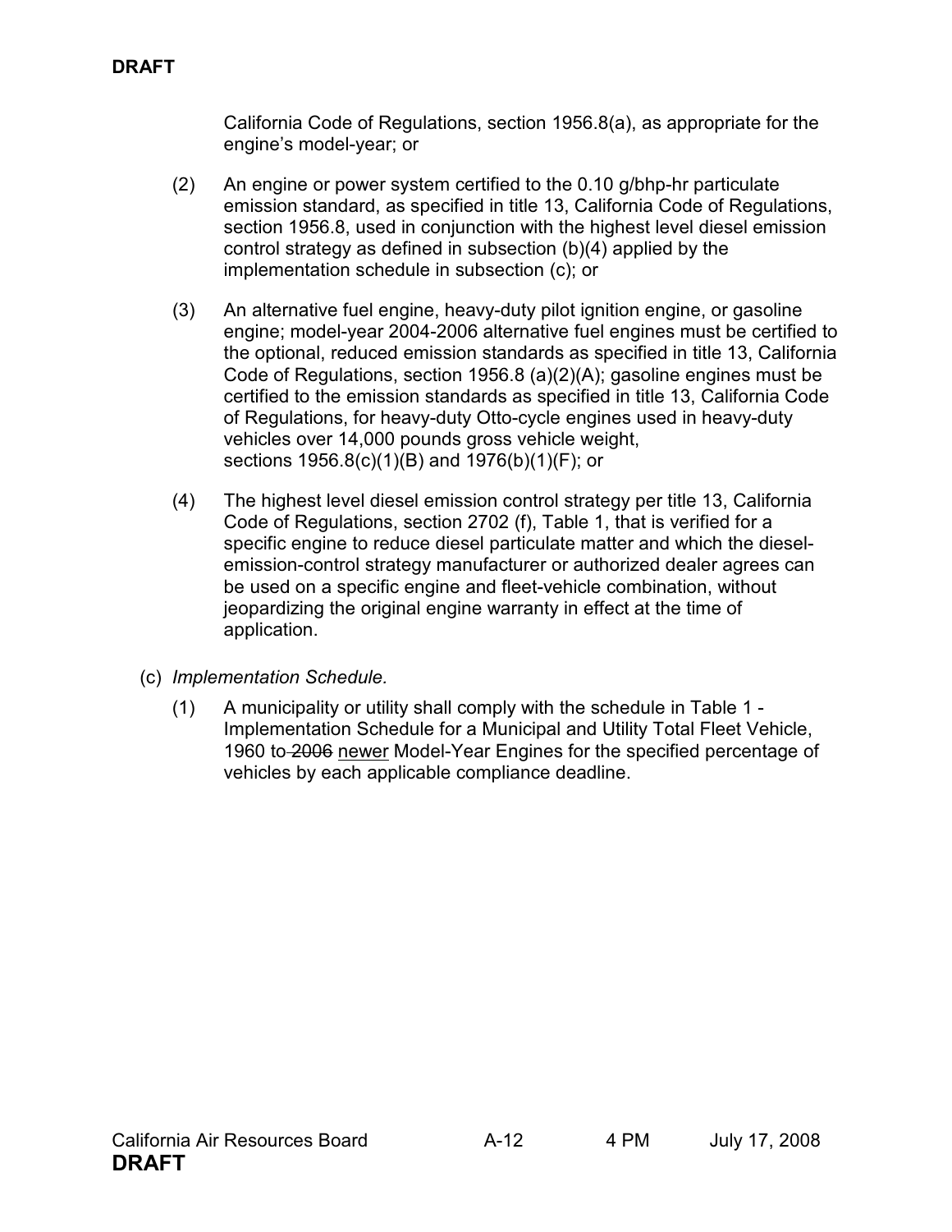California Code of Regulations, section 1956.8(a), as appropriate for the engine's model-year; or

(2) An engine or power system certified to the 0.10 g/bhp-hr particulate emission standard, as specified in title 13, California Code of Regulations, section 1956.8, used in conjunction with the highest level diesel emission control strategy as defined in subsection (b)(4) applied by the implementation schedule in subsection (c); or

(3) An alternative fuel engine, heavy-duty pilot ignition engine, or gasoline engine; model-year 2004-2006 alternative fuel engines must be certified to the optional, reduced emission standards as specified in title 13, California Code of Regulations, section 1956.8 (a)(2)(A); gasoline engines must be certified to the emission standards as specified in title 13, California Code of Regulations, for heavy-duty Otto-cycle engines used in heavy-duty vehicles over 14,000 pounds gross vehicle weight, sections 1956.8(c)(1)(B) and 1976(b)(1)(F); or

(4) The highest level diesel emission control strategy per title 13, California Code of Regulations, section 2702 (f), Table 1, that is verified for a specific engine to reduce diesel particulate matter and which the diesel-emission-control strategy manufacturer or authorized dealer agrees can be used on a specific engine and fleet-vehicle combination, without jeopardizing the original engine warranty in effect at the time of application.

(c) *Implementation Schedule.*

(1) A municipality or utility shall comply with the schedule in Table 1 - Implementation Schedule for a Municipal and Utility Total Fleet Vehicle, 1960 to ~~2006~~ newer Model-Year Engines for the specified percentage of vehicles by each applicable compliance deadline.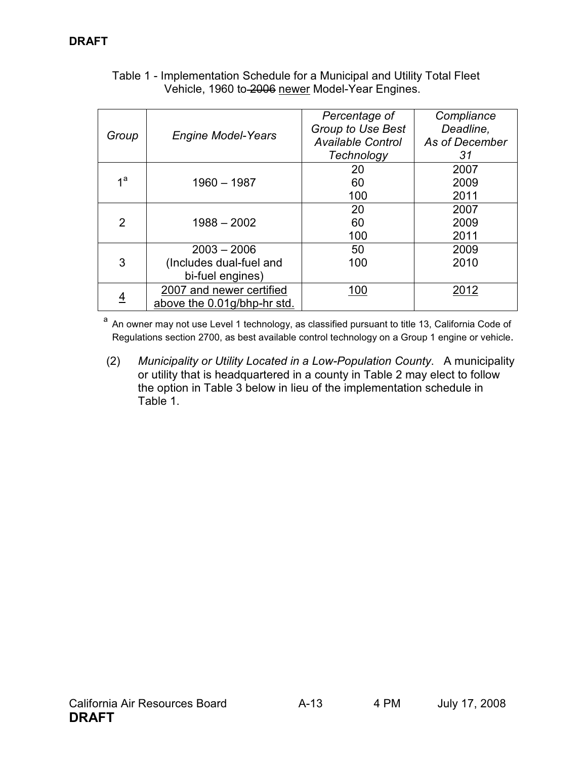**DRAFT**

Table 1 - Implementation Schedule for a Municipal and Utility Total Fleet Vehicle, 1960 to ~~2006~~ <u>newer</u> Model-Year Engines.

| *Group* | *Engine Model-Years* | *Percentage of Group to Use Best Available Control Technology* | *Compliance Deadline, As of December 31* |
|---|---|---|---|
| 1[a] | 1960 – 1987 | 20<br>60<br>100 | 2007<br>2009<br>2011 |
| 2 | 1988 – 2002 | 20<br>60<br>100 | 2007<br>2009<br>2011 |
| 3 | 2003 – 2006<br>(Includes dual-fuel and bi-fuel engines) | 50<br>100 | 2009<br>2010 |
| <u>4</u> | <u>2007 and newer certified above the 0.01g/bhp-hr std.</u> | <u>100</u> | <u>2012</u> |

[a] An owner may not use Level 1 technology, as classified pursuant to title 13, California Code of Regulations section 2700, as best available control technology on a Group 1 engine or vehicle.

(2) *Municipality or Utility Located in a Low-Population County*. A municipality or utility that is headquartered in a county in Table 2 may elect to follow the option in Table 3 below in lieu of the implementation schedule in Table 1.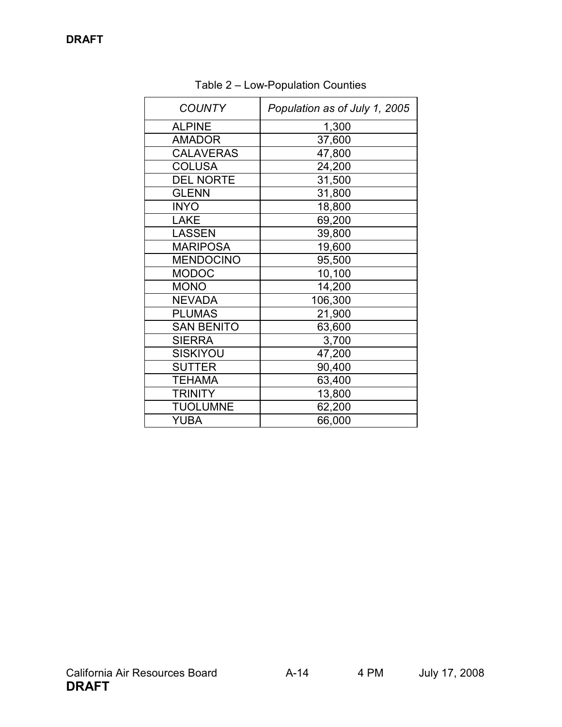Table 2 – Low-Population Counties

| *COUNTY* | *Population as of July 1, 2005* |
|---|---|
| ALPINE | 1,300 |
| AMADOR | 37,600 |
| CALAVERAS | 47,800 |
| COLUSA | 24,200 |
| DEL NORTE | 31,500 |
| GLENN | 31,800 |
| INYO | 18,800 |
| LAKE | 69,200 |
| LASSEN | 39,800 |
| MARIPOSA | 19,600 |
| MENDOCINO | 95,500 |
| MODOC | 10,100 |
| MONO | 14,200 |
| NEVADA | 106,300 |
| PLUMAS | 21,900 |
| SAN BENITO | 63,600 |
| SIERRA | 3,700 |
| SISKIYOU | 47,200 |
| SUTTER | 90,400 |
| TEHAMA | 63,400 |
| TRINITY | 13,800 |
| TUOLUMNE | 62,200 |
| YUBA | 66,000 |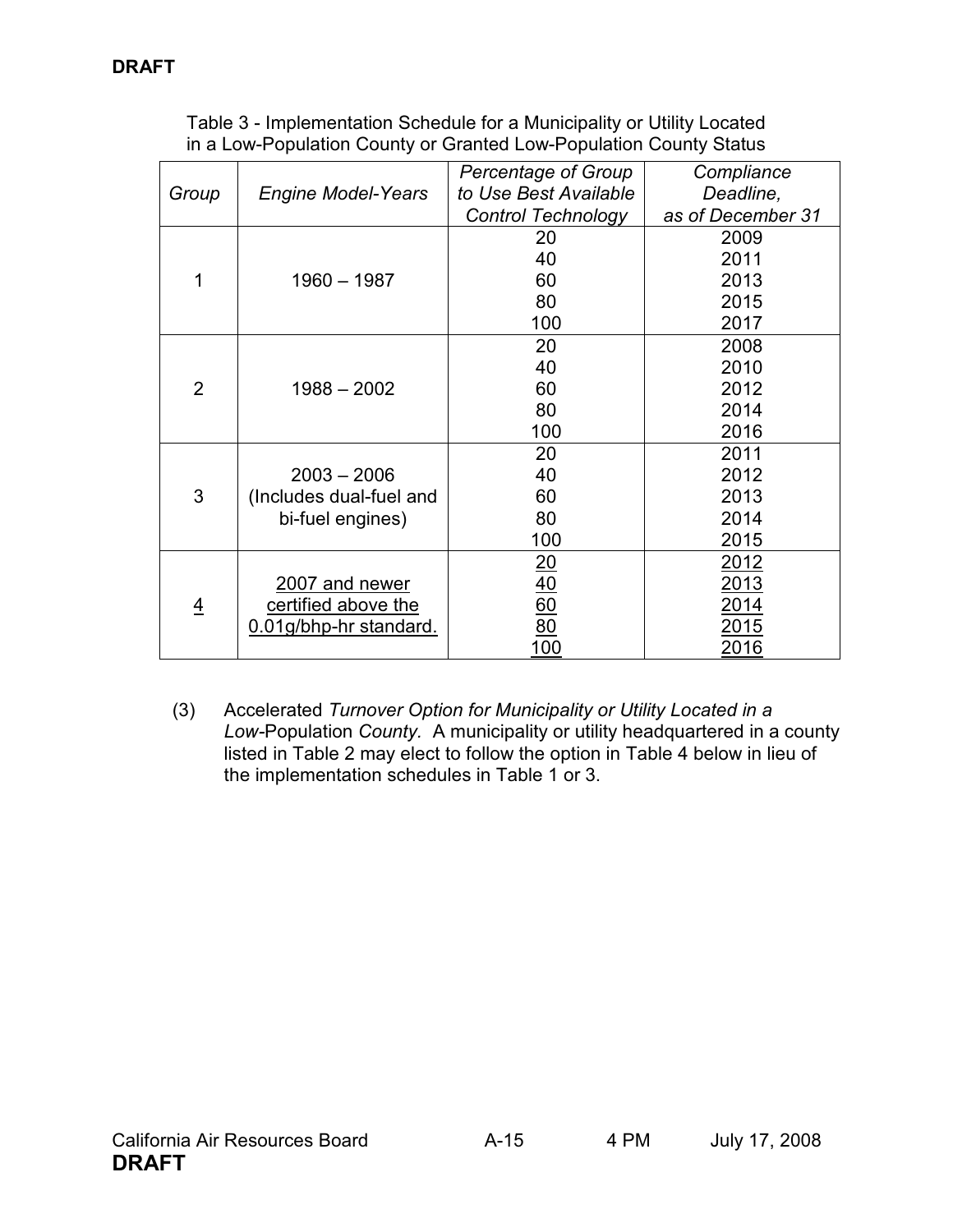**DRAFT**

Table 3 - Implementation Schedule for a Municipality or Utility Located in a Low-Population County or Granted Low-Population County Status

| *Group* | *Engine Model-Years* | *Percentage of Group to Use Best Available Control Technology* | *Compliance Deadline, as of December 31* |
|---|---|---|---|
| 1 | 1960 – 1987 | 20 | 2009 |
| | | 40 | 2011 |
| | | 60 | 2013 |
| | | 80 | 2015 |
| | | 100 | 2017 |
| 2 | 1988 – 2002 | 20 | 2008 |
| | | 40 | 2010 |
| | | 60 | 2012 |
| | | 80 | 2014 |
| | | 100 | 2016 |
| 3 | 2003 – 2006 (Includes dual-fuel and bi-fuel engines) | 20 | 2011 |
| | | 40 | 2012 |
| | | 60 | 2013 |
| | | 80 | 2014 |
| | | 100 | 2015 |
| <u>4</u> | <u>2007 and newer certified above the 0.01g/bhp-hr standard.</u> | <u>20</u> | <u>2012</u> |
| | | <u>40</u> | <u>2013</u> |
| | | <u>60</u> | <u>2014</u> |
| | | <u>80</u> | <u>2015</u> |
| | | <u>100</u> | <u>2016</u> |

(3) Accelerated *Turnover Option for Municipality or Utility Located in a Low*-Population *County.* A municipality or utility headquartered in a county listed in Table 2 may elect to follow the option in Table 4 below in lieu of the implementation schedules in Table 1 or 3.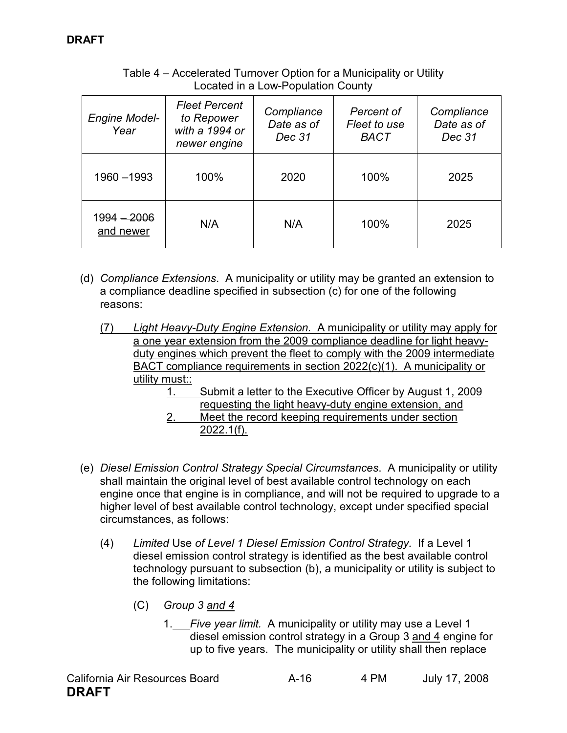**DRAFT**

Table 4 – Accelerated Turnover Option for a Municipality or Utility Located in a Low-Population County

| *Engine Model-Year* | *Fleet Percent to Repower with a 1994 or newer engine* | *Compliance Date as of Dec 31* | *Percent of Fleet to use BACT* | *Compliance Date as of Dec 31* |
|---|---|---|---|---|
| 1960 –1993 | 100% | 2020 | 100% | 2025 |
| 1994 ~~– 2006~~ <u>and newer</u> | N/A | N/A | 100% | 2025 |

(d) *Compliance Extensions*. A municipality or utility may be granted an extension to a compliance deadline specified in subsection (c) for one of the following reasons:

<u>(7) *Light Heavy-Duty Engine Extension.* A municipality or utility may apply for a one year extension from the 2009 compliance deadline for light heavy-duty engines which prevent the fleet to comply with the 2009 intermediate BACT compliance requirements in section 2022(c)(1). A municipality or utility must::</u>

<u>1. Submit a letter to the Executive Officer by August 1, 2009 requesting the light heavy-duty engine extension, and</u>

<u>2. Meet the record keeping requirements under section 2022.1(f).</u>

(e) *Diesel Emission Control Strategy Special Circumstances*. A municipality or utility shall maintain the original level of best available control technology on each engine once that engine is in compliance, and will not be required to upgrade to a higher level of best available control technology, except under specified special circumstances, as follows:

(4) *Limited* Use *of Level 1 Diesel Emission Control Strategy.* If a Level 1 diesel emission control strategy is identified as the best available control technology pursuant to subsection (b), a municipality or utility is subject to the following limitations:

(C) *Group 3 <u>and 4</u>*

1. *Five year limit.* A municipality or utility may use a Level 1 diesel emission control strategy in a Group 3 <u>and 4</u> engine for up to five years. The municipality or utility shall then replace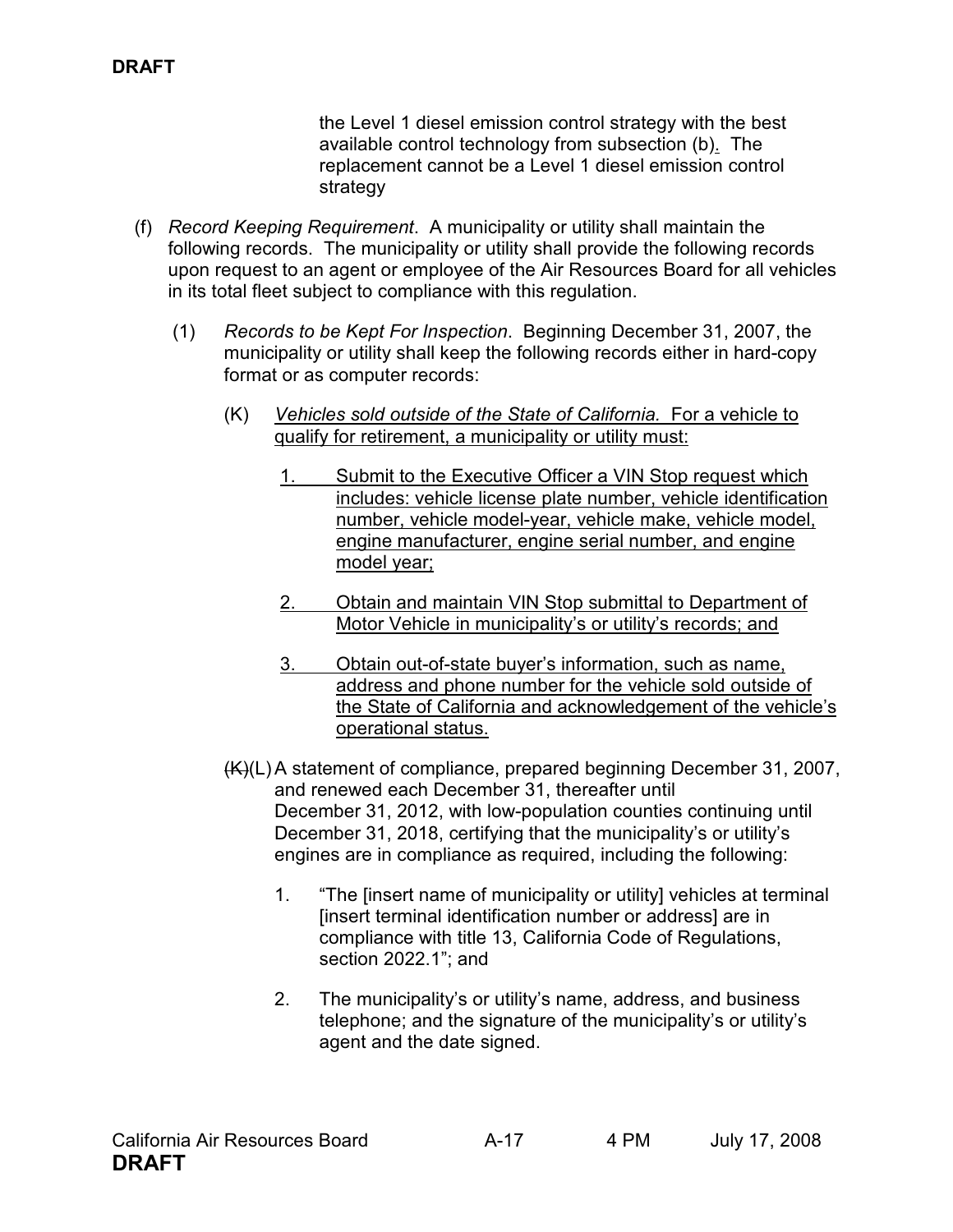the Level 1 diesel emission control strategy with the best available control technology from subsection (b). The replacement cannot be a Level 1 diesel emission control strategy

(f) *Record Keeping Requirement*. A municipality or utility shall maintain the following records. The municipality or utility shall provide the following records upon request to an agent or employee of the Air Resources Board for all vehicles in its total fleet subject to compliance with this regulation.

(1) *Records to be Kept For Inspection*. Beginning December 31, 2007, the municipality or utility shall keep the following records either in hard-copy format or as computer records:

(K) *Vehicles sold outside of the State of California.* For a vehicle to qualify for retirement, a municipality or utility must:

1. Submit to the Executive Officer a VIN Stop request which includes: vehicle license plate number, vehicle identification number, vehicle model-year, vehicle make, vehicle model, engine manufacturer, engine serial number, and engine model year;

2. Obtain and maintain VIN Stop submittal to Department of Motor Vehicle in municipality's or utility's records; and

3. Obtain out-of-state buyer's information, such as name, address and phone number for the vehicle sold outside of the State of California and acknowledgement of the vehicle's operational status.

~~(K)~~(L) A statement of compliance, prepared beginning December 31, 2007, and renewed each December 31, thereafter until December 31, 2012, with low-population counties continuing until December 31, 2018, certifying that the municipality's or utility's engines are in compliance as required, including the following:

1. "The [insert name of municipality or utility] vehicles at terminal [insert terminal identification number or address] are in compliance with title 13, California Code of Regulations, section 2022.1"; and

2. The municipality's or utility's name, address, and business telephone; and the signature of the municipality's or utility's agent and the date signed.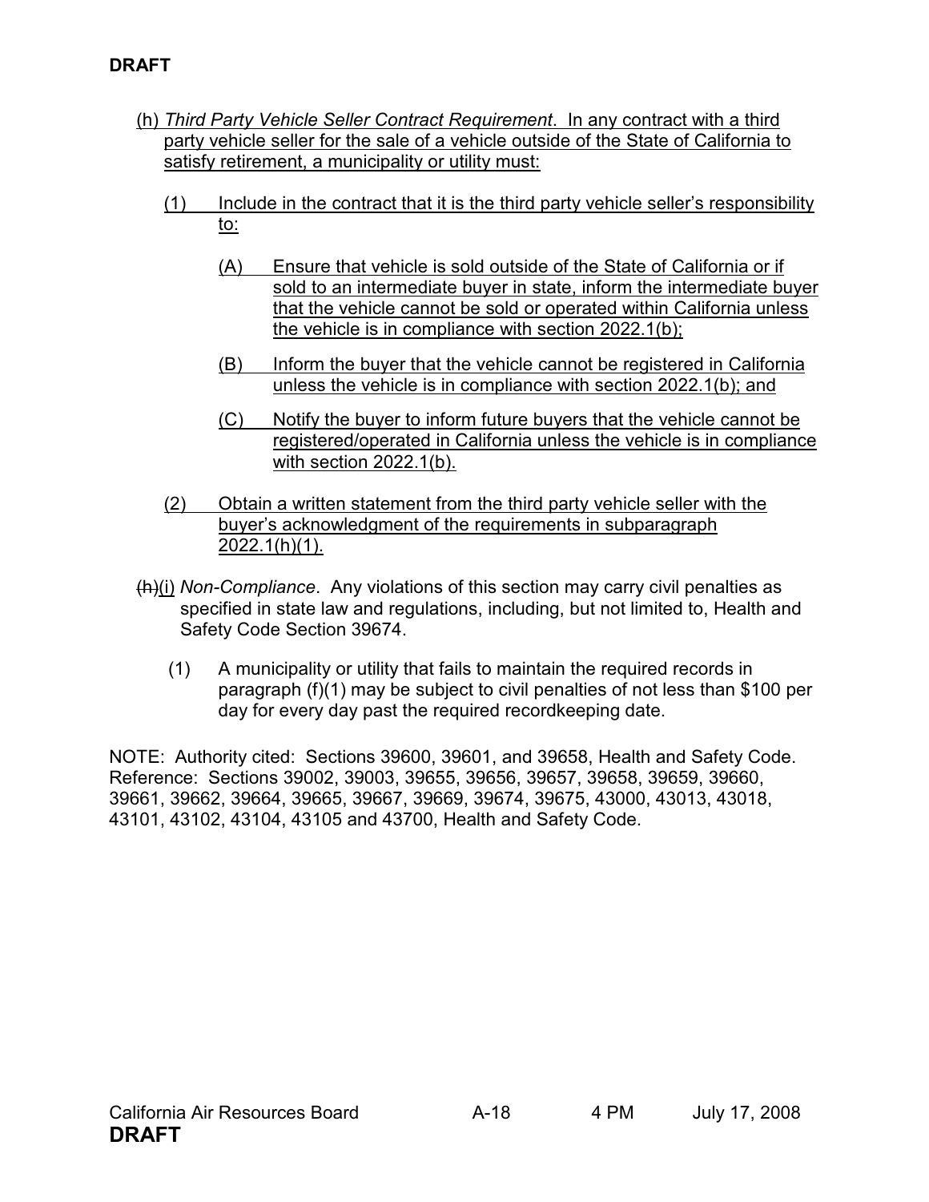(h) *Third Party Vehicle Seller Contract Requirement*. In any contract with a third party vehicle seller for the sale of a vehicle outside of the State of California to satisfy retirement, a municipality or utility must:

(1) Include in the contract that it is the third party vehicle seller's responsibility to:

(A) Ensure that vehicle is sold outside of the State of California or if sold to an intermediate buyer in state, inform the intermediate buyer that the vehicle cannot be sold or operated within California unless the vehicle is in compliance with section 2022.1(b);

(B) Inform the buyer that the vehicle cannot be registered in California unless the vehicle is in compliance with section 2022.1(b); and

(C) Notify the buyer to inform future buyers that the vehicle cannot be registered/operated in California unless the vehicle is in compliance with section 2022.1(b).

(2) Obtain a written statement from the third party vehicle seller with the buyer's acknowledgment of the requirements in subparagraph 2022.1(h)(1).

~~(h)~~(i) *Non-Compliance*. Any violations of this section may carry civil penalties as specified in state law and regulations, including, but not limited to, Health and Safety Code Section 39674.

(1) A municipality or utility that fails to maintain the required records in paragraph (f)(1) may be subject to civil penalties of not less than $100 per day for every day past the required recordkeeping date.

NOTE: Authority cited: Sections 39600, 39601, and 39658, Health and Safety Code. Reference: Sections 39002, 39003, 39655, 39656, 39657, 39658, 39659, 39660, 39661, 39662, 39664, 39665, 39667, 39669, 39674, 39675, 43000, 43013, 43018, 43101, 43102, 43104, 43105 and 43700, Health and Safety Code.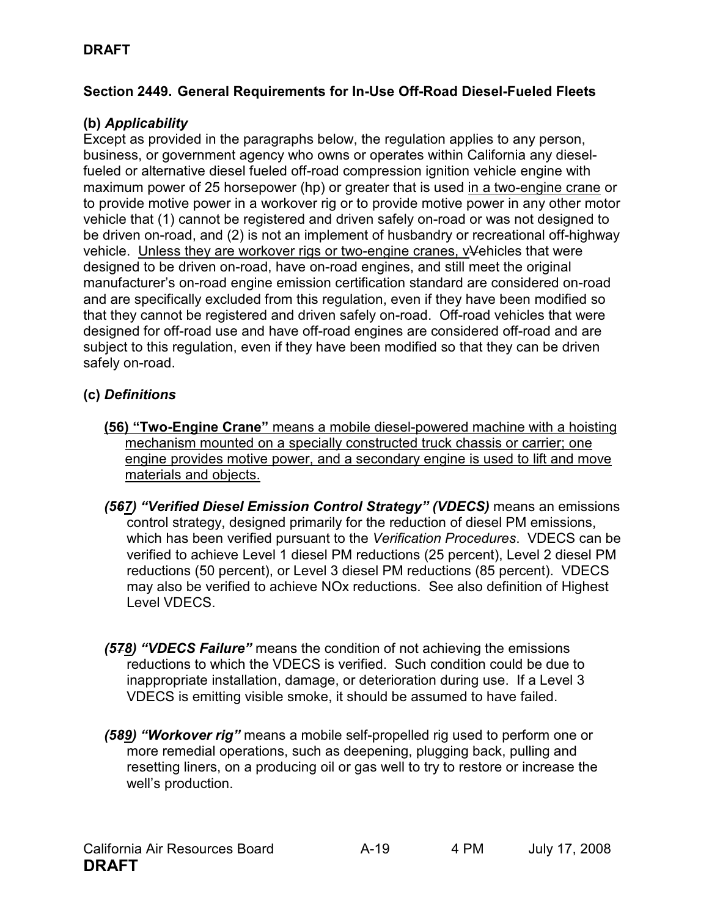DRAFT

**Section 2449. General Requirements for In-Use Off-Road Diesel-Fueled Fleets**

**(b) *Applicability***

Except as provided in the paragraphs below, the regulation applies to any person, business, or government agency who owns or operates within California any diesel-fueled or alternative diesel fueled off-road compression ignition vehicle engine with maximum power of 25 horsepower (hp) or greater that is used <u>in a two-engine crane</u> or to provide motive power in a workover rig or to provide motive power in any other motor vehicle that (1) cannot be registered and driven safely on-road or was not designed to be driven on-road, and (2) is not an implement of husbandry or recreational off-highway vehicle. <u>Unless they are workover rigs or two-engine cranes, v</u>~~V~~ehicles that were designed to be driven on-road, have on-road engines, and still meet the original manufacturer's on-road engine emission certification standard are considered on-road and are specifically excluded from this regulation, even if they have been modified so that they cannot be registered and driven safely on-road. Off-road vehicles that were designed for off-road use and have off-road engines are considered off-road and are subject to this regulation, even if they have been modified so that they can be driven safely on-road.

**(c) *Definitions***

<u>**(56) "Two-Engine Crane"** means a mobile diesel-powered machine with a hoisting mechanism mounted on a specially constructed truck chassis or carrier; one engine provides motive power, and a secondary engine is used to lift and move materials and objects.</u>

***(5~~6~~<u>7</u>) "Verified Diesel Emission Control Strategy" (VDECS)*** means an emissions control strategy, designed primarily for the reduction of diesel PM emissions, which has been verified pursuant to the *Verification Procedures*. VDECS can be verified to achieve Level 1 diesel PM reductions (25 percent), Level 2 diesel PM reductions (50 percent), or Level 3 diesel PM reductions (85 percent). VDECS may also be verified to achieve NOx reductions. See also definition of Highest Level VDECS.

***(5~~7~~<u>8</u>) "VDECS Failure"*** means the condition of not achieving the emissions reductions to which the VDECS is verified. Such condition could be due to inappropriate installation, damage, or deterioration during use. If a Level 3 VDECS is emitting visible smoke, it should be assumed to have failed.

***(5~~8~~<u>9</u>) "Workover rig"*** means a mobile self-propelled rig used to perform one or more remedial operations, such as deepening, plugging back, pulling and resetting liners, on a producing oil or gas well to try to restore or increase the well's production.

California Air Resources Board A-19 4 PM July 17, 2008

DRAFT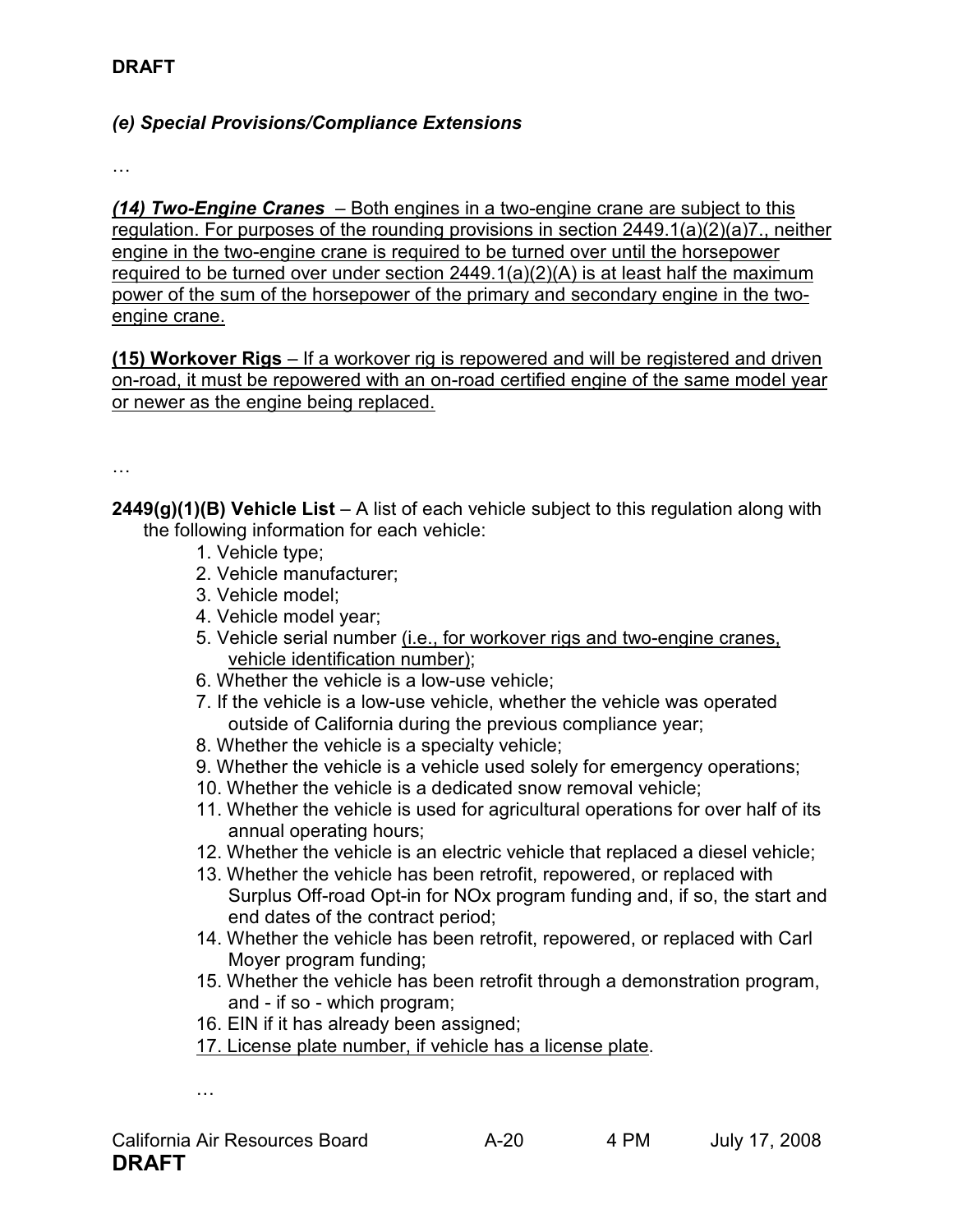*(e) Special Provisions/Compliance Extensions*

…

***(14) Two-Engine Cranes*** – Both engines in a two-engine crane are subject to this regulation. For purposes of the rounding provisions in section 2449.1(a)(2)(a)7., neither engine in the two-engine crane is required to be turned over until the horsepower required to be turned over under section 2449.1(a)(2)(A) is at least half the maximum power of the sum of the horsepower of the primary and secondary engine in the two-engine crane.

**(15) Workover Rigs** – If a workover rig is repowered and will be registered and driven on-road, it must be repowered with an on-road certified engine of the same model year or newer as the engine being replaced.

…

**2449(g)(1)(B) Vehicle List** – A list of each vehicle subject to this regulation along with the following information for each vehicle:

1. Vehicle type;
2. Vehicle manufacturer;
3. Vehicle model;
4. Vehicle model year;
5. Vehicle serial number (i.e., for workover rigs and two-engine cranes, vehicle identification number);
6. Whether the vehicle is a low-use vehicle;
7. If the vehicle is a low-use vehicle, whether the vehicle was operated outside of California during the previous compliance year;
8. Whether the vehicle is a specialty vehicle;
9. Whether the vehicle is a vehicle used solely for emergency operations;
10. Whether the vehicle is a dedicated snow removal vehicle;
11. Whether the vehicle is used for agricultural operations for over half of its annual operating hours;
12. Whether the vehicle is an electric vehicle that replaced a diesel vehicle;
13. Whether the vehicle has been retrofit, repowered, or replaced with Surplus Off-road Opt-in for NOx program funding and, if so, the start and end dates of the contract period;
14. Whether the vehicle has been retrofit, repowered, or replaced with Carl Moyer program funding;
15. Whether the vehicle has been retrofit through a demonstration program, and - if so - which program;
16. EIN if it has already been assigned;
17. License plate number, if vehicle has a license plate.

…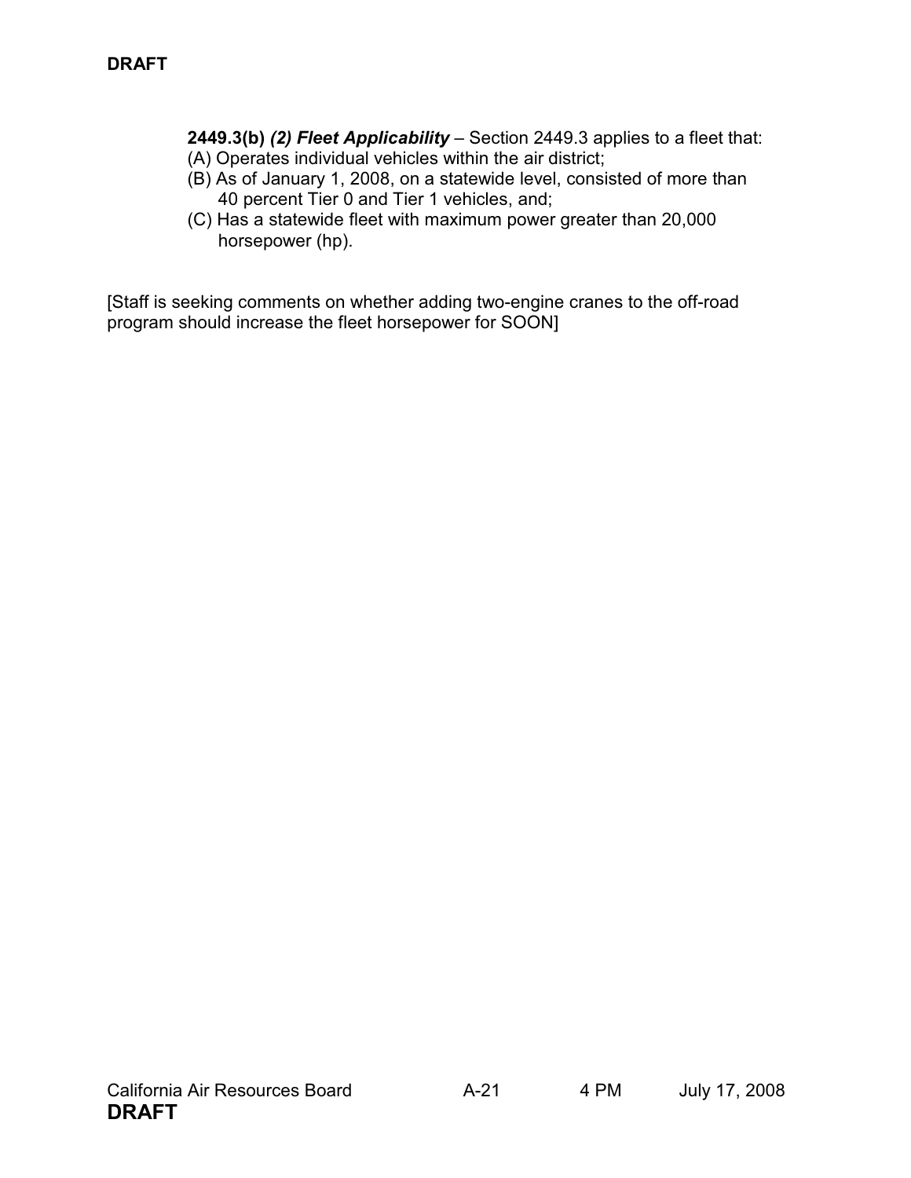**2449.3(b)** ***(2) Fleet Applicability*** – Section 2449.3 applies to a fleet that:

(A) Operates individual vehicles within the air district;

(B) As of January 1, 2008, on a statewide level, consisted of more than 40 percent Tier 0 and Tier 1 vehicles, and;

(C) Has a statewide fleet with maximum power greater than 20,000 horsepower (hp).

[Staff is seeking comments on whether adding two-engine cranes to the off-road program should increase the fleet horsepower for SOON]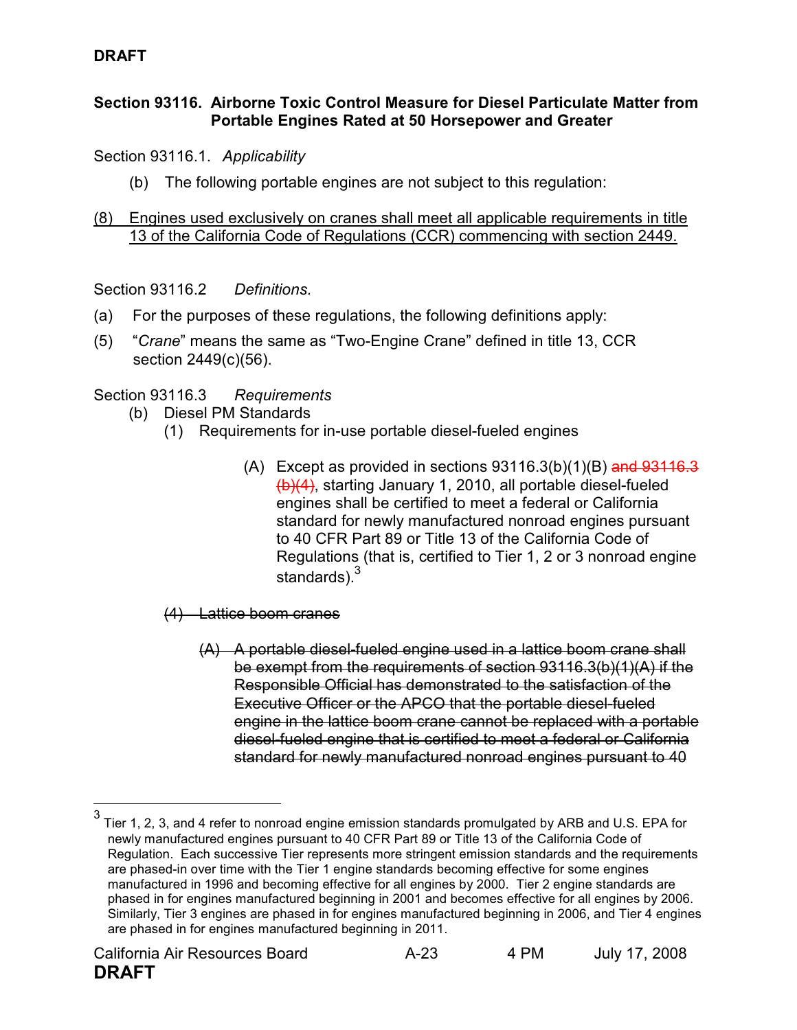**DRAFT**

**Section 93116. Airborne Toxic Control Measure for Diesel Particulate Matter from Portable Engines Rated at 50 Horsepower and Greater**

Section 93116.1. *Applicability*

(b) The following portable engines are not subject to this regulation:

<u>(8) Engines used exclusively on cranes shall meet all applicable requirements in title 13 of the California Code of Regulations (CCR) commencing with section 2449.</u>

Section 93116.2 *Definitions.*

(a) For the purposes of these regulations, the following definitions apply:

(5) "*Crane*" means the same as "Two-Engine Crane" defined in title 13, CCR section 2449(c)(56).

Section 93116.3 *Requirements*

(b) Diesel PM Standards

(1) Requirements for in-use portable diesel-fueled engines

(A) Except as provided in sections 93116.3(b)(1)(B) ~~and 93116.3 (b)(4)~~, starting January 1, 2010, all portable diesel-fueled engines shall be certified to meet a federal or California standard for newly manufactured nonroad engines pursuant to 40 CFR Part 89 or Title 13 of the California Code of Regulations (that is, certified to Tier 1, 2 or 3 nonroad engine standards).[3]

~~(4) Lattice boom cranes~~

~~(A) A portable diesel-fueled engine used in a lattice boom crane shall be exempt from the requirements of section 93116.3(b)(1)(A) if the Responsible Official has demonstrated to the satisfaction of the Executive Officer or the APCO that the portable diesel-fueled engine in the lattice boom crane cannot be replaced with a portable diesel-fueled engine that is certified to meet a federal or California standard for newly manufactured nonroad engines pursuant to 40~~

---

[3] Tier 1, 2, 3, and 4 refer to nonroad engine emission standards promulgated by ARB and U.S. EPA for newly manufactured engines pursuant to 40 CFR Part 89 or Title 13 of the California Code of Regulation. Each successive Tier represents more stringent emission standards and the requirements are phased-in over time with the Tier 1 engine standards becoming effective for some engines manufactured in 1996 and becoming effective for all engines by 2000. Tier 2 engine standards are phased in for engines manufactured beginning in 2001 and becomes effective for all engines by 2006. Similarly, Tier 3 engines are phased in for engines manufactured beginning in 2006, and Tier 4 engines are phased in for engines manufactured beginning in 2011.

California Air Resources Board A-23 4 PM July 17, 2008

**DRAFT**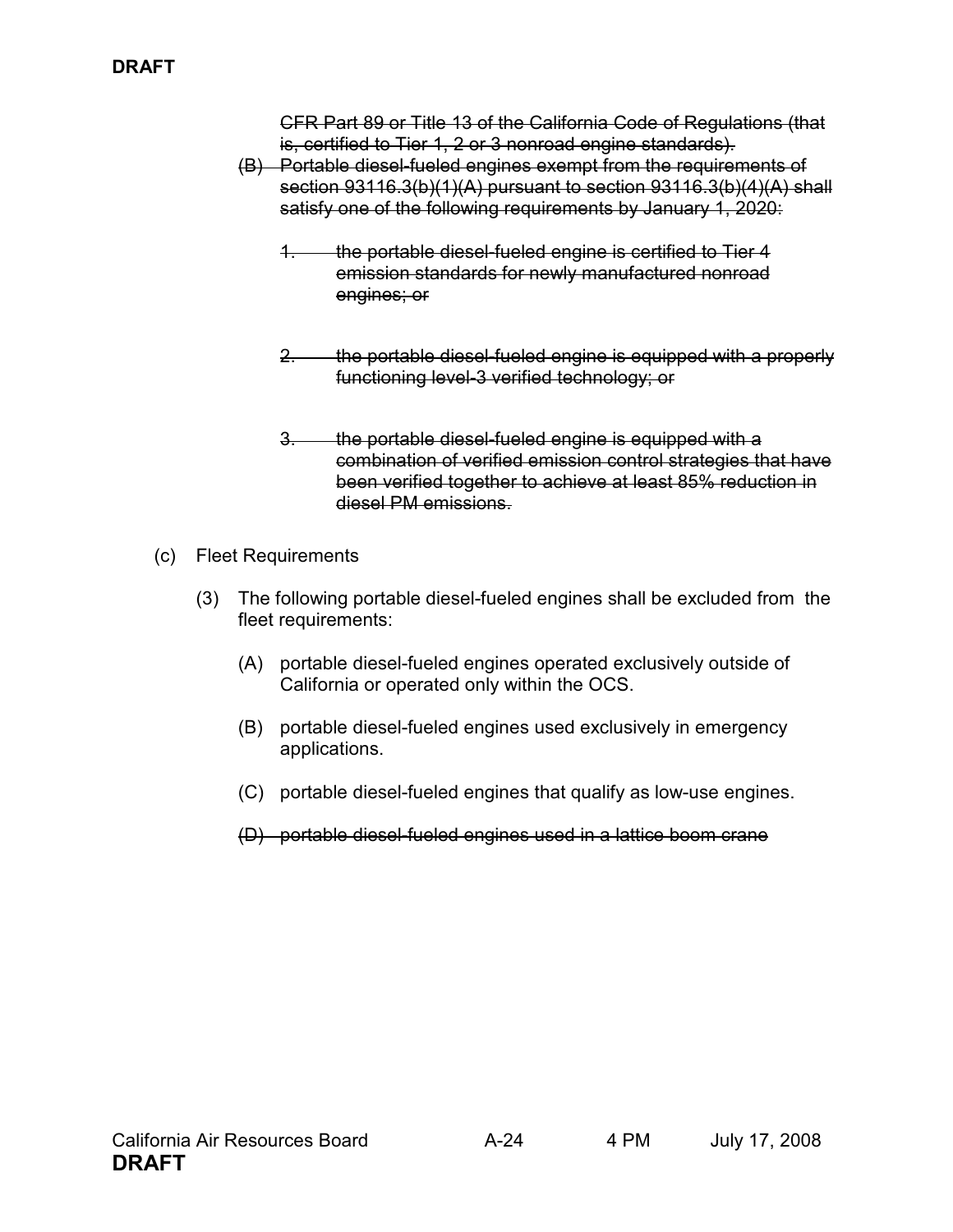~~CFR Part 89 or Title 13 of the California Code of Regulations (that is, certified to Tier 1, 2 or 3 nonroad engine standards).~~

~~(B) Portable diesel-fueled engines exempt from the requirements of section 93116.3(b)(1)(A) pursuant to section 93116.3(b)(4)(A) shall satisfy one of the following requirements by January 1, 2020:~~

~~1. the portable diesel-fueled engine is certified to Tier 4 emission standards for newly manufactured nonroad engines; or~~

~~2. the portable diesel-fueled engine is equipped with a properly functioning level-3 verified technology; or~~

~~3. the portable diesel-fueled engine is equipped with a combination of verified emission control strategies that have been verified together to achieve at least 85% reduction in diesel PM emissions.~~

(c) Fleet Requirements

(3) The following portable diesel-fueled engines shall be excluded from the fleet requirements:

(A) portable diesel-fueled engines operated exclusively outside of California or operated only within the OCS.

(B) portable diesel-fueled engines used exclusively in emergency applications.

(C) portable diesel-fueled engines that qualify as low-use engines.

~~(D) portable diesel-fueled engines used in a lattice boom crane~~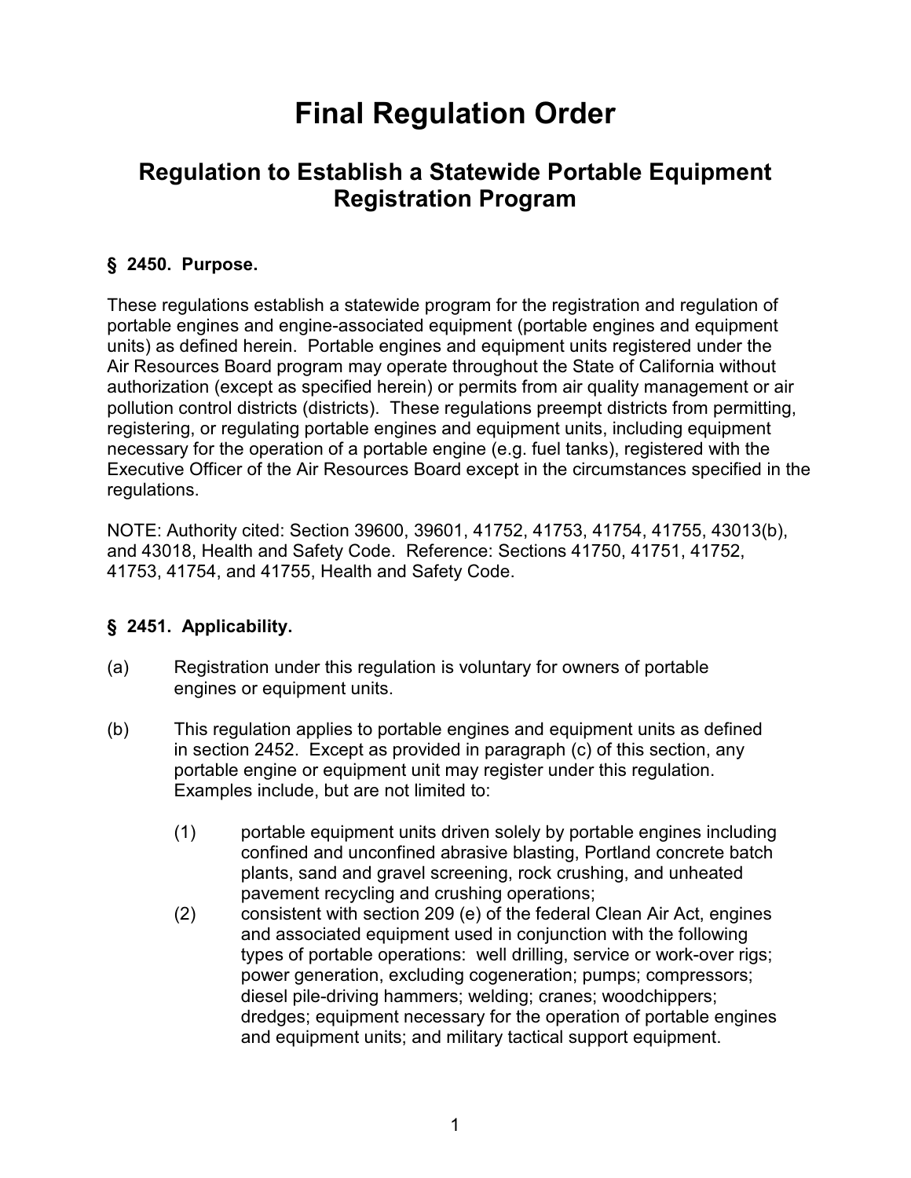# Final Regulation Order

## Regulation to Establish a Statewide Portable Equipment Registration Program

### § 2450. Purpose.

These regulations establish a statewide program for the registration and regulation of portable engines and engine-associated equipment (portable engines and equipment units) as defined herein. Portable engines and equipment units registered under the Air Resources Board program may operate throughout the State of California without authorization (except as specified herein) or permits from air quality management or air pollution control districts (districts). These regulations preempt districts from permitting, registering, or regulating portable engines and equipment units, including equipment necessary for the operation of a portable engine (e.g. fuel tanks), registered with the Executive Officer of the Air Resources Board except in the circumstances specified in the regulations.

NOTE: Authority cited: Section 39600, 39601, 41752, 41753, 41754, 41755, 43013(b), and 43018, Health and Safety Code. Reference: Sections 41750, 41751, 41752, 41753, 41754, and 41755, Health and Safety Code.

### § 2451. Applicability.

(a) Registration under this regulation is voluntary for owners of portable engines or equipment units.

(b) This regulation applies to portable engines and equipment units as defined in section 2452. Except as provided in paragraph (c) of this section, any portable engine or equipment unit may register under this regulation. Examples include, but are not limited to:

- (1) portable equipment units driven solely by portable engines including confined and unconfined abrasive blasting, Portland concrete batch plants, sand and gravel screening, rock crushing, and unheated pavement recycling and crushing operations;
- (2) consistent with section 209 (e) of the federal Clean Air Act, engines and associated equipment used in conjunction with the following types of portable operations: well drilling, service or work-over rigs; power generation, excluding cogeneration; pumps; compressors; diesel pile-driving hammers; welding; cranes; woodchippers; dredges; equipment necessary for the operation of portable engines and equipment units; and military tactical support equipment.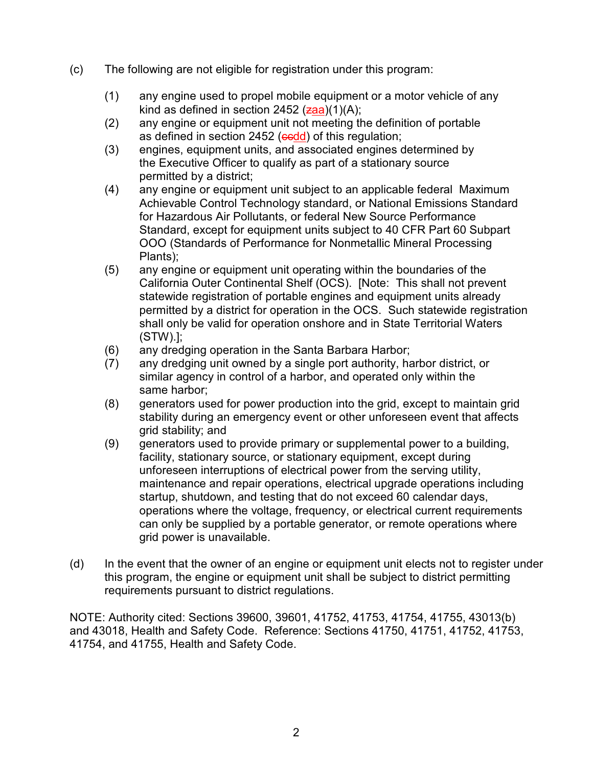(c) The following are not eligible for registration under this program:

  (1) any engine used to propel mobile equipment or a motor vehicle of any kind as defined in section 2452 (~~z~~aa)(1)(A);
  (2) any engine or equipment unit not meeting the definition of portable as defined in section 2452 (~~cc~~dd) of this regulation;
  (3) engines, equipment units, and associated engines determined by the Executive Officer to qualify as part of a stationary source permitted by a district;
  (4) any engine or equipment unit subject to an applicable federal Maximum Achievable Control Technology standard, or National Emissions Standard for Hazardous Air Pollutants, or federal New Source Performance Standard, except for equipment units subject to 40 CFR Part 60 Subpart OOO (Standards of Performance for Nonmetallic Mineral Processing Plants);
  (5) any engine or equipment unit operating within the boundaries of the California Outer Continental Shelf (OCS). [Note: This shall not prevent statewide registration of portable engines and equipment units already permitted by a district for operation in the OCS. Such statewide registration shall only be valid for operation onshore and in State Territorial Waters (STW).];
  (6) any dredging operation in the Santa Barbara Harbor;
  (7) any dredging unit owned by a single port authority, harbor district, or similar agency in control of a harbor, and operated only within the same harbor;
  (8) generators used for power production into the grid, except to maintain grid stability during an emergency event or other unforeseen event that affects grid stability; and
  (9) generators used to provide primary or supplemental power to a building, facility, stationary source, or stationary equipment, except during unforeseen interruptions of electrical power from the serving utility, maintenance and repair operations, electrical upgrade operations including startup, shutdown, and testing that do not exceed 60 calendar days, operations where the voltage, frequency, or electrical current requirements can only be supplied by a portable generator, or remote operations where grid power is unavailable.

(d) In the event that the owner of an engine or equipment unit elects not to register under this program, the engine or equipment unit shall be subject to district permitting requirements pursuant to district regulations.

NOTE: Authority cited: Sections 39600, 39601, 41752, 41753, 41754, 41755, 43013(b) and 43018, Health and Safety Code. Reference: Sections 41750, 41751, 41752, 41753, 41754, and 41755, Health and Safety Code.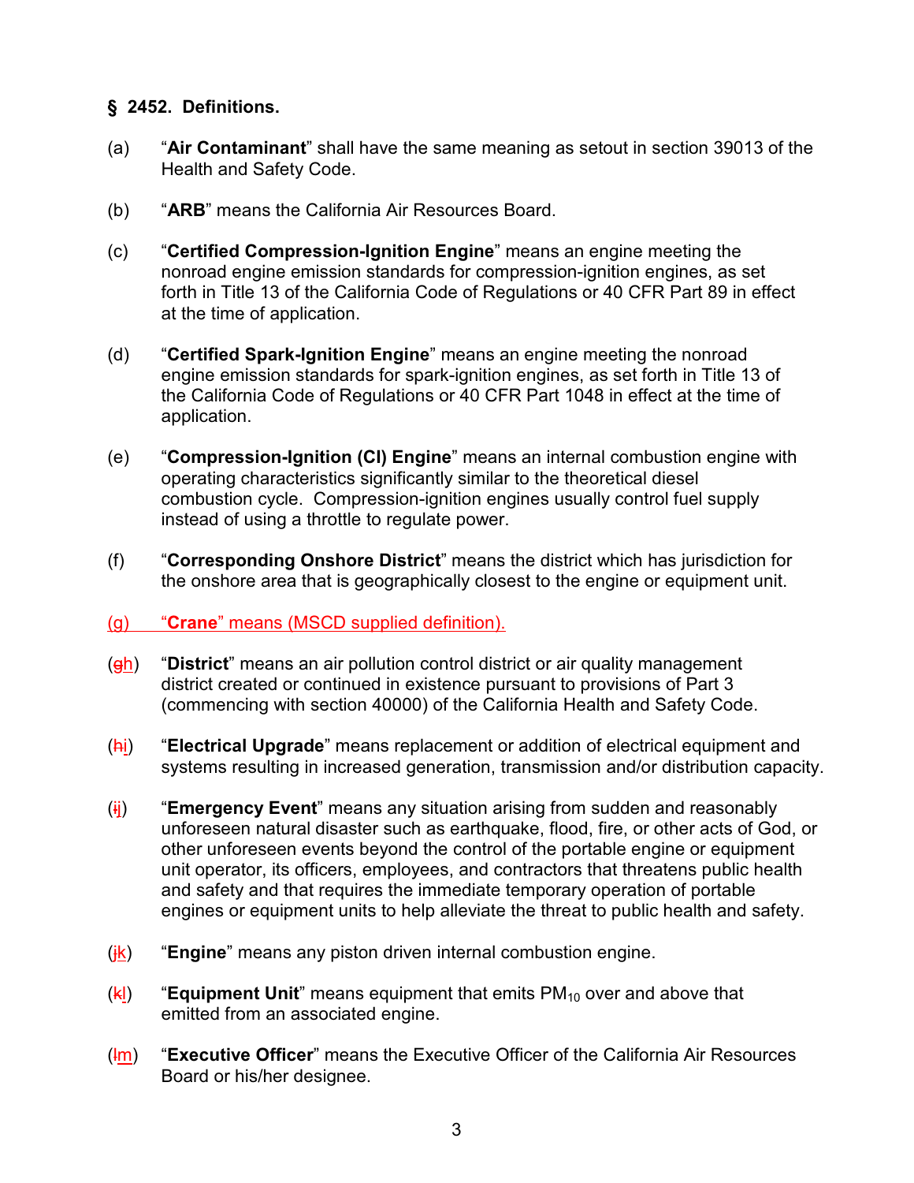### § 2452. Definitions.

(a) "**Air Contaminant**" shall have the same meaning as setout in section 39013 of the Health and Safety Code.

(b) "**ARB**" means the California Air Resources Board.

(c) "**Certified Compression-Ignition Engine**" means an engine meeting the nonroad engine emission standards for compression-ignition engines, as set forth in Title 13 of the California Code of Regulations or 40 CFR Part 89 in effect at the time of application.

(d) "**Certified Spark-Ignition Engine**" means an engine meeting the nonroad engine emission standards for spark-ignition engines, as set forth in Title 13 of the California Code of Regulations or 40 CFR Part 1048 in effect at the time of application.

(e) "**Compression-Ignition (CI) Engine**" means an internal combustion engine with operating characteristics significantly similar to the theoretical diesel combustion cycle. Compression-ignition engines usually control fuel supply instead of using a throttle to regulate power.

(f) "**Corresponding Onshore District**" means the district which has jurisdiction for the onshore area that is geographically closest to the engine or equipment unit.

<u>(g) "**Crane**" means (MSCD supplied definition).</u>

(~~g~~<u>h</u>) "**District**" means an air pollution control district or air quality management district created or continued in existence pursuant to provisions of Part 3 (commencing with section 40000) of the California Health and Safety Code.

(~~h~~<u>i</u>) "**Electrical Upgrade**" means replacement or addition of electrical equipment and systems resulting in increased generation, transmission and/or distribution capacity.

(~~i~~<u>j</u>) "**Emergency Event**" means any situation arising from sudden and reasonably unforeseen natural disaster such as earthquake, flood, fire, or other acts of God, or other unforeseen events beyond the control of the portable engine or equipment unit operator, its officers, employees, and contractors that threatens public health and safety and that requires the immediate temporary operation of portable engines or equipment units to help alleviate the threat to public health and safety.

(~~j~~<u>k</u>) "**Engine**" means any piston driven internal combustion engine.

(~~k~~<u>l</u>) "**Equipment Unit**" means equipment that emits $PM_{10}$ over and above that emitted from an associated engine.

(~~l~~<u>m</u>) "**Executive Officer**" means the Executive Officer of the California Air Resources Board or his/her designee.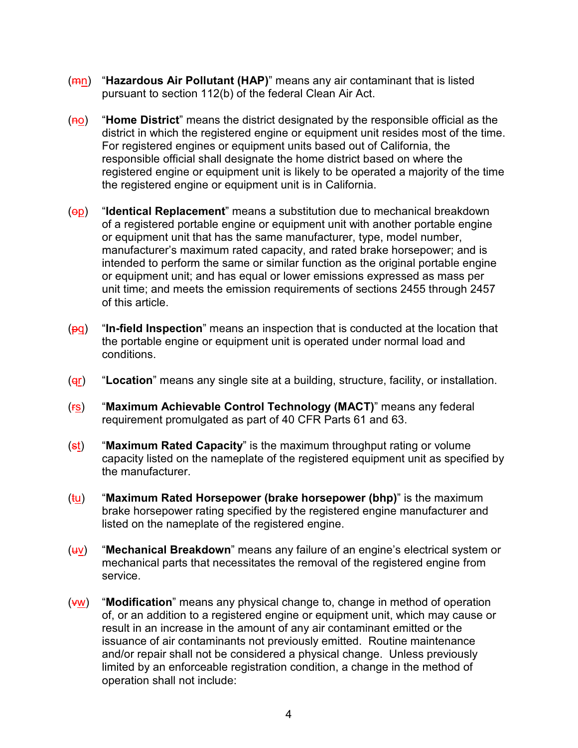(~~m~~n) "**Hazardous Air Pollutant (HAP)**" means any air contaminant that is listed pursuant to section 112(b) of the federal Clean Air Act.

(~~n~~o) "**Home District**" means the district designated by the responsible official as the district in which the registered engine or equipment unit resides most of the time. For registered engines or equipment units based out of California, the responsible official shall designate the home district based on where the registered engine or equipment unit is likely to be operated a majority of the time the registered engine or equipment unit is in California.

(~~o~~p) "**Identical Replacement**" means a substitution due to mechanical breakdown of a registered portable engine or equipment unit with another portable engine or equipment unit that has the same manufacturer, type, model number, manufacturer's maximum rated capacity, and rated brake horsepower; and is intended to perform the same or similar function as the original portable engine or equipment unit; and has equal or lower emissions expressed as mass per unit time; and meets the emission requirements of sections 2455 through 2457 of this article.

(~~p~~q) "**In-field Inspection**" means an inspection that is conducted at the location that the portable engine or equipment unit is operated under normal load and conditions.

(~~q~~r) "**Location**" means any single site at a building, structure, facility, or installation.

(~~r~~s) "**Maximum Achievable Control Technology (MACT)**" means any federal requirement promulgated as part of 40 CFR Parts 61 and 63.

(~~s~~t) "**Maximum Rated Capacity**" is the maximum throughput rating or volume capacity listed on the nameplate of the registered equipment unit as specified by the manufacturer.

(~~t~~u) "**Maximum Rated Horsepower (brake horsepower (bhp)**" is the maximum brake horsepower rating specified by the registered engine manufacturer and listed on the nameplate of the registered engine.

(~~u~~v) "**Mechanical Breakdown**" means any failure of an engine's electrical system or mechanical parts that necessitates the removal of the registered engine from service.

(~~v~~w) "**Modification**" means any physical change to, change in method of operation of, or an addition to a registered engine or equipment unit, which may cause or result in an increase in the amount of any air contaminant emitted or the issuance of air contaminants not previously emitted. Routine maintenance and/or repair shall not be considered a physical change. Unless previously limited by an enforceable registration condition, a change in the method of operation shall not include: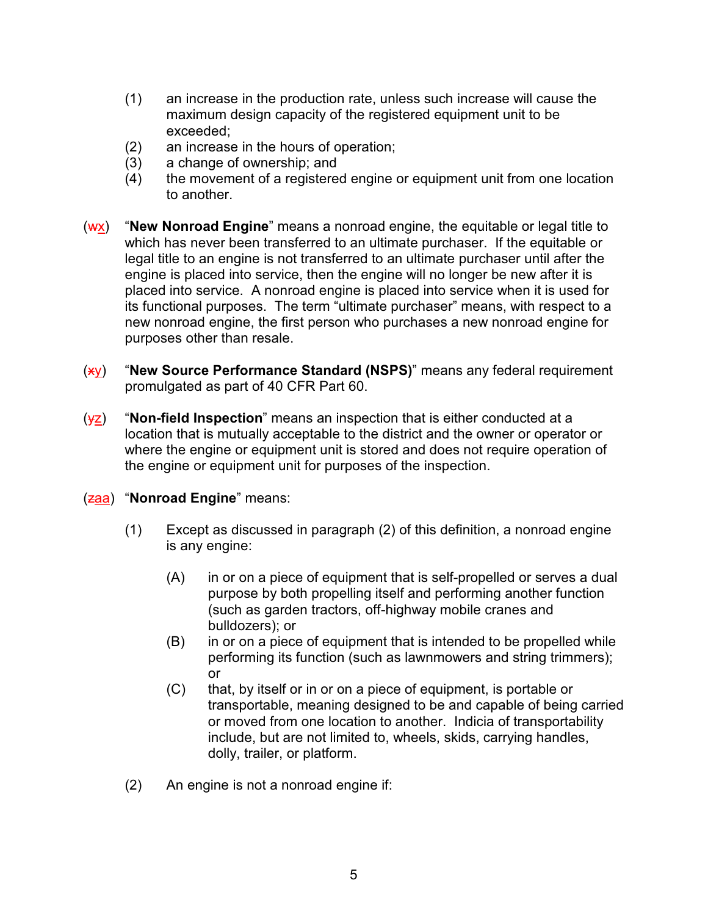(1) an increase in the production rate, unless such increase will cause the maximum design capacity of the registered equipment unit to be exceeded;
(2) an increase in the hours of operation;
(3) a change of ownership; and
(4) the movement of a registered engine or equipment unit from one location to another.

(~~w~~x) "**New Nonroad Engine**" means a nonroad engine, the equitable or legal title to which has never been transferred to an ultimate purchaser. If the equitable or legal title to an engine is not transferred to an ultimate purchaser until after the engine is placed into service, then the engine will no longer be new after it is placed into service. A nonroad engine is placed into service when it is used for its functional purposes. The term "ultimate purchaser" means, with respect to a new nonroad engine, the first person who purchases a new nonroad engine for purposes other than resale.

(~~x~~y) "**New Source Performance Standard (NSPS)**" means any federal requirement promulgated as part of 40 CFR Part 60.

(~~y~~z) "**Non-field Inspection**" means an inspection that is either conducted at a location that is mutually acceptable to the district and the owner or operator or where the engine or equipment unit is stored and does not require operation of the engine or equipment unit for purposes of the inspection.

(~~z~~aa) "**Nonroad Engine**" means:

(1) Except as discussed in paragraph (2) of this definition, a nonroad engine is any engine:

(A) in or on a piece of equipment that is self-propelled or serves a dual purpose by both propelling itself and performing another function (such as garden tractors, off-highway mobile cranes and bulldozers); or
(B) in or on a piece of equipment that is intended to be propelled while performing its function (such as lawnmowers and string trimmers); or
(C) that, by itself or in or on a piece of equipment, is portable or transportable, meaning designed to be and capable of being carried or moved from one location to another. Indicia of transportability include, but are not limited to, wheels, skids, carrying handles, dolly, trailer, or platform.

(2) An engine is not a nonroad engine if: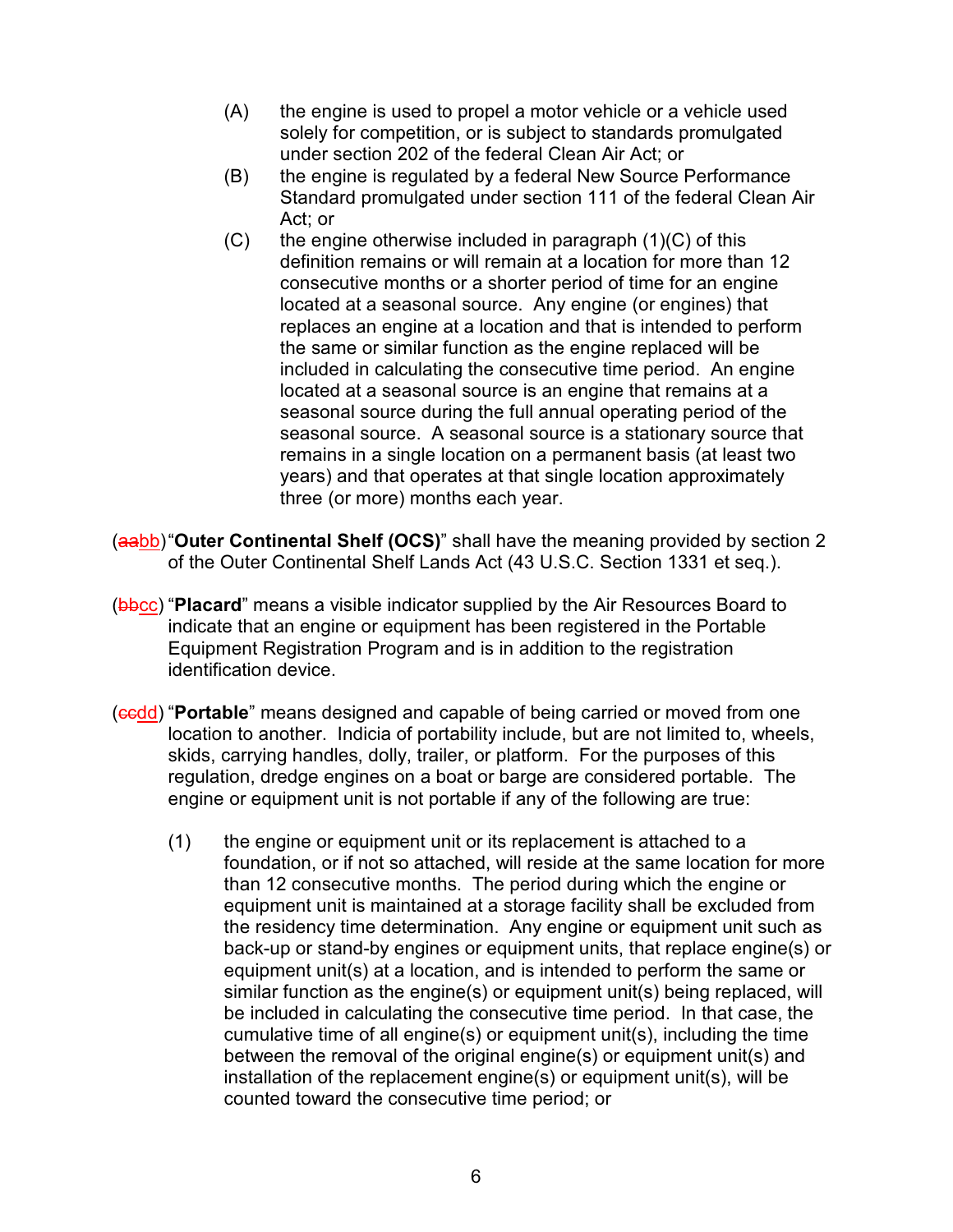(A) the engine is used to propel a motor vehicle or a vehicle used solely for competition, or is subject to standards promulgated under section 202 of the federal Clean Air Act; or

(B) the engine is regulated by a federal New Source Performance Standard promulgated under section 111 of the federal Clean Air Act; or

(C) the engine otherwise included in paragraph (1)(C) of this definition remains or will remain at a location for more than 12 consecutive months or a shorter period of time for an engine located at a seasonal source. Any engine (or engines) that replaces an engine at a location and that is intended to perform the same or similar function as the engine replaced will be included in calculating the consecutive time period. An engine located at a seasonal source is an engine that remains at a seasonal source during the full annual operating period of the seasonal source. A seasonal source is a stationary source that remains in a single location on a permanent basis (at least two years) and that operates at that single location approximately three (or more) months each year.

(~~aa~~bb) "**Outer Continental Shelf (OCS)**" shall have the meaning provided by section 2 of the Outer Continental Shelf Lands Act (43 U.S.C. Section 1331 et seq.).

(~~bb~~cc) "**Placard**" means a visible indicator supplied by the Air Resources Board to indicate that an engine or equipment has been registered in the Portable Equipment Registration Program and is in addition to the registration identification device.

(~~cc~~dd) "**Portable**" means designed and capable of being carried or moved from one location to another. Indicia of portability include, but are not limited to, wheels, skids, carrying handles, dolly, trailer, or platform. For the purposes of this regulation, dredge engines on a boat or barge are considered portable. The engine or equipment unit is not portable if any of the following are true:

(1) the engine or equipment unit or its replacement is attached to a foundation, or if not so attached, will reside at the same location for more than 12 consecutive months. The period during which the engine or equipment unit is maintained at a storage facility shall be excluded from the residency time determination. Any engine or equipment unit such as back-up or stand-by engines or equipment units, that replace engine(s) or equipment unit(s) at a location, and is intended to perform the same or similar function as the engine(s) or equipment unit(s) being replaced, will be included in calculating the consecutive time period. In that case, the cumulative time of all engine(s) or equipment unit(s), including the time between the removal of the original engine(s) or equipment unit(s) and installation of the replacement engine(s) or equipment unit(s), will be counted toward the consecutive time period; or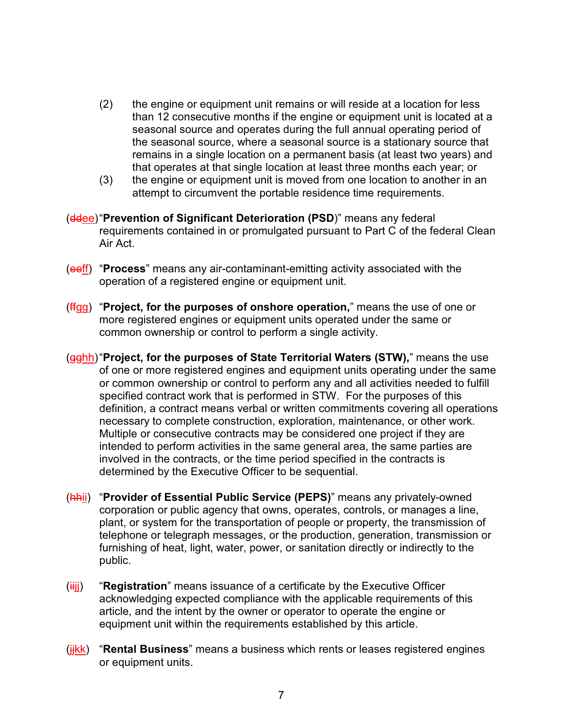(2) the engine or equipment unit remains or will reside at a location for less than 12 consecutive months if the engine or equipment unit is located at a seasonal source and operates during the full annual operating period of the seasonal source, where a seasonal source is a stationary source that remains in a single location on a permanent basis (at least two years) and that operates at that single location at least three months each year; or

(3) the engine or equipment unit is moved from one location to another in an attempt to circumvent the portable residence time requirements.

(~~dd~~ee) "**Prevention of Significant Deterioration (PSD)**" means any federal requirements contained in or promulgated pursuant to Part C of the federal Clean Air Act.

(~~ee~~ff) "**Process**" means any air-contaminant-emitting activity associated with the operation of a registered engine or equipment unit.

(~~ff~~gg) "**Project, for the purposes of onshore operation,**" means the use of one or more registered engines or equipment units operated under the same or common ownership or control to perform a single activity.

(~~gg~~hh) "**Project, for the purposes of State Territorial Waters (STW),**" means the use of one or more registered engines and equipment units operating under the same or common ownership or control to perform any and all activities needed to fulfill specified contract work that is performed in STW. For the purposes of this definition, a contract means verbal or written commitments covering all operations necessary to complete construction, exploration, maintenance, or other work. Multiple or consecutive contracts may be considered one project if they are intended to perform activities in the same general area, the same parties are involved in the contracts, or the time period specified in the contracts is determined by the Executive Officer to be sequential.

(~~hh~~ii) "**Provider of Essential Public Service (PEPS)**" means any privately-owned corporation or public agency that owns, operates, controls, or manages a line, plant, or system for the transportation of people or property, the transmission of telephone or telegraph messages, or the production, generation, transmission or furnishing of heat, light, water, power, or sanitation directly or indirectly to the public.

(~~ii~~jj) "**Registration**" means issuance of a certificate by the Executive Officer acknowledging expected compliance with the applicable requirements of this article, and the intent by the owner or operator to operate the engine or equipment unit within the requirements established by this article.

(~~jj~~kk) "**Rental Business**" means a business which rents or leases registered engines or equipment units.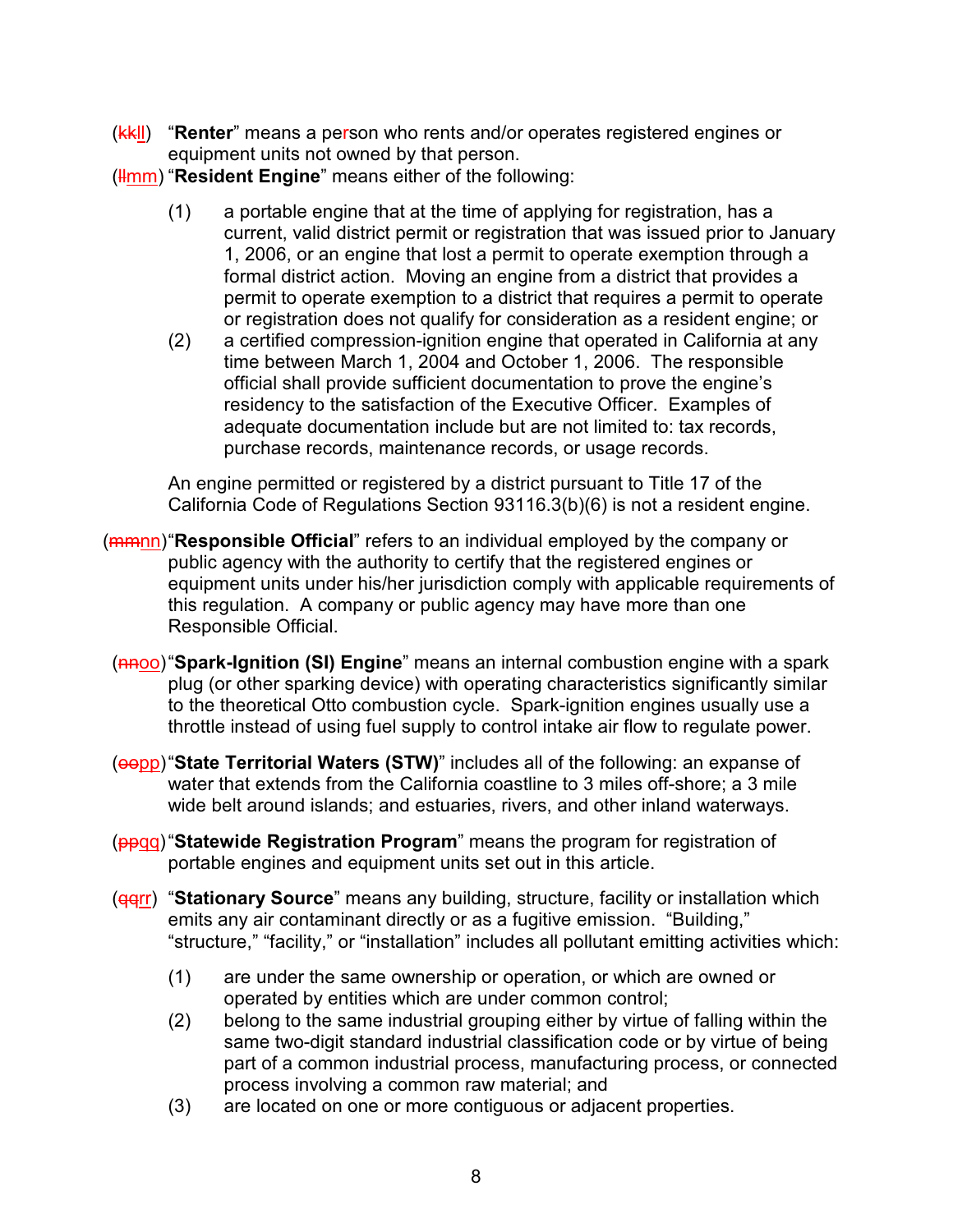(~~kk~~ll) "**Renter**" means a person who rents and/or operates registered engines or equipment units not owned by that person.

(~~ll~~mm) "**Resident Engine**" means either of the following:

(1) a portable engine that at the time of applying for registration, has a current, valid district permit or registration that was issued prior to January 1, 2006, or an engine that lost a permit to operate exemption through a formal district action. Moving an engine from a district that provides a permit to operate exemption to a district that requires a permit to operate or registration does not qualify for consideration as a resident engine; or

(2) a certified compression-ignition engine that operated in California at any time between March 1, 2004 and October 1, 2006. The responsible official shall provide sufficient documentation to prove the engine's residency to the satisfaction of the Executive Officer. Examples of adequate documentation include but are not limited to: tax records, purchase records, maintenance records, or usage records.

An engine permitted or registered by a district pursuant to Title 17 of the California Code of Regulations Section 93116.3(b)(6) is not a resident engine.

(~~mm~~nn) "**Responsible Official**" refers to an individual employed by the company or public agency with the authority to certify that the registered engines or equipment units under his/her jurisdiction comply with applicable requirements of this regulation. A company or public agency may have more than one Responsible Official.

(~~nn~~oo) "**Spark-Ignition (SI) Engine**" means an internal combustion engine with a spark plug (or other sparking device) with operating characteristics significantly similar to the theoretical Otto combustion cycle. Spark-ignition engines usually use a throttle instead of using fuel supply to control intake air flow to regulate power.

(~~oo~~pp) "**State Territorial Waters (STW)**" includes all of the following: an expanse of water that extends from the California coastline to 3 miles off-shore; a 3 mile wide belt around islands; and estuaries, rivers, and other inland waterways.

(~~pp~~qq) "**Statewide Registration Program**" means the program for registration of portable engines and equipment units set out in this article.

(~~qq~~rr) "**Stationary Source**" means any building, structure, facility or installation which emits any air contaminant directly or as a fugitive emission. "Building," "structure," "facility," or "installation" includes all pollutant emitting activities which:

(1) are under the same ownership or operation, or which are owned or operated by entities which are under common control;

(2) belong to the same industrial grouping either by virtue of falling within the same two-digit standard industrial classification code or by virtue of being part of a common industrial process, manufacturing process, or connected process involving a common raw material; and

(3) are located on one or more contiguous or adjacent properties.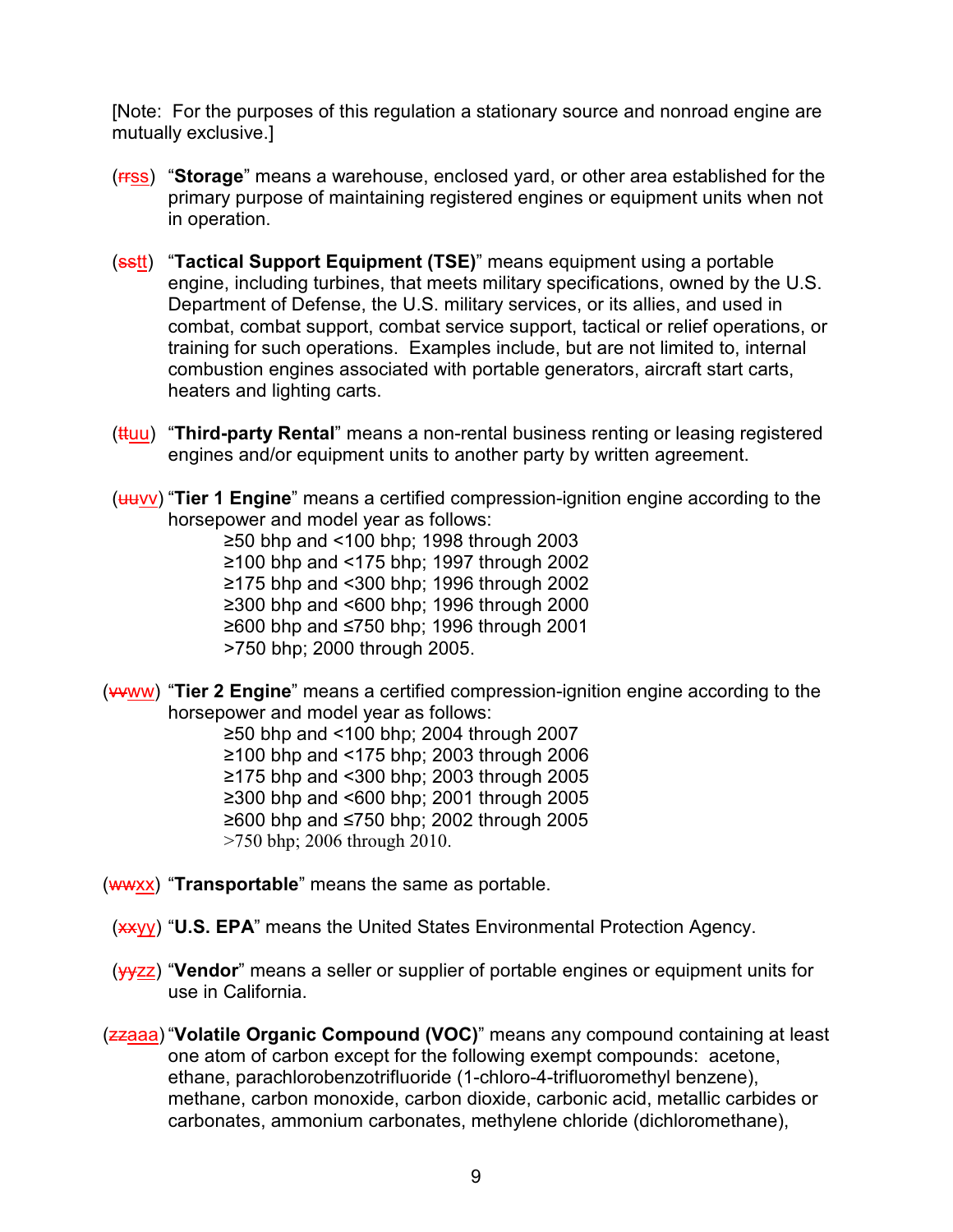[Note: For the purposes of this regulation a stationary source and nonroad engine are mutually exclusive.]

(~~rr~~ss) "**Storage**" means a warehouse, enclosed yard, or other area established for the primary purpose of maintaining registered engines or equipment units when not in operation.

(~~ss~~tt) "**Tactical Support Equipment (TSE)**" means equipment using a portable engine, including turbines, that meets military specifications, owned by the U.S. Department of Defense, the U.S. military services, or its allies, and used in combat, combat support, combat service support, tactical or relief operations, or training for such operations. Examples include, but are not limited to, internal combustion engines associated with portable generators, aircraft start carts, heaters and lighting carts.

(~~tt~~uu) "**Third-party Rental**" means a non-rental business renting or leasing registered engines and/or equipment units to another party by written agreement.

(~~uu~~vv) "**Tier 1 Engine**" means a certified compression-ignition engine according to the horsepower and model year as follows:

≥50 bhp and <100 bhp; 1998 through 2003
≥100 bhp and <175 bhp; 1997 through 2002
≥175 bhp and <300 bhp; 1996 through 2002
≥300 bhp and <600 bhp; 1996 through 2000
≥600 bhp and ≤750 bhp; 1996 through 2001
>750 bhp; 2000 through 2005.

(~~vv~~ww) "**Tier 2 Engine**" means a certified compression-ignition engine according to the horsepower and model year as follows:

≥50 bhp and <100 bhp; 2004 through 2007
≥100 bhp and <175 bhp; 2003 through 2006
≥175 bhp and <300 bhp; 2003 through 2005
≥300 bhp and <600 bhp; 2001 through 2005
≥600 bhp and ≤750 bhp; 2002 through 2005
>750 bhp; 2006 through 2010.

(~~ww~~xx) "**Transportable**" means the same as portable.

(~~xx~~yy) "**U.S. EPA**" means the United States Environmental Protection Agency.

(~~yy~~zz) "**Vendor**" means a seller or supplier of portable engines or equipment units for use in California.

(~~zz~~aaa) "**Volatile Organic Compound (VOC)**" means any compound containing at least one atom of carbon except for the following exempt compounds: acetone, ethane, parachlorobenzotrifluoride (1-chloro-4-trifluoromethyl benzene), methane, carbon monoxide, carbon dioxide, carbonic acid, metallic carbides or carbonates, ammonium carbonates, methylene chloride (dichloromethane),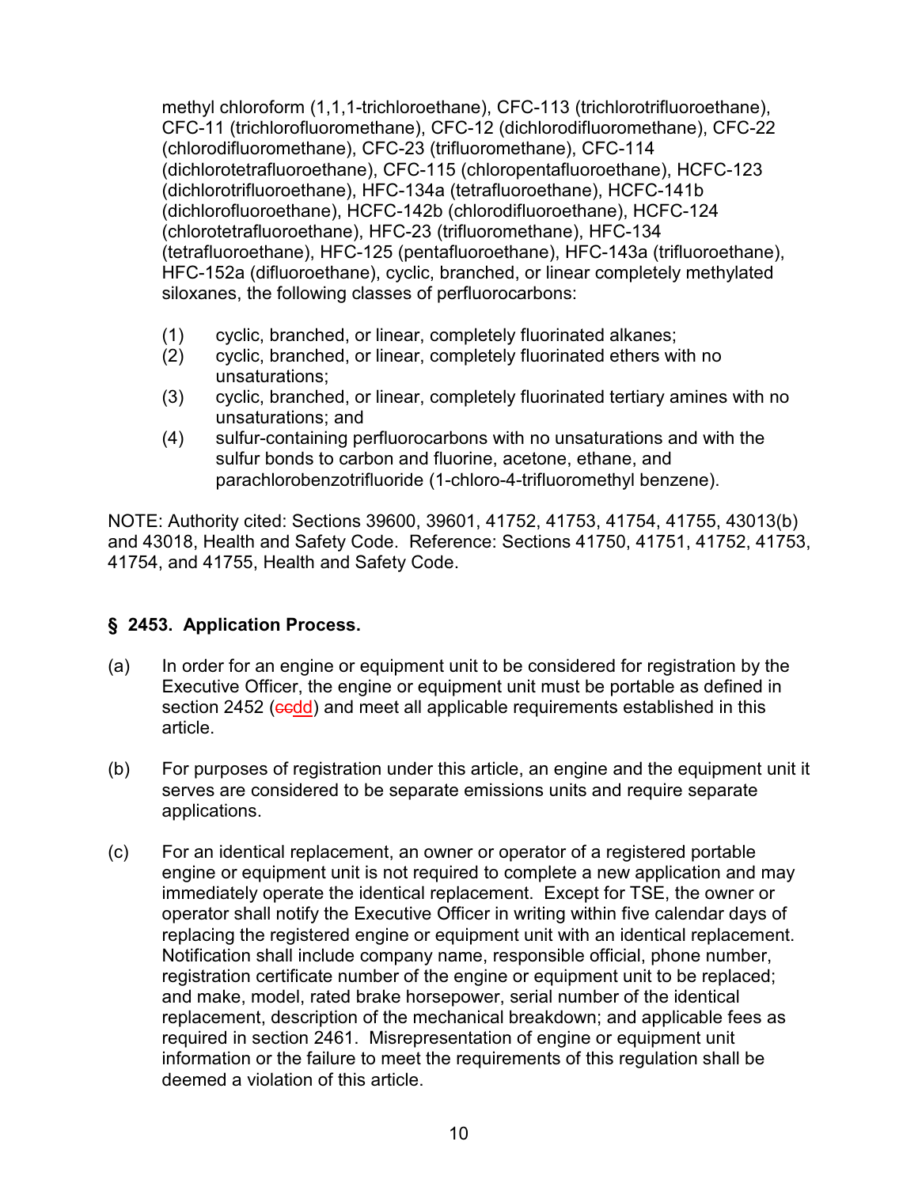methyl chloroform (1,1,1-trichloroethane), CFC-113 (trichlorotrifluoroethane), CFC-11 (trichlorofluoromethane), CFC-12 (dichlorodifluoromethane), CFC-22 (chlorodifluoromethane), CFC-23 (trifluoromethane), CFC-114 (dichlorotetrafluoroethane), CFC-115 (chloropentafluoroethane), HCFC-123 (dichlorotrifluoroethane), HFC-134a (tetrafluoroethane), HCFC-141b (dichlorofluoroethane), HCFC-142b (chlorodifluoroethane), HCFC-124 (chlorotetrafluoroethane), HFC-23 (trifluoromethane), HFC-134 (tetrafluoroethane), HFC-125 (pentafluoroethane), HFC-143a (trifluoroethane), HFC-152a (difluoroethane), cyclic, branched, or linear completely methylated siloxanes, the following classes of perfluorocarbons:

(1) cyclic, branched, or linear, completely fluorinated alkanes;
(2) cyclic, branched, or linear, completely fluorinated ethers with no unsaturations;
(3) cyclic, branched, or linear, completely fluorinated tertiary amines with no unsaturations; and
(4) sulfur-containing perfluorocarbons with no unsaturations and with the sulfur bonds to carbon and fluorine, acetone, ethane, and parachlorobenzotrifluoride (1-chloro-4-trifluoromethyl benzene).

NOTE: Authority cited: Sections 39600, 39601, 41752, 41753, 41754, 41755, 43013(b) and 43018, Health and Safety Code. Reference: Sections 41750, 41751, 41752, 41753, 41754, and 41755, Health and Safety Code.

## § 2453. Application Process.

(a) In order for an engine or equipment unit to be considered for registration by the Executive Officer, the engine or equipment unit must be portable as defined in section 2452 (~~cc~~<u>dd</u>) and meet all applicable requirements established in this article.

(b) For purposes of registration under this article, an engine and the equipment unit it serves are considered to be separate emissions units and require separate applications.

(c) For an identical replacement, an owner or operator of a registered portable engine or equipment unit is not required to complete a new application and may immediately operate the identical replacement. Except for TSE, the owner or operator shall notify the Executive Officer in writing within five calendar days of replacing the registered engine or equipment unit with an identical replacement. Notification shall include company name, responsible official, phone number, registration certificate number of the engine or equipment unit to be replaced; and make, model, rated brake horsepower, serial number of the identical replacement, description of the mechanical breakdown; and applicable fees as required in section 2461. Misrepresentation of engine or equipment unit information or the failure to meet the requirements of this regulation shall be deemed a violation of this article.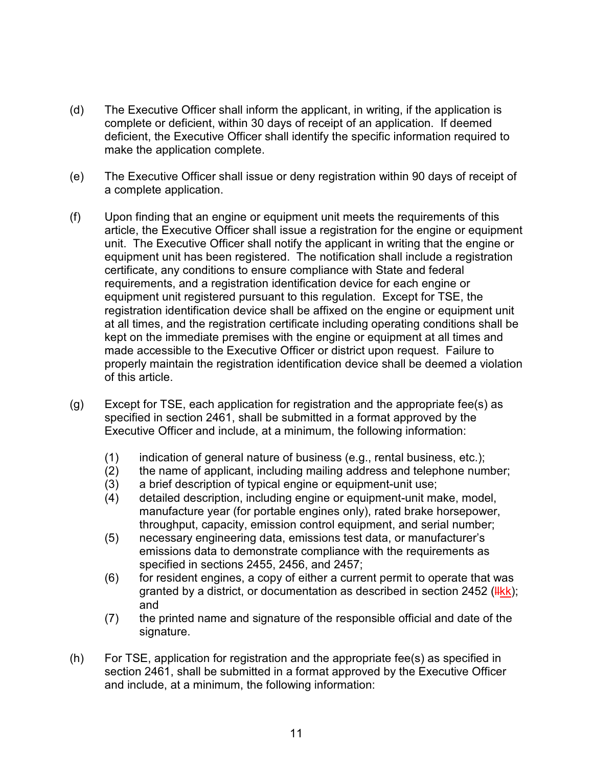(d) The Executive Officer shall inform the applicant, in writing, if the application is complete or deficient, within 30 days of receipt of an application. If deemed deficient, the Executive Officer shall identify the specific information required to make the application complete.

(e) The Executive Officer shall issue or deny registration within 90 days of receipt of a complete application.

(f) Upon finding that an engine or equipment unit meets the requirements of this article, the Executive Officer shall issue a registration for the engine or equipment unit. The Executive Officer shall notify the applicant in writing that the engine or equipment unit has been registered. The notification shall include a registration certificate, any conditions to ensure compliance with State and federal requirements, and a registration identification device for each engine or equipment unit registered pursuant to this regulation. Except for TSE, the registration identification device shall be affixed on the engine or equipment unit at all times, and the registration certificate including operating conditions shall be kept on the immediate premises with the engine or equipment at all times and made accessible to the Executive Officer or district upon request. Failure to properly maintain the registration identification device shall be deemed a violation of this article.

(g) Except for TSE, each application for registration and the appropriate fee(s) as specified in section 2461, shall be submitted in a format approved by the Executive Officer and include, at a minimum, the following information:

   (1) indication of general nature of business (e.g., rental business, etc.);
   (2) the name of applicant, including mailing address and telephone number;
   (3) a brief description of typical engine or equipment-unit use;
   (4) detailed description, including engine or equipment-unit make, model, manufacture year (for portable engines only), rated brake horsepower, throughput, capacity, emission control equipment, and serial number;
   (5) necessary engineering data, emissions test data, or manufacturer's emissions data to demonstrate compliance with the requirements as specified in sections 2455, 2456, and 2457;
   (6) for resident engines, a copy of either a current permit to operate that was granted by a district, or documentation as described in section 2452 (~~ll~~kk); and
   (7) the printed name and signature of the responsible official and date of the signature.

(h) For TSE, application for registration and the appropriate fee(s) as specified in section 2461, shall be submitted in a format approved by the Executive Officer and include, at a minimum, the following information: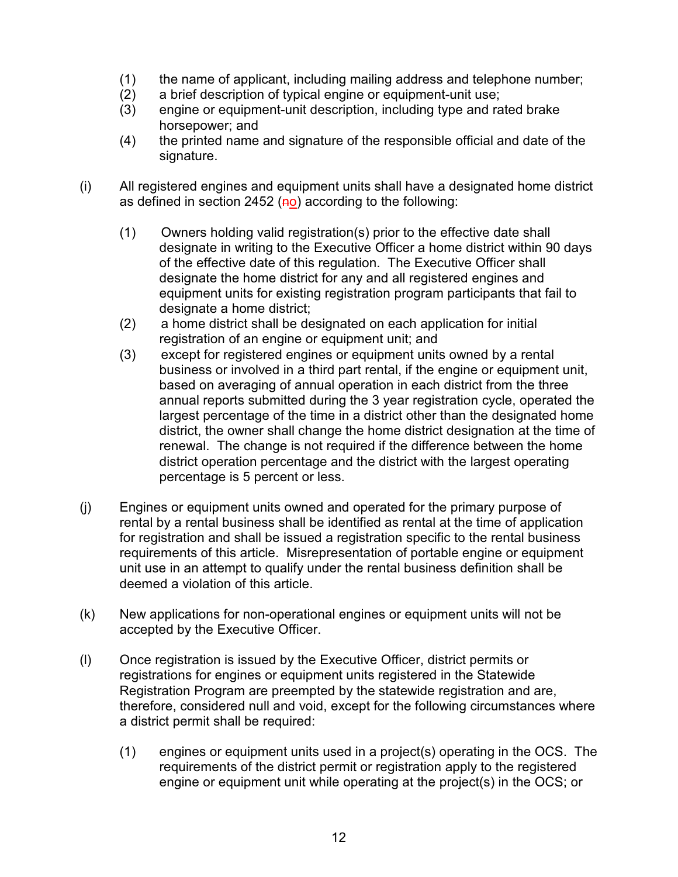(1) the name of applicant, including mailing address and telephone number;
(2) a brief description of typical engine or equipment-unit use;
(3) engine or equipment-unit description, including type and rated brake horsepower; and
(4) the printed name and signature of the responsible official and date of the signature.

(i) All registered engines and equipment units shall have a designated home district as defined in section 2452 (~~n~~o) according to the following:

(1) Owners holding valid registration(s) prior to the effective date shall designate in writing to the Executive Officer a home district within 90 days of the effective date of this regulation. The Executive Officer shall designate the home district for any and all registered engines and equipment units for existing registration program participants that fail to designate a home district;
(2) a home district shall be designated on each application for initial registration of an engine or equipment unit; and
(3) except for registered engines or equipment units owned by a rental business or involved in a third part rental, if the engine or equipment unit, based on averaging of annual operation in each district from the three annual reports submitted during the 3 year registration cycle, operated the largest percentage of the time in a district other than the designated home district, the owner shall change the home district designation at the time of renewal. The change is not required if the difference between the home district operation percentage and the district with the largest operating percentage is 5 percent or less.

(j) Engines or equipment units owned and operated for the primary purpose of rental by a rental business shall be identified as rental at the time of application for registration and shall be issued a registration specific to the rental business requirements of this article. Misrepresentation of portable engine or equipment unit use in an attempt to qualify under the rental business definition shall be deemed a violation of this article.

(k) New applications for non-operational engines or equipment units will not be accepted by the Executive Officer.

(l) Once registration is issued by the Executive Officer, district permits or registrations for engines or equipment units registered in the Statewide Registration Program are preempted by the statewide registration and are, therefore, considered null and void, except for the following circumstances where a district permit shall be required:

(1) engines or equipment units used in a project(s) operating in the OCS. The requirements of the district permit or registration apply to the registered engine or equipment unit while operating at the project(s) in the OCS; or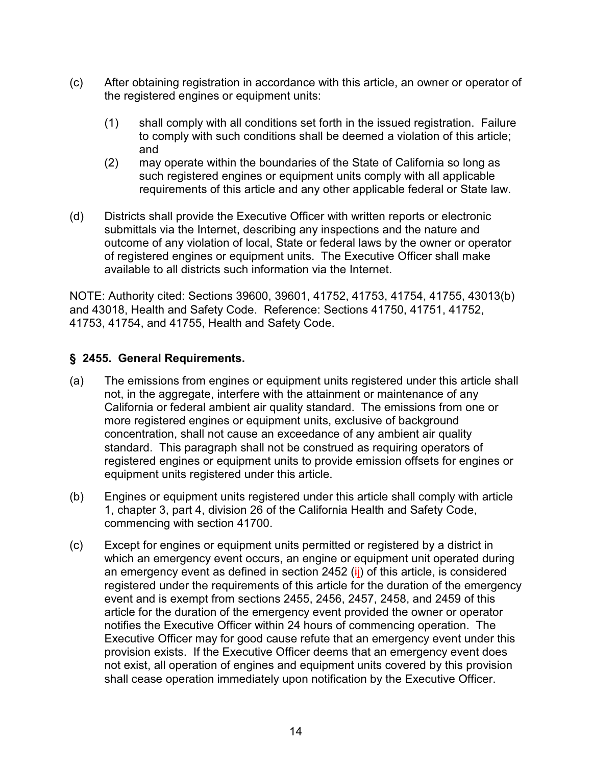(c) After obtaining registration in accordance with this article, an owner or operator of the registered engines or equipment units:

   (1) shall comply with all conditions set forth in the issued registration. Failure to comply with such conditions shall be deemed a violation of this article; and

   (2) may operate within the boundaries of the State of California so long as such registered engines or equipment units comply with all applicable requirements of this article and any other applicable federal or State law.

(d) Districts shall provide the Executive Officer with written reports or electronic submittals via the Internet, describing any inspections and the nature and outcome of any violation of local, State or federal laws by the owner or operator of registered engines or equipment units. The Executive Officer shall make available to all districts such information via the Internet.

NOTE: Authority cited: Sections 39600, 39601, 41752, 41753, 41754, 41755, 43013(b) and 43018, Health and Safety Code. Reference: Sections 41750, 41751, 41752, 41753, 41754, and 41755, Health and Safety Code.

### § 2455. General Requirements.

(a) The emissions from engines or equipment units registered under this article shall not, in the aggregate, interfere with the attainment or maintenance of any California or federal ambient air quality standard. The emissions from one or more registered engines or equipment units, exclusive of background concentration, shall not cause an exceedance of any ambient air quality standard. This paragraph shall not be construed as requiring operators of registered engines or equipment units to provide emission offsets for engines or equipment units registered under this article.

(b) Engines or equipment units registered under this article shall comply with article 1, chapter 3, part 4, division 26 of the California Health and Safety Code, commencing with section 41700.

(c) Except for engines or equipment units permitted or registered by a district in which an emergency event occurs, an engine or equipment unit operated during an emergency event as defined in section 2452 (~~i~~j) of this article, is considered registered under the requirements of this article for the duration of the emergency event and is exempt from sections 2455, 2456, 2457, 2458, and 2459 of this article for the duration of the emergency event provided the owner or operator notifies the Executive Officer within 24 hours of commencing operation. The Executive Officer may for good cause refute that an emergency event under this provision exists. If the Executive Officer deems that an emergency event does not exist, all operation of engines and equipment units covered by this provision shall cease operation immediately upon notification by the Executive Officer.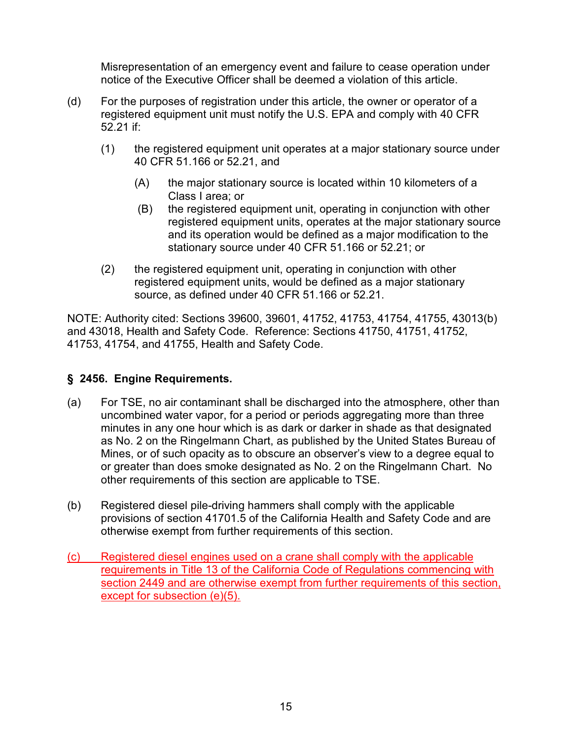Misrepresentation of an emergency event and failure to cease operation under notice of the Executive Officer shall be deemed a violation of this article.

(d) For the purposes of registration under this article, the owner or operator of a registered equipment unit must notify the U.S. EPA and comply with 40 CFR 52.21 if:

(1) the registered equipment unit operates at a major stationary source under 40 CFR 51.166 or 52.21, and

(A) the major stationary source is located within 10 kilometers of a Class I area; or

(B) the registered equipment unit, operating in conjunction with other registered equipment units, operates at the major stationary source and its operation would be defined as a major modification to the stationary source under 40 CFR 51.166 or 52.21; or

(2) the registered equipment unit, operating in conjunction with other registered equipment units, would be defined as a major stationary source, as defined under 40 CFR 51.166 or 52.21.

NOTE: Authority cited: Sections 39600, 39601, 41752, 41753, 41754, 41755, 43013(b) and 43018, Health and Safety Code. Reference: Sections 41750, 41751, 41752, 41753, 41754, and 41755, Health and Safety Code.

### § 2456. Engine Requirements.

(a) For TSE, no air contaminant shall be discharged into the atmosphere, other than uncombined water vapor, for a period or periods aggregating more than three minutes in any one hour which is as dark or darker in shade as that designated as No. 2 on the Ringelmann Chart, as published by the United States Bureau of Mines, or of such opacity as to obscure an observer's view to a degree equal to or greater than does smoke designated as No. 2 on the Ringelmann Chart. No other requirements of this section are applicable to TSE.

(b) Registered diesel pile-driving hammers shall comply with the applicable provisions of section 41701.5 of the California Health and Safety Code and are otherwise exempt from further requirements of this section.

<u>(c) Registered diesel engines used on a crane shall comply with the applicable requirements in Title 13 of the California Code of Regulations commencing with section 2449 and are otherwise exempt from further requirements of this section, except for subsection (e)(5).</u>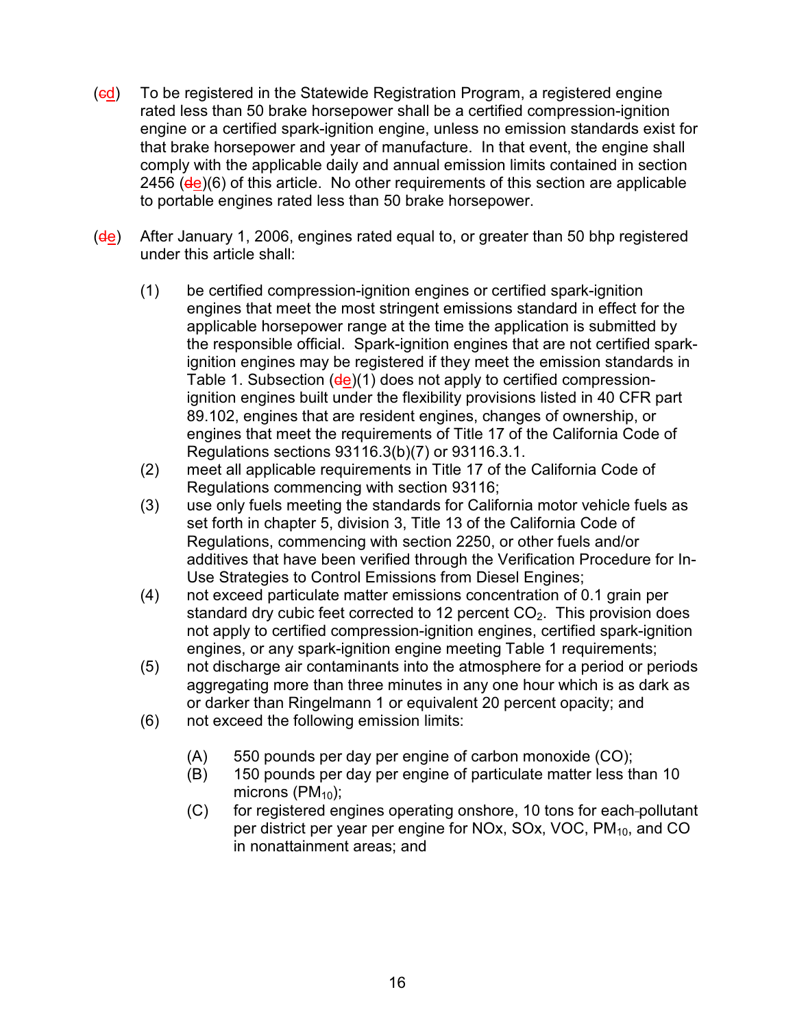(~~c~~d) To be registered in the Statewide Registration Program, a registered engine rated less than 50 brake horsepower shall be a certified compression-ignition engine or a certified spark-ignition engine, unless no emission standards exist for that brake horsepower and year of manufacture. In that event, the engine shall comply with the applicable daily and annual emission limits contained in section 2456 (~~d~~e)(6) of this article. No other requirements of this section are applicable to portable engines rated less than 50 brake horsepower.

(~~d~~e) After January 1, 2006, engines rated equal to, or greater than 50 bhp registered under this article shall:

(1) be certified compression-ignition engines or certified spark-ignition engines that meet the most stringent emissions standard in effect for the applicable horsepower range at the time the application is submitted by the responsible official. Spark-ignition engines that are not certified spark-ignition engines may be registered if they meet the emission standards in Table 1. Subsection (~~d~~e)(1) does not apply to certified compression-ignition engines built under the flexibility provisions listed in 40 CFR part 89.102, engines that are resident engines, changes of ownership, or engines that meet the requirements of Title 17 of the California Code of Regulations sections 93116.3(b)(7) or 93116.3.1.

(2) meet all applicable requirements in Title 17 of the California Code of Regulations commencing with section 93116;

(3) use only fuels meeting the standards for California motor vehicle fuels as set forth in chapter 5, division 3, Title 13 of the California Code of Regulations, commencing with section 2250, or other fuels and/or additives that have been verified through the Verification Procedure for In-Use Strategies to Control Emissions from Diesel Engines;

(4) not exceed particulate matter emissions concentration of 0.1 grain per standard dry cubic feet corrected to 12 percent $CO_2$. This provision does not apply to certified compression-ignition engines, certified spark-ignition engines, or any spark-ignition engine meeting Table 1 requirements;

(5) not discharge air contaminants into the atmosphere for a period or periods aggregating more than three minutes in any one hour which is as dark as or darker than Ringelmann 1 or equivalent 20 percent opacity; and

(6) not exceed the following emission limits:

   (A) 550 pounds per day per engine of carbon monoxide (CO);

   (B) 150 pounds per day per engine of particulate matter less than 10 microns ($PM_{10}$);

   (C) for registered engines operating onshore, 10 tons for each pollutant per district per year per engine for NOx, SOx, VOC, $PM_{10}$, and CO in nonattainment areas; and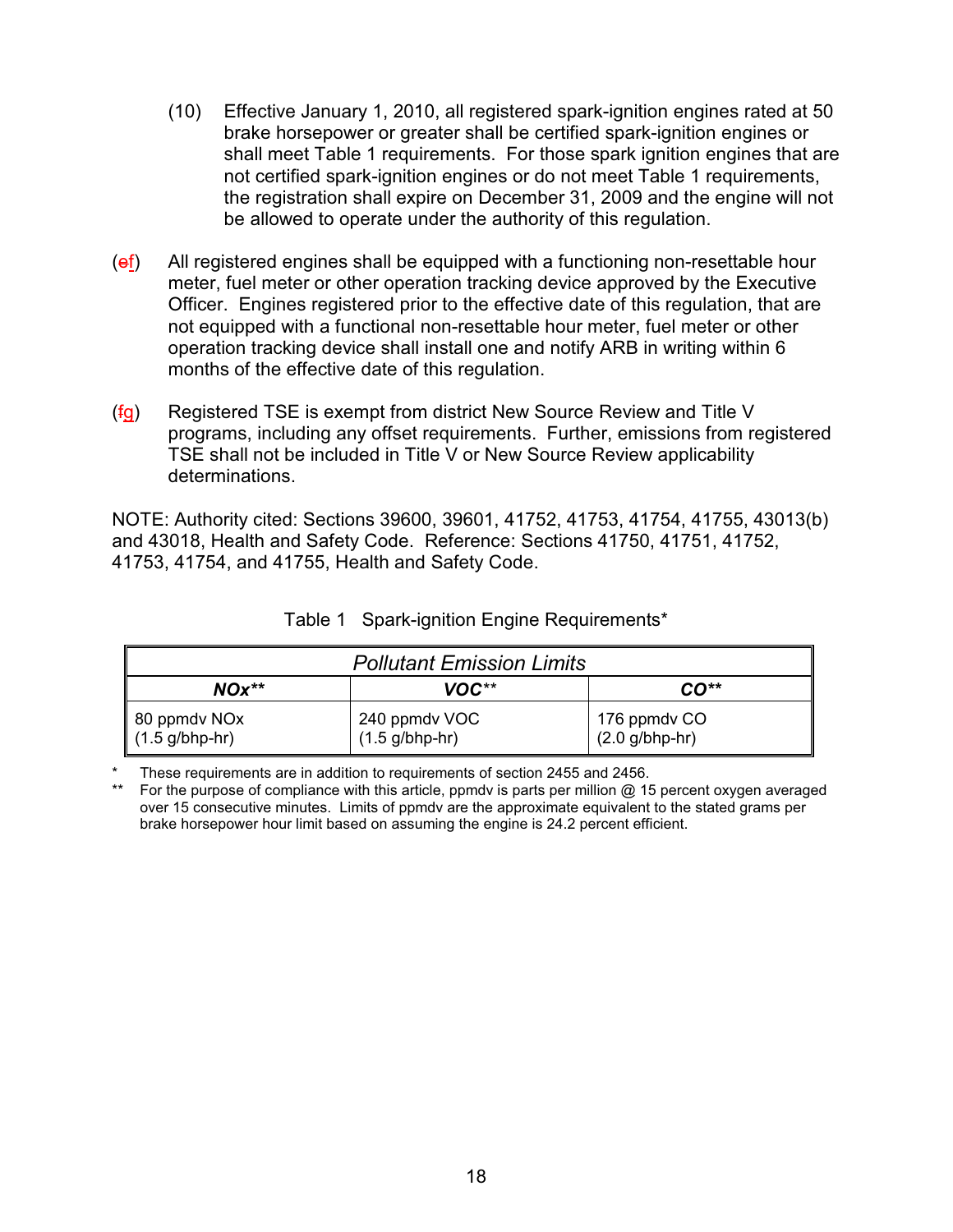(10) Effective January 1, 2010, all registered spark-ignition engines rated at 50 brake horsepower or greater shall be certified spark-ignition engines or shall meet Table 1 requirements. For those spark ignition engines that are not certified spark-ignition engines or do not meet Table 1 requirements, the registration shall expire on December 31, 2009 and the engine will not be allowed to operate under the authority of this regulation.

(~~e~~f) All registered engines shall be equipped with a functioning non-resettable hour meter, fuel meter or other operation tracking device approved by the Executive Officer. Engines registered prior to the effective date of this regulation, that are not equipped with a functional non-resettable hour meter, fuel meter or other operation tracking device shall install one and notify ARB in writing within 6 months of the effective date of this regulation.

(~~f~~g) Registered TSE is exempt from district New Source Review and Title V programs, including any offset requirements. Further, emissions from registered TSE shall not be included in Title V or New Source Review applicability determinations.

NOTE: Authority cited: Sections 39600, 39601, 41752, 41753, 41754, 41755, 43013(b) and 43018, Health and Safety Code. Reference: Sections 41750, 41751, 41752, 41753, 41754, and 41755, Health and Safety Code.

Table 1 Spark-ignition Engine Requirements*

| *Pollutant Emission Limits* | | |
|---|---|---|
| ***NOx\*\**** | ***VOC\*\**** | ***CO\*\**** |
| 80 ppmdv NOx (1.5 g/bhp-hr) | 240 ppmdv VOC (1.5 g/bhp-hr) | 176 ppmdv CO (2.0 g/bhp-hr) |

\* These requirements are in addition to requirements of section 2455 and 2456.

\*\* For the purpose of compliance with this article, ppmdv is parts per million @ 15 percent oxygen averaged over 15 consecutive minutes. Limits of ppmdv are the approximate equivalent to the stated grams per brake horsepower hour limit based on assuming the engine is 24.2 percent efficient.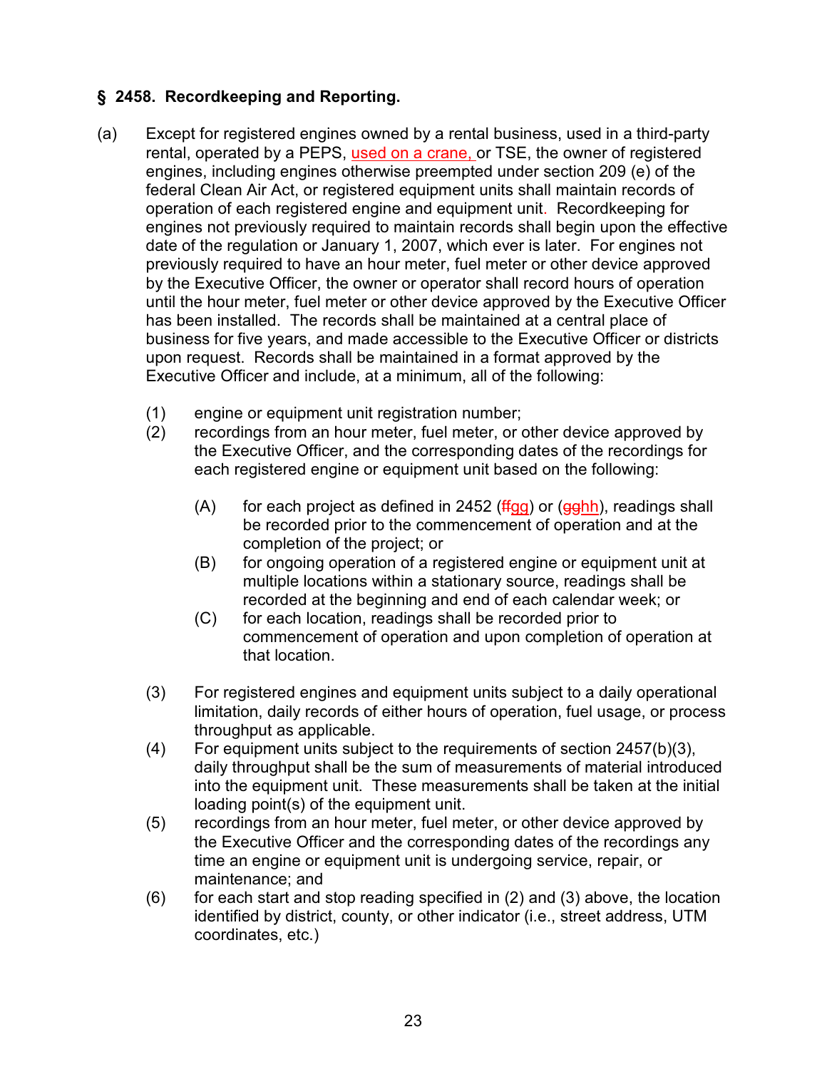**§ 2458. Recordkeeping and Reporting.**

(a) Except for registered engines owned by a rental business, used in a third-party rental, operated by a PEPS, used on a crane, or TSE, the owner of registered engines, including engines otherwise preempted under section 209 (e) of the federal Clean Air Act, or registered equipment units shall maintain records of operation of each registered engine and equipment unit. Recordkeeping for engines not previously required to maintain records shall begin upon the effective date of the regulation or January 1, 2007, which ever is later. For engines not previously required to have an hour meter, fuel meter or other device approved by the Executive Officer, the owner or operator shall record hours of operation until the hour meter, fuel meter or other device approved by the Executive Officer has been installed. The records shall be maintained at a central place of business for five years, and made accessible to the Executive Officer or districts upon request. Records shall be maintained in a format approved by the Executive Officer and include, at a minimum, all of the following:

(1) engine or equipment unit registration number;

(2) recordings from an hour meter, fuel meter, or other device approved by the Executive Officer, and the corresponding dates of the recordings for each registered engine or equipment unit based on the following:

(A) for each project as defined in 2452 (~~ff~~gg) or (~~gg~~hh), readings shall be recorded prior to the commencement of operation and at the completion of the project; or

(B) for ongoing operation of a registered engine or equipment unit at multiple locations within a stationary source, readings shall be recorded at the beginning and end of each calendar week; or

(C) for each location, readings shall be recorded prior to commencement of operation and upon completion of operation at that location.

(3) For registered engines and equipment units subject to a daily operational limitation, daily records of either hours of operation, fuel usage, or process throughput as applicable.

(4) For equipment units subject to the requirements of section 2457(b)(3), daily throughput shall be the sum of measurements of material introduced into the equipment unit. These measurements shall be taken at the initial loading point(s) of the equipment unit.

(5) recordings from an hour meter, fuel meter, or other device approved by the Executive Officer and the corresponding dates of the recordings any time an engine or equipment unit is undergoing service, repair, or maintenance; and

(6) for each start and stop reading specified in (2) and (3) above, the location identified by district, county, or other indicator (i.e., street address, UTM coordinates, etc.)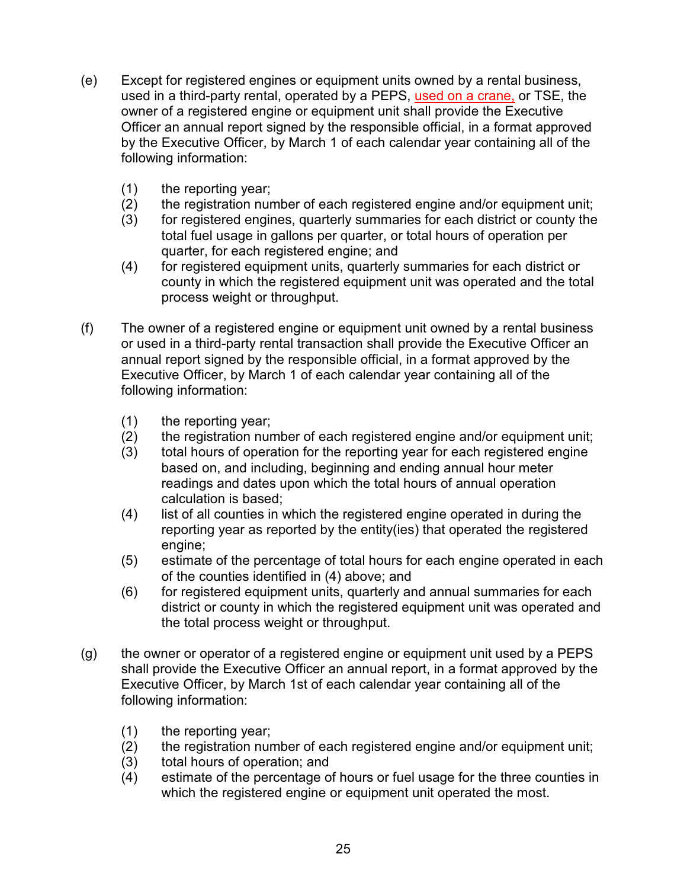(e) Except for registered engines or equipment units owned by a rental business, used in a third-party rental, operated by a PEPS, used on a crane, or TSE, the owner of a registered engine or equipment unit shall provide the Executive Officer an annual report signed by the responsible official, in a format approved by the Executive Officer, by March 1 of each calendar year containing all of the following information:

   (1) the reporting year;
   (2) the registration number of each registered engine and/or equipment unit;
   (3) for registered engines, quarterly summaries for each district or county the total fuel usage in gallons per quarter, or total hours of operation per quarter, for each registered engine; and
   (4) for registered equipment units, quarterly summaries for each district or county in which the registered equipment unit was operated and the total process weight or throughput.

(f) The owner of a registered engine or equipment unit owned by a rental business or used in a third-party rental transaction shall provide the Executive Officer an annual report signed by the responsible official, in a format approved by the Executive Officer, by March 1 of each calendar year containing all of the following information:

   (1) the reporting year;
   (2) the registration number of each registered engine and/or equipment unit;
   (3) total hours of operation for the reporting year for each registered engine based on, and including, beginning and ending annual hour meter readings and dates upon which the total hours of annual operation calculation is based;
   (4) list of all counties in which the registered engine operated in during the reporting year as reported by the entity(ies) that operated the registered engine;
   (5) estimate of the percentage of total hours for each engine operated in each of the counties identified in (4) above; and
   (6) for registered equipment units, quarterly and annual summaries for each district or county in which the registered equipment unit was operated and the total process weight or throughput.

(g) the owner or operator of a registered engine or equipment unit used by a PEPS shall provide the Executive Officer an annual report, in a format approved by the Executive Officer, by March 1st of each calendar year containing all of the following information:

   (1) the reporting year;
   (2) the registration number of each registered engine and/or equipment unit;
   (3) total hours of operation; and
   (4) estimate of the percentage of hours or fuel usage for the three counties in which the registered engine or equipment unit operated the most.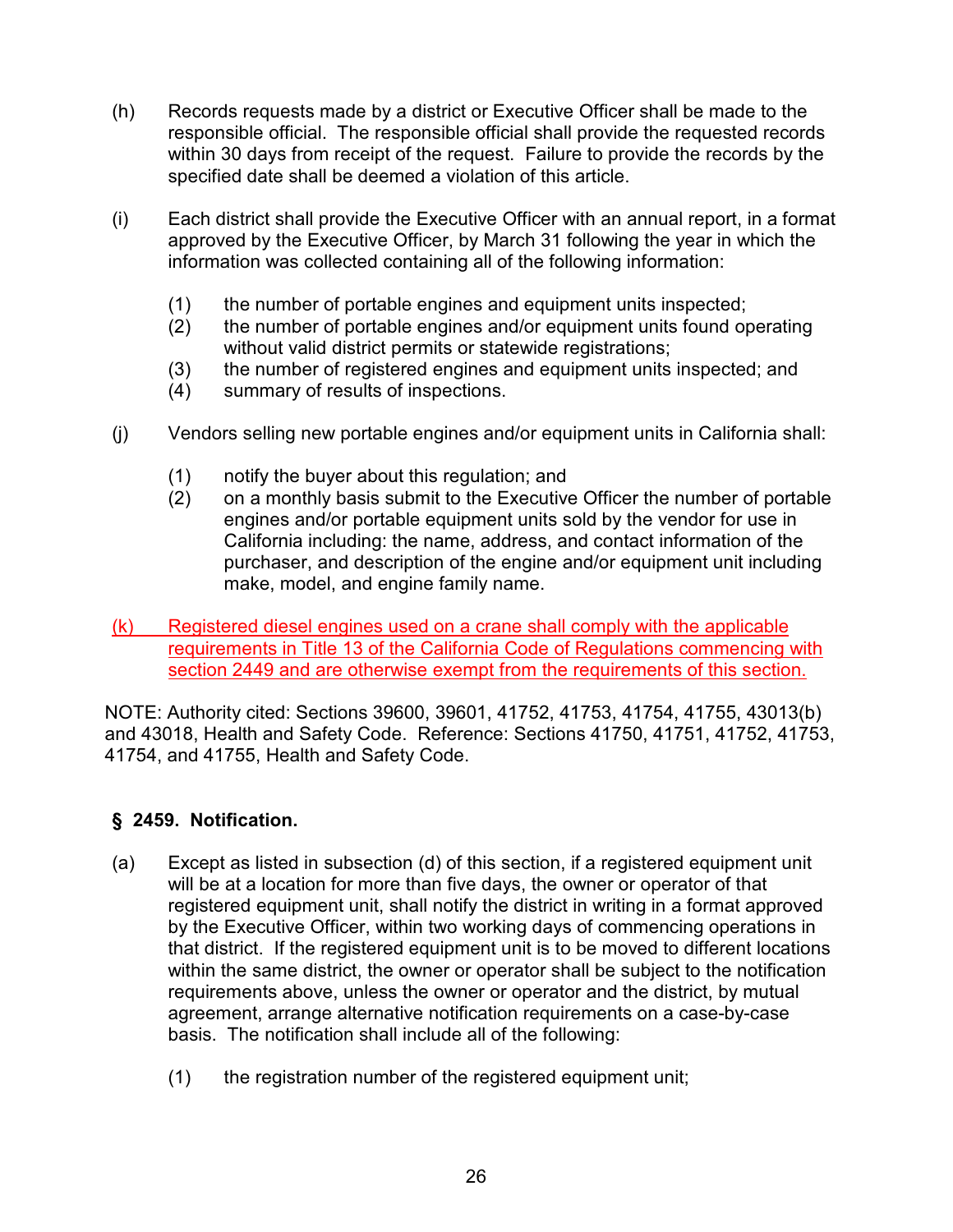(h) Records requests made by a district or Executive Officer shall be made to the responsible official. The responsible official shall provide the requested records within 30 days from receipt of the request. Failure to provide the records by the specified date shall be deemed a violation of this article.

(i) Each district shall provide the Executive Officer with an annual report, in a format approved by the Executive Officer, by March 31 following the year in which the information was collected containing all of the following information:

(1) the number of portable engines and equipment units inspected;
(2) the number of portable engines and/or equipment units found operating without valid district permits or statewide registrations;
(3) the number of registered engines and equipment units inspected; and
(4) summary of results of inspections.

(j) Vendors selling new portable engines and/or equipment units in California shall:

(1) notify the buyer about this regulation; and
(2) on a monthly basis submit to the Executive Officer the number of portable engines and/or portable equipment units sold by the vendor for use in California including: the name, address, and contact information of the purchaser, and description of the engine and/or equipment unit including make, model, and engine family name.

(k) Registered diesel engines used on a crane shall comply with the applicable requirements in Title 13 of the California Code of Regulations commencing with section 2449 and are otherwise exempt from the requirements of this section.

NOTE: Authority cited: Sections 39600, 39601, 41752, 41753, 41754, 41755, 43013(b) and 43018, Health and Safety Code. Reference: Sections 41750, 41751, 41752, 41753, 41754, and 41755, Health and Safety Code.

## § 2459. Notification.

(a) Except as listed in subsection (d) of this section, if a registered equipment unit will be at a location for more than five days, the owner or operator of that registered equipment unit, shall notify the district in writing in a format approved by the Executive Officer, within two working days of commencing operations in that district. If the registered equipment unit is to be moved to different locations within the same district, the owner or operator shall be subject to the notification requirements above, unless the owner or operator and the district, by mutual agreement, arrange alternative notification requirements on a case-by-case basis. The notification shall include all of the following:

(1) the registration number of the registered equipment unit;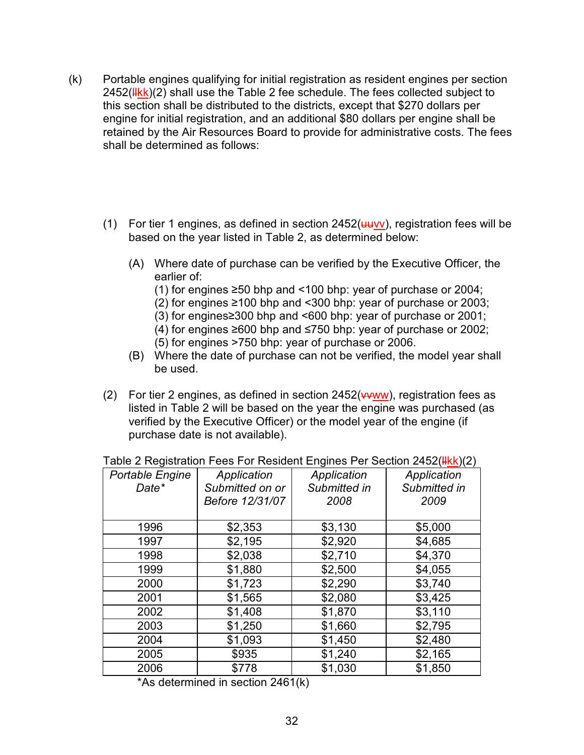(k) Portable engines qualifying for initial registration as resident engines per section 2452(~~ll~~kk)(2) shall use the Table 2 fee schedule. The fees collected subject to this section shall be distributed to the districts, except that $270 dollars per engine for initial registration, and an additional $80 dollars per engine shall be retained by the Air Resources Board to provide for administrative costs. The fees shall be determined as follows:

(1) For tier 1 engines, as defined in section 2452(~~uu~~vv), registration fees will be based on the year listed in Table 2, as determined below:

(A) Where date of purchase can be verified by the Executive Officer, the earlier of:
(1) for engines ≥50 bhp and <100 bhp: year of purchase or 2004;
(2) for engines ≥100 bhp and <300 bhp: year of purchase or 2003;
(3) for engines≥300 bhp and <600 bhp: year of purchase or 2001;
(4) for engines ≥600 bhp and ≤750 bhp: year of purchase or 2002;
(5) for engines >750 bhp: year of purchase or 2006.

(B) Where the date of purchase can not be verified, the model year shall be used.

(2) For tier 2 engines, as defined in section 2452(~~vv~~ww), registration fees as listed in Table 2 will be based on the year the engine was purchased (as verified by the Executive Officer) or the model year of the engine (if purchase date is not available).

Table 2 Registration Fees For Resident Engines Per Section 2452(~~ll~~kk)(2)

| *Portable Engine Date** | *Application Submitted on or Before 12/31/07* | *Application Submitted in 2008* | *Application Submitted in 2009* |
|---|---|---|---|
| 1996 | $2,353 | $3,130 | $5,000 |
| 1997 | $2,195 | $2,920 | $4,685 |
| 1998 | $2,038 | $2,710 | $4,370 |
| 1999 | $1,880 | $2,500 | $4,055 |
| 2000 | $1,723 | $2,290 | $3,740 |
| 2001 | $1,565 | $2,080 | $3,425 |
| 2002 | $1,408 | $1,870 | $3,110 |
| 2003 | $1,250 | $1,660 | $2,795 |
| 2004 | $1,093 | $1,450 | $2,480 |
| 2005 | $935 | $1,240 | $2,165 |
| 2006 | $778 | $1,030 | $1,850 |

*As determined in section 2461(k)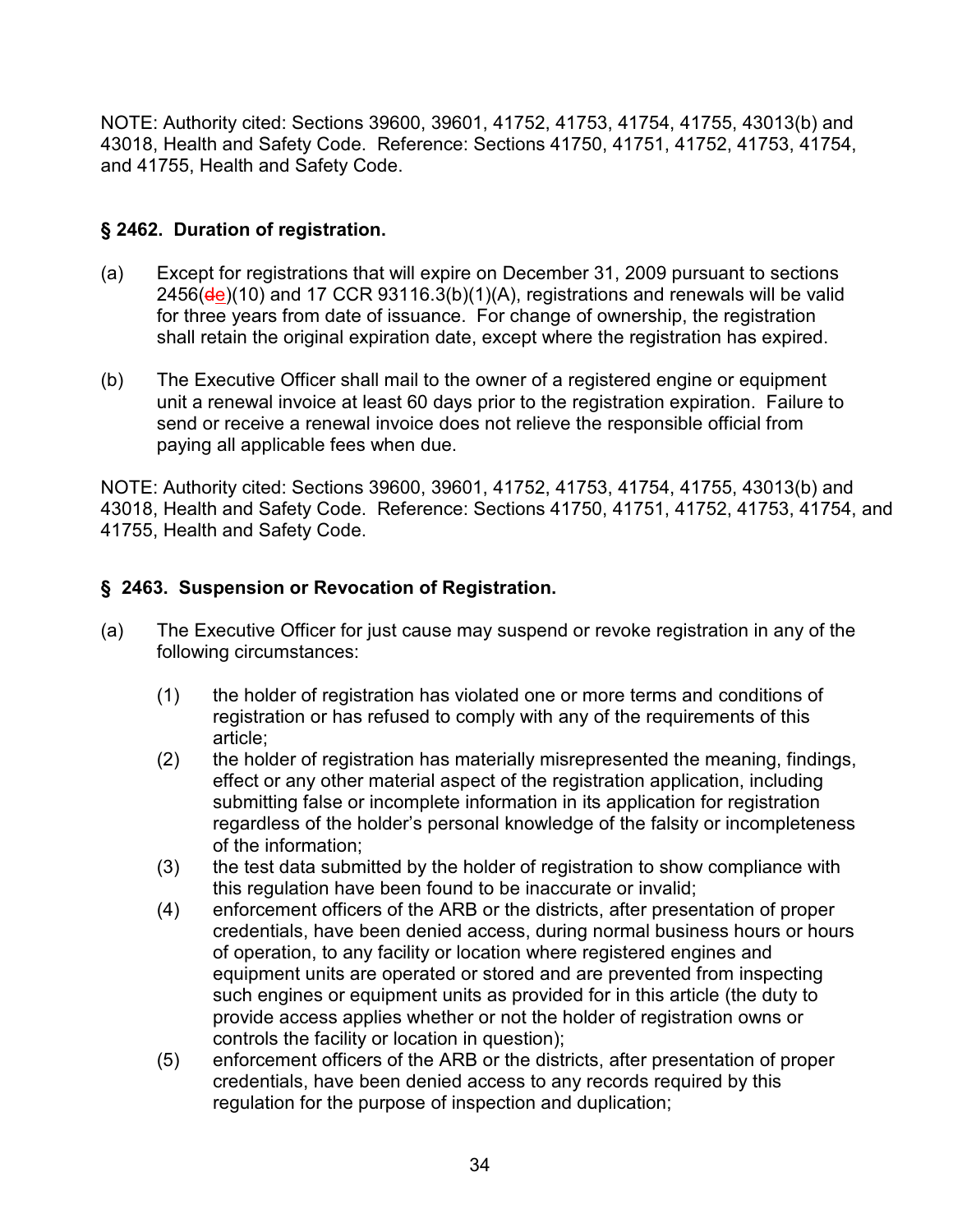NOTE: Authority cited: Sections 39600, 39601, 41752, 41753, 41754, 41755, 43013(b) and 43018, Health and Safety Code. Reference: Sections 41750, 41751, 41752, 41753, 41754, and 41755, Health and Safety Code.

### § 2462. Duration of registration.

(a) Except for registrations that will expire on December 31, 2009 pursuant to sections 2456(~~d~~e)(10) and 17 CCR 93116.3(b)(1)(A), registrations and renewals will be valid for three years from date of issuance. For change of ownership, the registration shall retain the original expiration date, except where the registration has expired.

(b) The Executive Officer shall mail to the owner of a registered engine or equipment unit a renewal invoice at least 60 days prior to the registration expiration. Failure to send or receive a renewal invoice does not relieve the responsible official from paying all applicable fees when due.

NOTE: Authority cited: Sections 39600, 39601, 41752, 41753, 41754, 41755, 43013(b) and 43018, Health and Safety Code. Reference: Sections 41750, 41751, 41752, 41753, 41754, and 41755, Health and Safety Code.

### § 2463. Suspension or Revocation of Registration.

(a) The Executive Officer for just cause may suspend or revoke registration in any of the following circumstances:

(1) the holder of registration has violated one or more terms and conditions of registration or has refused to comply with any of the requirements of this article;

(2) the holder of registration has materially misrepresented the meaning, findings, effect or any other material aspect of the registration application, including submitting false or incomplete information in its application for registration regardless of the holder's personal knowledge of the falsity or incompleteness of the information;

(3) the test data submitted by the holder of registration to show compliance with this regulation have been found to be inaccurate or invalid;

(4) enforcement officers of the ARB or the districts, after presentation of proper credentials, have been denied access, during normal business hours or hours of operation, to any facility or location where registered engines and equipment units are operated or stored and are prevented from inspecting such engines or equipment units as provided for in this article (the duty to provide access applies whether or not the holder of registration owns or controls the facility or location in question);

(5) enforcement officers of the ARB or the districts, after presentation of proper credentials, have been denied access to any records required by this regulation for the purpose of inspection and duplication;